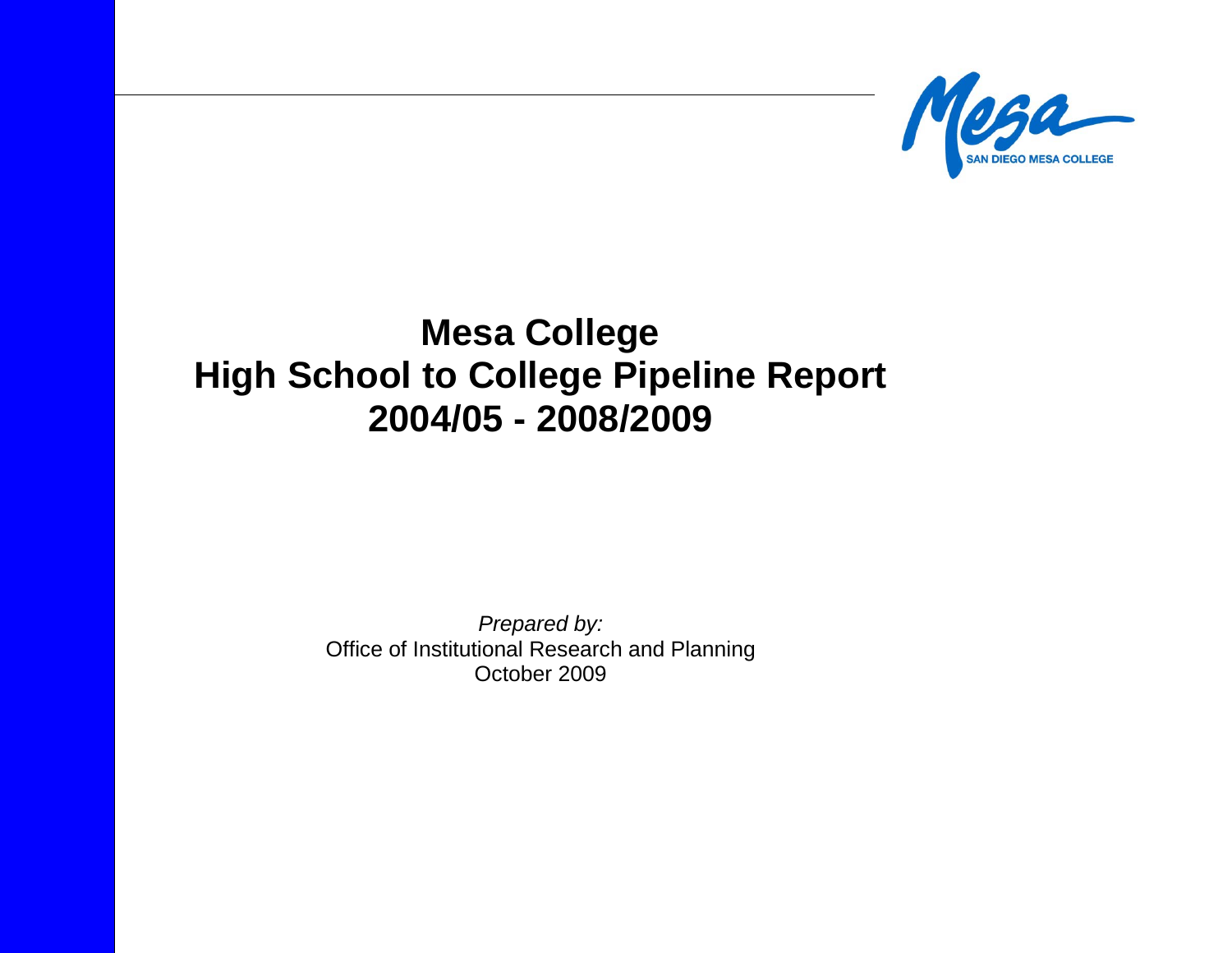# Mesa College
# High School to College Pipeline Report
# 2004/05 - 2008/2009

*Prepared by:*
Office of Institutional Research and Planning
October 2009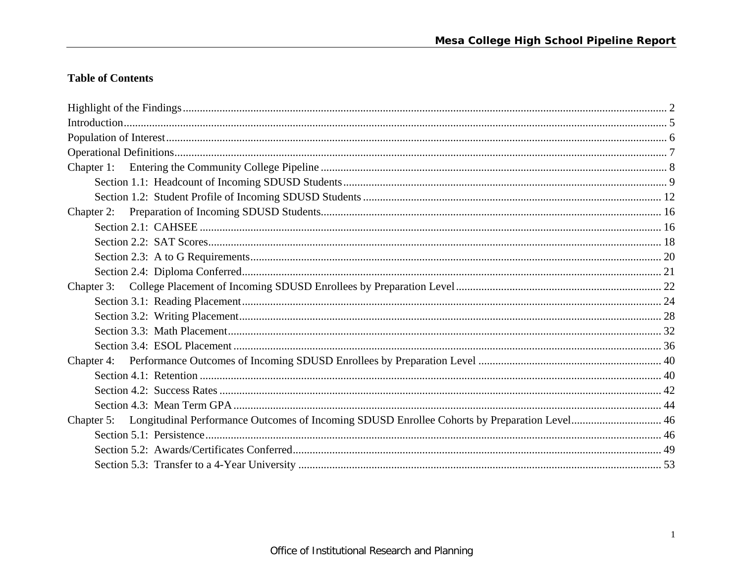**Table of Contents**

Highlight of the Findings .......... 2
Introduction .......... 5
Population of Interest .......... 6
Operational Definitions .......... 7
Chapter 1: Entering the Community College Pipeline .......... 8
- Section 1.1: Headcount of Incoming SDUSD Students .......... 9
- Section 1.2: Student Profile of Incoming SDUSD Students .......... 12

Chapter 2: Preparation of Incoming SDUSD Students .......... 16
- Section 2.1: CAHSEE .......... 16
- Section 2.2: SAT Scores .......... 18
- Section 2.3: A to G Requirements .......... 20
- Section 2.4: Diploma Conferred .......... 21

Chapter 3: College Placement of Incoming SDUSD Enrollees by Preparation Level .......... 22
- Section 3.1: Reading Placement .......... 24
- Section 3.2: Writing Placement .......... 28
- Section 3.3: Math Placement .......... 32
- Section 3.4: ESOL Placement .......... 36

Chapter 4: Performance Outcomes of Incoming SDUSD Enrollees by Preparation Level .......... 40
- Section 4.1: Retention .......... 40
- Section 4.2: Success Rates .......... 42
- Section 4.3: Mean Term GPA .......... 44

Chapter 5: Longitudinal Performance Outcomes of Incoming SDUSD Enrollee Cohorts by Preparation Level .......... 46
- Section 5.1: Persistence .......... 46
- Section 5.2: Awards/Certificates Conferred .......... 49
- Section 5.3: Transfer to a 4-Year University .......... 53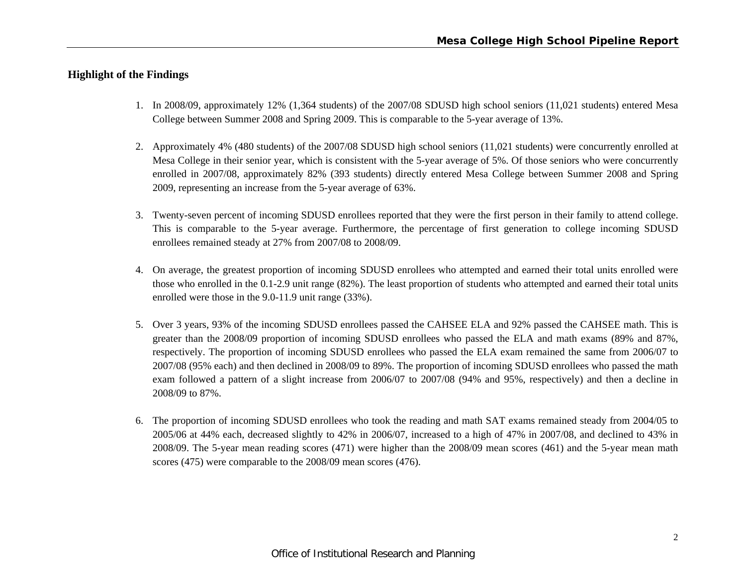## Highlight of the Findings

1. In 2008/09, approximately 12% (1,364 students) of the 2007/08 SDUSD high school seniors (11,021 students) entered Mesa College between Summer 2008 and Spring 2009. This is comparable to the 5-year average of 13%.

2. Approximately 4% (480 students) of the 2007/08 SDUSD high school seniors (11,021 students) were concurrently enrolled at Mesa College in their senior year, which is consistent with the 5-year average of 5%. Of those seniors who were concurrently enrolled in 2007/08, approximately 82% (393 students) directly entered Mesa College between Summer 2008 and Spring 2009, representing an increase from the 5-year average of 63%.

3. Twenty-seven percent of incoming SDUSD enrollees reported that they were the first person in their family to attend college. This is comparable to the 5-year average. Furthermore, the percentage of first generation to college incoming SDUSD enrollees remained steady at 27% from 2007/08 to 2008/09.

4. On average, the greatest proportion of incoming SDUSD enrollees who attempted and earned their total units enrolled were those who enrolled in the 0.1-2.9 unit range (82%). The least proportion of students who attempted and earned their total units enrolled were those in the 9.0-11.9 unit range (33%).

5. Over 3 years, 93% of the incoming SDUSD enrollees passed the CAHSEE ELA and 92% passed the CAHSEE math. This is greater than the 2008/09 proportion of incoming SDUSD enrollees who passed the ELA and math exams (89% and 87%, respectively. The proportion of incoming SDUSD enrollees who passed the ELA exam remained the same from 2006/07 to 2007/08 (95% each) and then declined in 2008/09 to 89%. The proportion of incoming SDUSD enrollees who passed the math exam followed a pattern of a slight increase from 2006/07 to 2007/08 (94% and 95%, respectively) and then a decline in 2008/09 to 87%.

6. The proportion of incoming SDUSD enrollees who took the reading and math SAT exams remained steady from 2004/05 to 2005/06 at 44% each, decreased slightly to 42% in 2006/07, increased to a high of 47% in 2007/08, and declined to 43% in 2008/09. The 5-year mean reading scores (471) were higher than the 2008/09 mean scores (461) and the 5-year mean math scores (475) were comparable to the 2008/09 mean scores (476).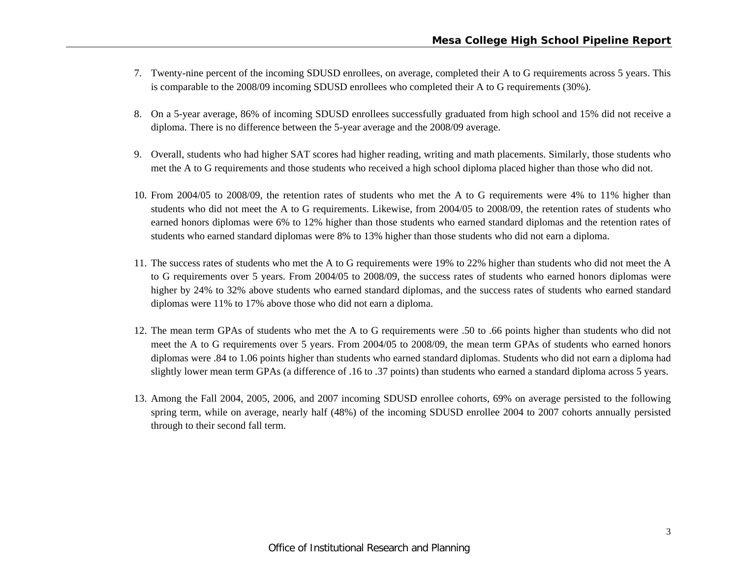7. Twenty-nine percent of the incoming SDUSD enrollees, on average, completed their A to G requirements across 5 years. This is comparable to the 2008/09 incoming SDUSD enrollees who completed their A to G requirements (30%).

8. On a 5-year average, 86% of incoming SDUSD enrollees successfully graduated from high school and 15% did not receive a diploma. There is no difference between the 5-year average and the 2008/09 average.

9. Overall, students who had higher SAT scores had higher reading, writing and math placements. Similarly, those students who met the A to G requirements and those students who received a high school diploma placed higher than those who did not.

10. From 2004/05 to 2008/09, the retention rates of students who met the A to G requirements were 4% to 11% higher than students who did not meet the A to G requirements. Likewise, from 2004/05 to 2008/09, the retention rates of students who earned honors diplomas were 6% to 12% higher than those students who earned standard diplomas and the retention rates of students who earned standard diplomas were 8% to 13% higher than those students who did not earn a diploma.

11. The success rates of students who met the A to G requirements were 19% to 22% higher than students who did not meet the A to G requirements over 5 years. From 2004/05 to 2008/09, the success rates of students who earned honors diplomas were higher by 24% to 32% above students who earned standard diplomas, and the success rates of students who earned standard diplomas were 11% to 17% above those who did not earn a diploma.

12. The mean term GPAs of students who met the A to G requirements were .50 to .66 points higher than students who did not meet the A to G requirements over 5 years. From 2004/05 to 2008/09, the mean term GPAs of students who earned honors diplomas were .84 to 1.06 points higher than students who earned standard diplomas. Students who did not earn a diploma had slightly lower mean term GPAs (a difference of .16 to .37 points) than students who earned a standard diploma across 5 years.

13. Among the Fall 2004, 2005, 2006, and 2007 incoming SDUSD enrollee cohorts, 69% on average persisted to the following spring term, while on average, nearly half (48%) of the incoming SDUSD enrollee 2004 to 2007 cohorts annually persisted through to their second fall term.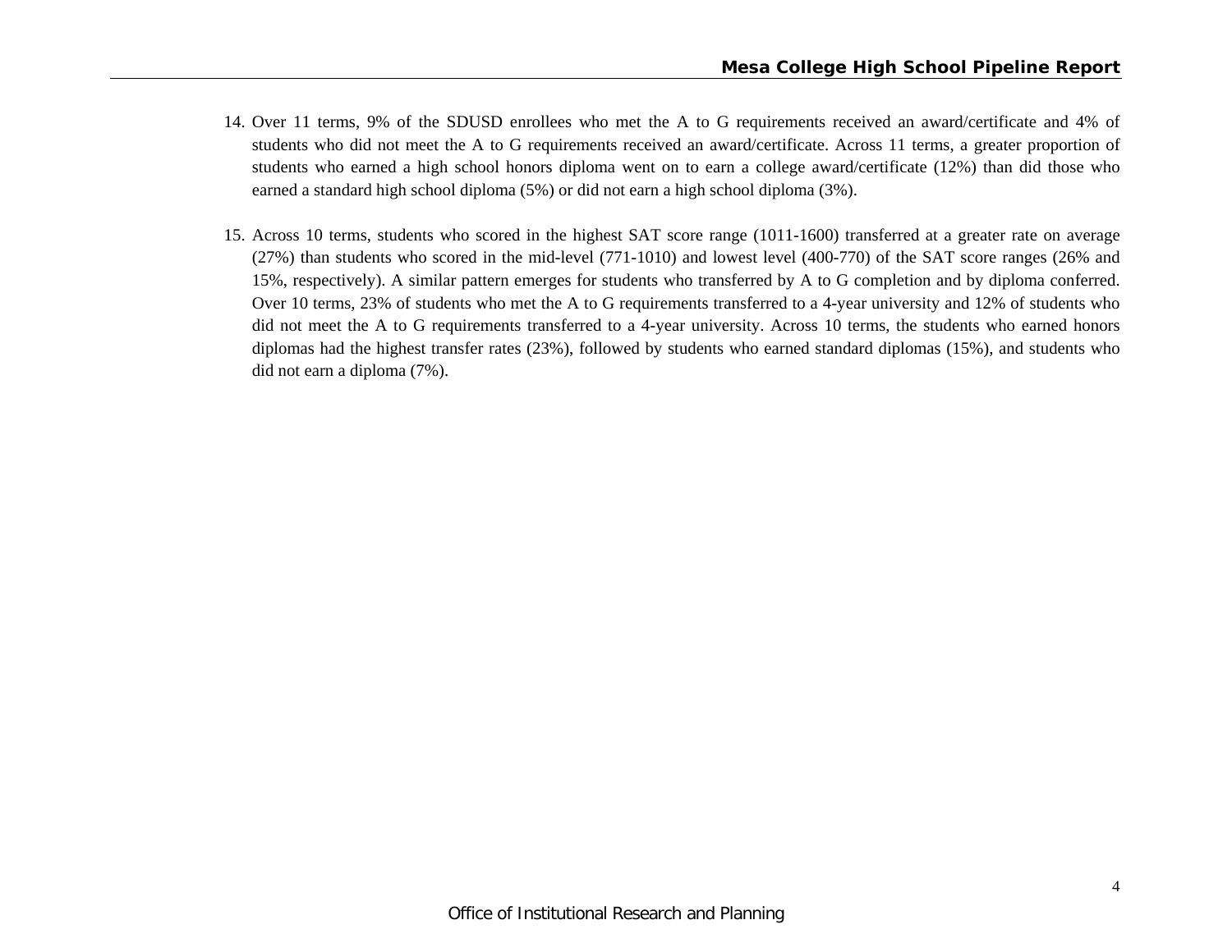14. Over 11 terms, 9% of the SDUSD enrollees who met the A to G requirements received an award/certificate and 4% of students who did not meet the A to G requirements received an award/certificate. Across 11 terms, a greater proportion of students who earned a high school honors diploma went on to earn a college award/certificate (12%) than did those who earned a standard high school diploma (5%) or did not earn a high school diploma (3%).

15. Across 10 terms, students who scored in the highest SAT score range (1011-1600) transferred at a greater rate on average (27%) than students who scored in the mid-level (771-1010) and lowest level (400-770) of the SAT score ranges (26% and 15%, respectively). A similar pattern emerges for students who transferred by A to G completion and by diploma conferred. Over 10 terms, 23% of students who met the A to G requirements transferred to a 4-year university and 12% of students who did not meet the A to G requirements transferred to a 4-year university. Across 10 terms, the students who earned honors diplomas had the highest transfer rates (23%), followed by students who earned standard diplomas (15%), and students who did not earn a diploma (7%).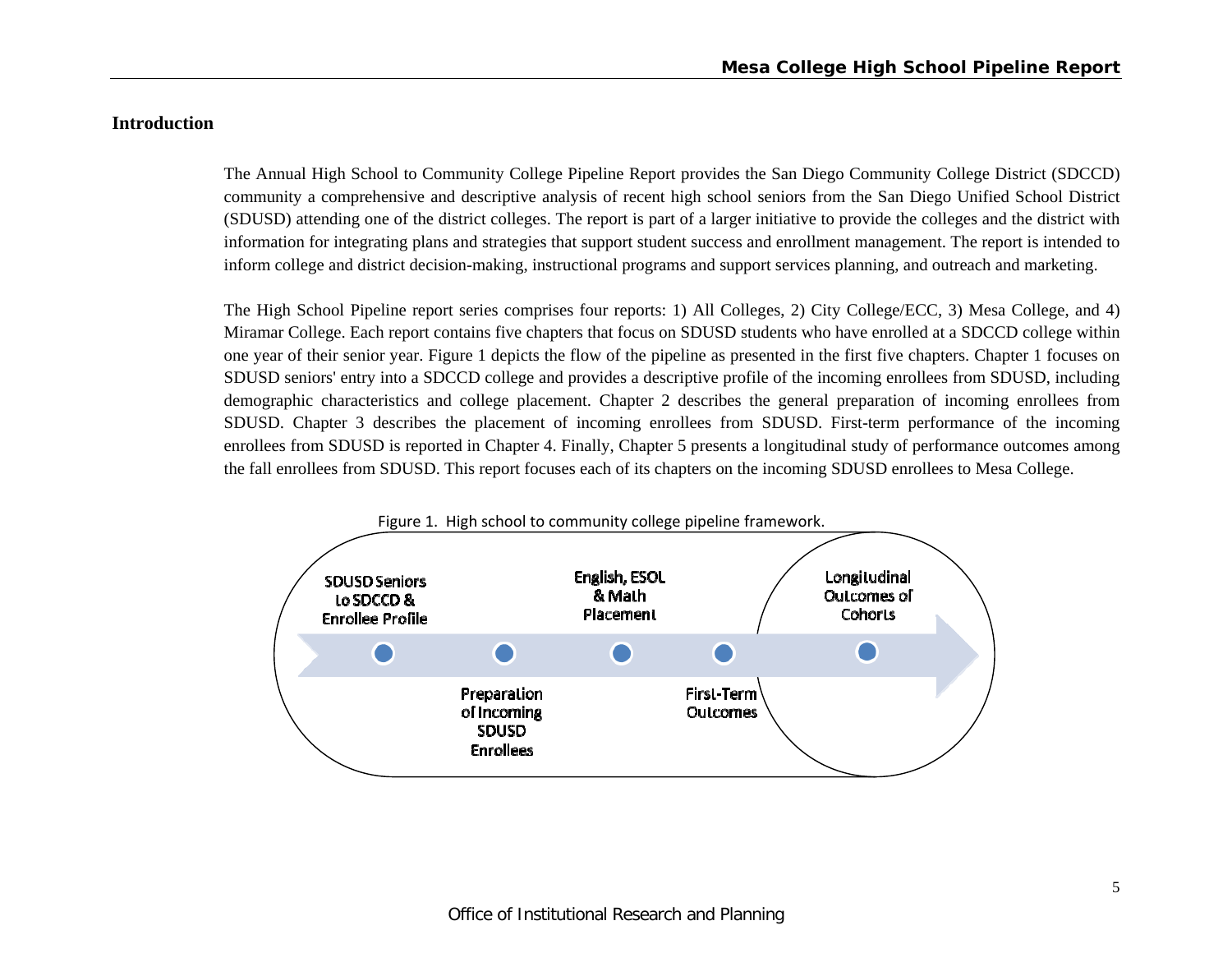## Introduction

The Annual High School to Community College Pipeline Report provides the San Diego Community College District (SDCCD) community a comprehensive and descriptive analysis of recent high school seniors from the San Diego Unified School District (SDUSD) attending one of the district colleges. The report is part of a larger initiative to provide the colleges and the district with information for integrating plans and strategies that support student success and enrollment management. The report is intended to inform college and district decision-making, instructional programs and support services planning, and outreach and marketing.

The High School Pipeline report series comprises four reports: 1) All Colleges, 2) City College/ECC, 3) Mesa College, and 4) Miramar College. Each report contains five chapters that focus on SDUSD students who have enrolled at a SDCCD college within one year of their senior year. Figure 1 depicts the flow of the pipeline as presented in the first five chapters. Chapter 1 focuses on SDUSD seniors' entry into a SDCCD college and provides a descriptive profile of the incoming enrollees from SDUSD, including demographic characteristics and college placement. Chapter 2 describes the general preparation of incoming enrollees from SDUSD. Chapter 3 describes the placement of incoming enrollees from SDUSD. First-term performance of the incoming enrollees from SDUSD is reported in Chapter 4. Finally, Chapter 5 presents a longitudinal study of performance outcomes among the fall enrollees from SDUSD. This report focuses each of its chapters on the incoming SDUSD enrollees to Mesa College.

Figure 1. High school to community college pipeline framework.

SDUSD Seniors to SDCCD & Enrollee Profile → Preparation of Incoming SDUSD Enrollees → English, ESOL & Math Placement → First-Term Outcomes → Longitudinal Outcomes of Cohorts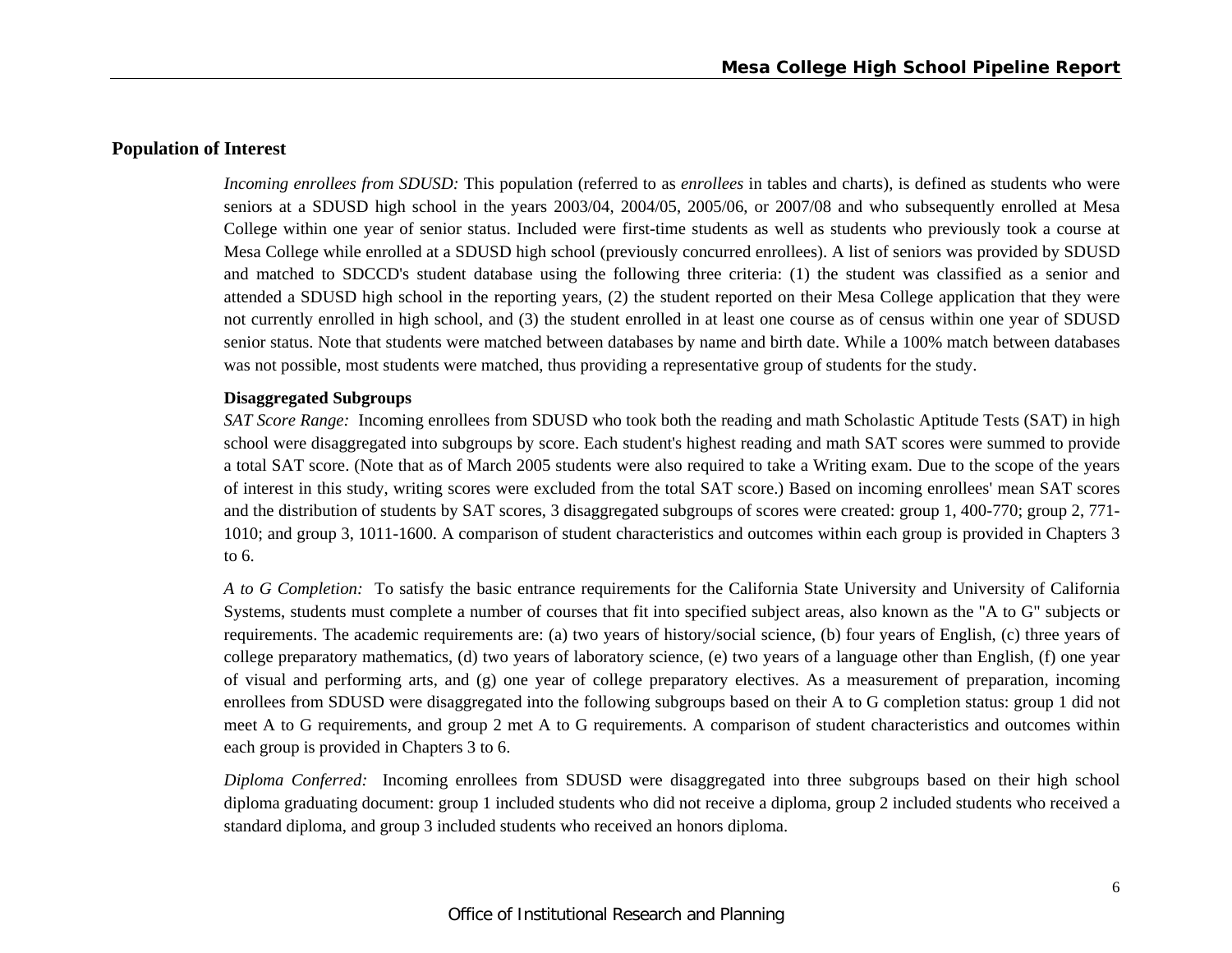## Population of Interest

*Incoming enrollees from SDUSD:* This population (referred to as *enrollees* in tables and charts), is defined as students who were seniors at a SDUSD high school in the years 2003/04, 2004/05, 2005/06, or 2007/08 and who subsequently enrolled at Mesa College within one year of senior status. Included were first-time students as well as students who previously took a course at Mesa College while enrolled at a SDUSD high school (previously concurred enrollees). A list of seniors was provided by SDUSD and matched to SDCCD's student database using the following three criteria: (1) the student was classified as a senior and attended a SDUSD high school in the reporting years, (2) the student reported on their Mesa College application that they were not currently enrolled in high school, and (3) the student enrolled in at least one course as of census within one year of SDUSD senior status. Note that students were matched between databases by name and birth date. While a 100% match between databases was not possible, most students were matched, thus providing a representative group of students for the study.

### Disaggregated Subgroups

*SAT Score Range:* Incoming enrollees from SDUSD who took both the reading and math Scholastic Aptitude Tests (SAT) in high school were disaggregated into subgroups by score. Each student's highest reading and math SAT scores were summed to provide a total SAT score. (Note that as of March 2005 students were also required to take a Writing exam. Due to the scope of the years of interest in this study, writing scores were excluded from the total SAT score.) Based on incoming enrollees' mean SAT scores and the distribution of students by SAT scores, 3 disaggregated subgroups of scores were created: group 1, 400-770; group 2, 771-1010; and group 3, 1011-1600. A comparison of student characteristics and outcomes within each group is provided in Chapters 3 to 6.

*A to G Completion:* To satisfy the basic entrance requirements for the California State University and University of California Systems, students must complete a number of courses that fit into specified subject areas, also known as the "A to G" subjects or requirements. The academic requirements are: (a) two years of history/social science, (b) four years of English, (c) three years of college preparatory mathematics, (d) two years of laboratory science, (e) two years of a language other than English, (f) one year of visual and performing arts, and (g) one year of college preparatory electives. As a measurement of preparation, incoming enrollees from SDUSD were disaggregated into the following subgroups based on their A to G completion status: group 1 did not meet A to G requirements, and group 2 met A to G requirements. A comparison of student characteristics and outcomes within each group is provided in Chapters 3 to 6.

*Diploma Conferred:* Incoming enrollees from SDUSD were disaggregated into three subgroups based on their high school diploma graduating document: group 1 included students who did not receive a diploma, group 2 included students who received a standard diploma, and group 3 included students who received an honors diploma.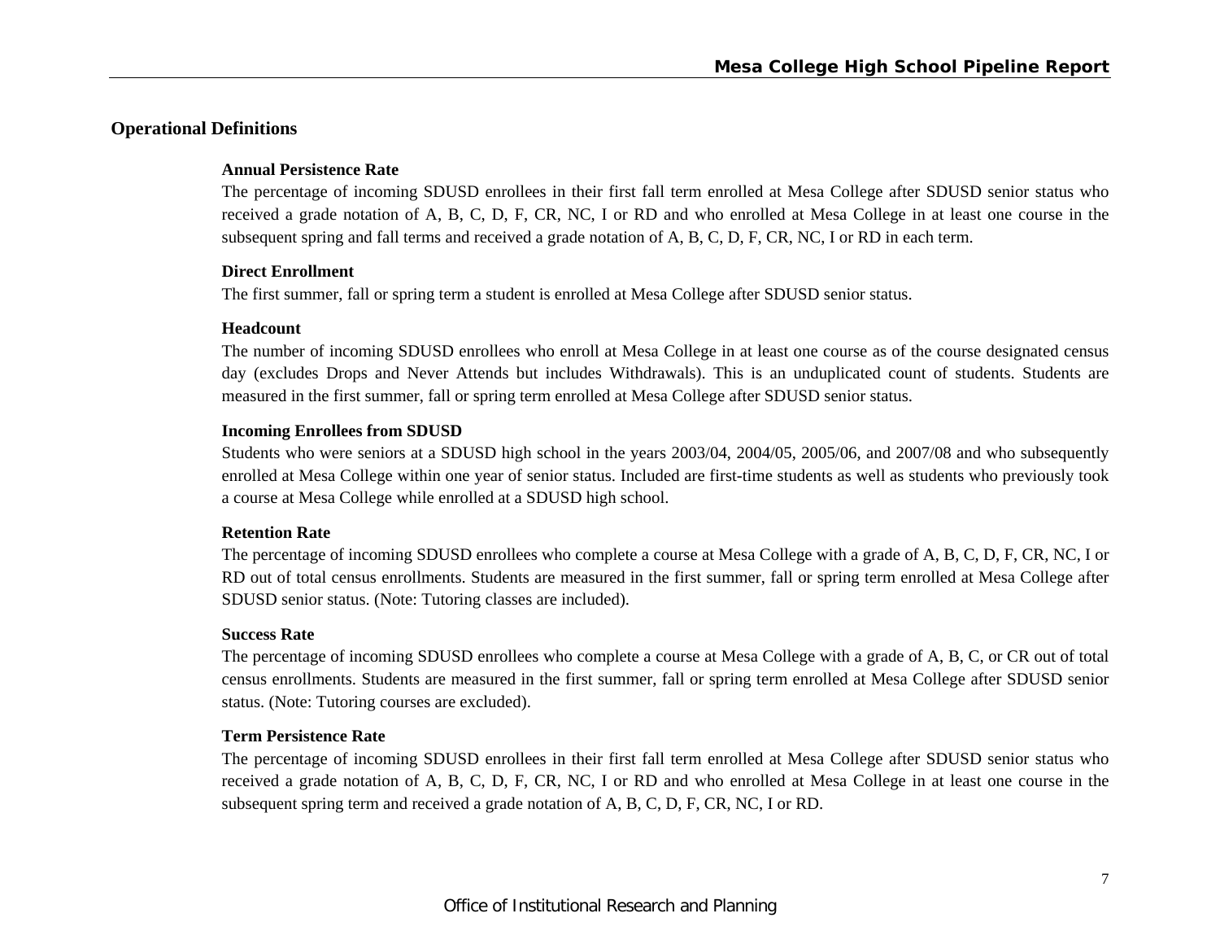## Operational Definitions

### Annual Persistence Rate

The percentage of incoming SDUSD enrollees in their first fall term enrolled at Mesa College after SDUSD senior status who received a grade notation of A, B, C, D, F, CR, NC, I or RD and who enrolled at Mesa College in at least one course in the subsequent spring and fall terms and received a grade notation of A, B, C, D, F, CR, NC, I or RD in each term.

### Direct Enrollment

The first summer, fall or spring term a student is enrolled at Mesa College after SDUSD senior status.

### Headcount

The number of incoming SDUSD enrollees who enroll at Mesa College in at least one course as of the course designated census day (excludes Drops and Never Attends but includes Withdrawals). This is an unduplicated count of students. Students are measured in the first summer, fall or spring term enrolled at Mesa College after SDUSD senior status.

### Incoming Enrollees from SDUSD

Students who were seniors at a SDUSD high school in the years 2003/04, 2004/05, 2005/06, and 2007/08 and who subsequently enrolled at Mesa College within one year of senior status. Included are first-time students as well as students who previously took a course at Mesa College while enrolled at a SDUSD high school.

### Retention Rate

The percentage of incoming SDUSD enrollees who complete a course at Mesa College with a grade of A, B, C, D, F, CR, NC, I or RD out of total census enrollments. Students are measured in the first summer, fall or spring term enrolled at Mesa College after SDUSD senior status. (Note: Tutoring classes are included).

### Success Rate

The percentage of incoming SDUSD enrollees who complete a course at Mesa College with a grade of A, B, C, or CR out of total census enrollments. Students are measured in the first summer, fall or spring term enrolled at Mesa College after SDUSD senior status. (Note: Tutoring courses are excluded).

### Term Persistence Rate

The percentage of incoming SDUSD enrollees in their first fall term enrolled at Mesa College after SDUSD senior status who received a grade notation of A, B, C, D, F, CR, NC, I or RD and who enrolled at Mesa College in at least one course in the subsequent spring term and received a grade notation of A, B, C, D, F, CR, NC, I or RD.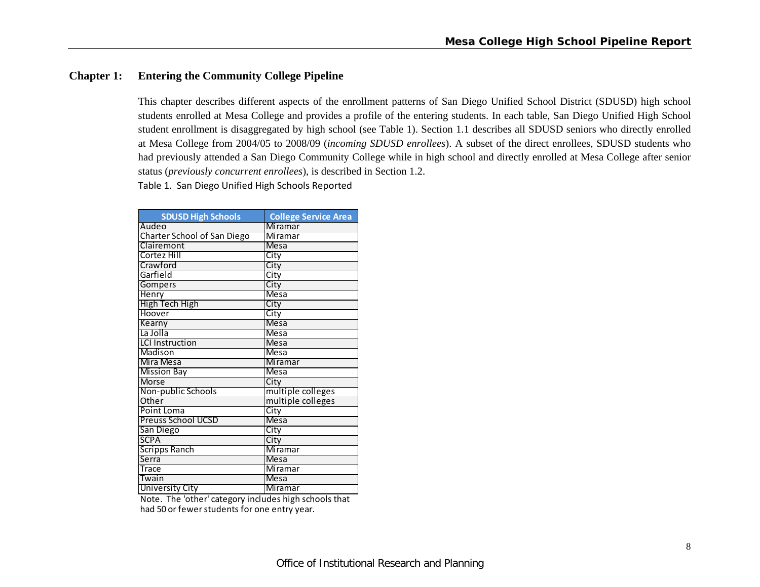## Chapter 1: Entering the Community College Pipeline

This chapter describes different aspects of the enrollment patterns of San Diego Unified School District (SDUSD) high school students enrolled at Mesa College and provides a profile of the entering students. In each table, San Diego Unified High School student enrollment is disaggregated by high school (see Table 1). Section 1.1 describes all SDUSD seniors who directly enrolled at Mesa College from 2004/05 to 2008/09 (*incoming SDUSD enrollees*). A subset of the direct enrollees, SDUSD students who had previously attended a San Diego Community College while in high school and directly enrolled at Mesa College after senior status (*previously concurrent enrollees*), is described in Section 1.2.

Table 1. San Diego Unified High Schools Reported

| SDUSD High Schools | College Service Area |
|---|---|
| Audeo | Miramar |
| Charter School of San Diego | Miramar |
| Clairemont | Mesa |
| Cortez Hill | City |
| Crawford | City |
| Garfield | City |
| Gompers | City |
| Henry | Mesa |
| High Tech High | City |
| Hoover | City |
| Kearny | Mesa |
| La Jolla | Mesa |
| LCI Instruction | Mesa |
| Madison | Mesa |
| Mira Mesa | Miramar |
| Mission Bay | Mesa |
| Morse | City |
| Non-public Schools | multiple colleges |
| Other | multiple colleges |
| Point Loma | City |
| Preuss School UCSD | Mesa |
| San Diego | City |
| SCPA | City |
| Scripps Ranch | Miramar |
| Serra | Mesa |
| Trace | Miramar |
| Twain | Mesa |
| University City | Miramar |

Note. The 'other' category includes high schools that had 50 or fewer students for one entry year.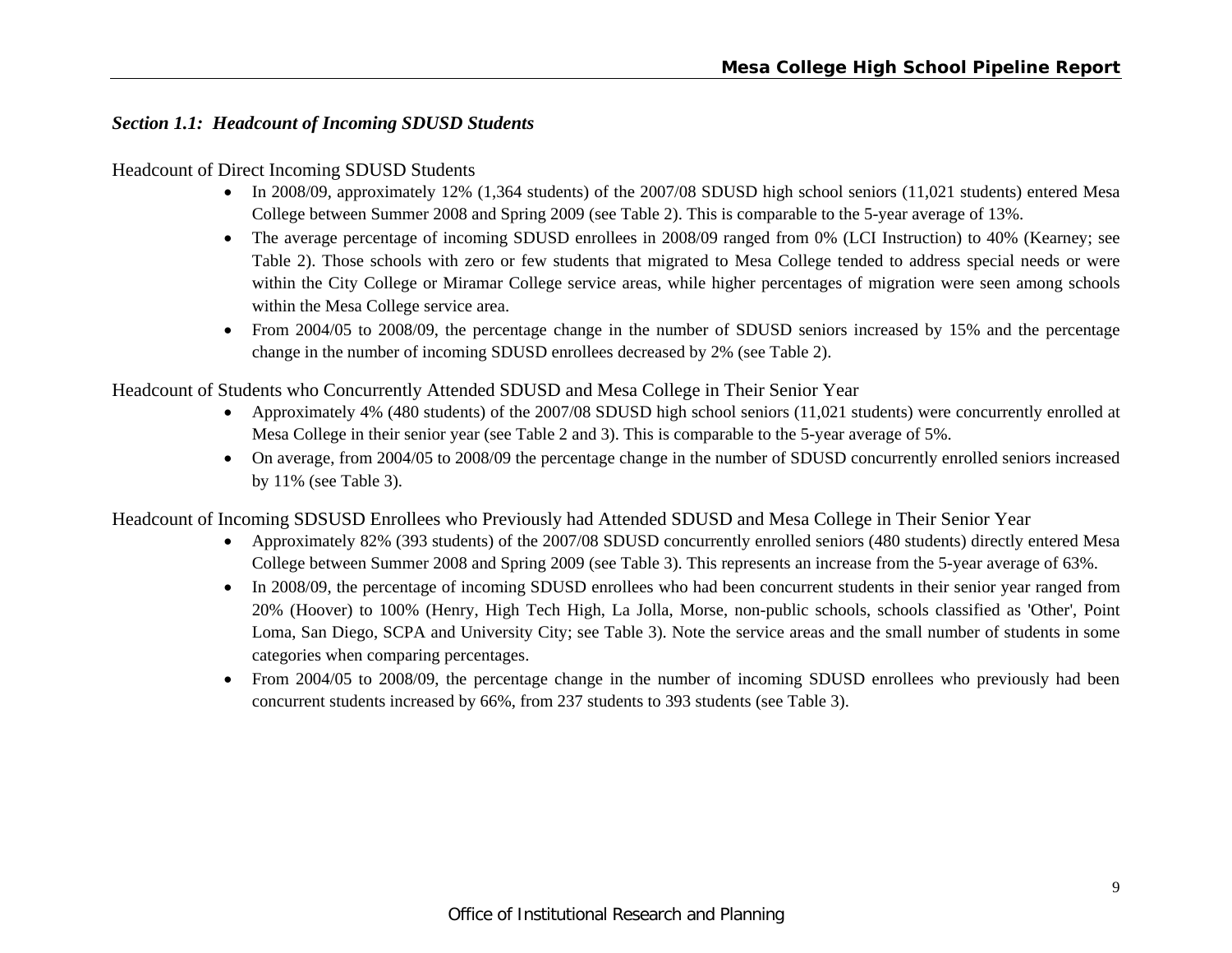### *Section 1.1: Headcount of Incoming SDUSD Students*

Headcount of Direct Incoming SDUSD Students

- In 2008/09, approximately 12% (1,364 students) of the 2007/08 SDUSD high school seniors (11,021 students) entered Mesa College between Summer 2008 and Spring 2009 (see Table 2). This is comparable to the 5-year average of 13%.
- The average percentage of incoming SDUSD enrollees in 2008/09 ranged from 0% (LCI Instruction) to 40% (Kearney; see Table 2). Those schools with zero or few students that migrated to Mesa College tended to address special needs or were within the City College or Miramar College service areas, while higher percentages of migration were seen among schools within the Mesa College service area.
- From 2004/05 to 2008/09, the percentage change in the number of SDUSD seniors increased by 15% and the percentage change in the number of incoming SDUSD enrollees decreased by 2% (see Table 2).

Headcount of Students who Concurrently Attended SDUSD and Mesa College in Their Senior Year

- Approximately 4% (480 students) of the 2007/08 SDUSD high school seniors (11,021 students) were concurrently enrolled at Mesa College in their senior year (see Table 2 and 3). This is comparable to the 5-year average of 5%.
- On average, from 2004/05 to 2008/09 the percentage change in the number of SDUSD concurrently enrolled seniors increased by 11% (see Table 3).

Headcount of Incoming SDSUSD Enrollees who Previously had Attended SDUSD and Mesa College in Their Senior Year

- Approximately 82% (393 students) of the 2007/08 SDUSD concurrently enrolled seniors (480 students) directly entered Mesa College between Summer 2008 and Spring 2009 (see Table 3). This represents an increase from the 5-year average of 63%.
- In 2008/09, the percentage of incoming SDUSD enrollees who had been concurrent students in their senior year ranged from 20% (Hoover) to 100% (Henry, High Tech High, La Jolla, Morse, non-public schools, schools classified as 'Other', Point Loma, San Diego, SCPA and University City; see Table 3). Note the service areas and the small number of students in some categories when comparing percentages.
- From 2004/05 to 2008/09, the percentage change in the number of incoming SDUSD enrollees who previously had been concurrent students increased by 66%, from 237 students to 393 students (see Table 3).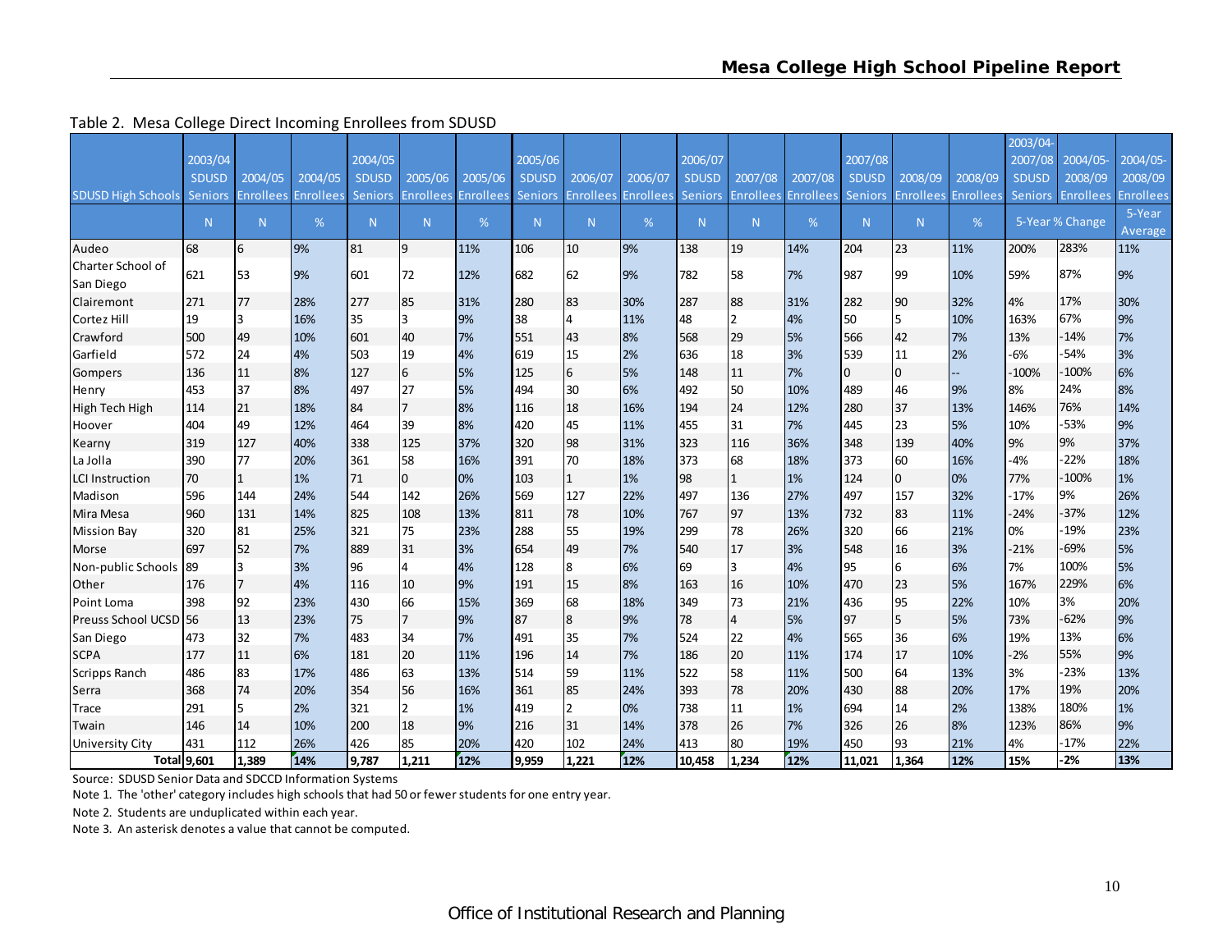Table 2. Mesa College Direct Incoming Enrollees from SDUSD

| SDUSD High Schools | 2003/04 SDUSD Seniors | 2004/05 Enrollees | 2004/05 Enrollees | 2004/05 SDUSD Seniors | 2005/06 Enrollees | 2005/06 Enrollees | 2005/06 SDUSD Seniors | 2006/07 Enrollees | 2006/07 Enrollees | 2006/07 SDUSD Seniors | 2007/08 Enrollees | 2007/08 Enrollees | 2007/08 SDUSD Seniors | 2008/09 Enrollees | 2008/09 Enrollees | 2003/04-2007/08 SDUSD Seniors | 2004/05-2008/09 Enrollees | 2004/05-2008/09 Enrollees |
|---|---|---|---|---|---|---|---|---|---|---|---|---|---|---|---|---|---|---|
| | N | N | % | N | N | % | N | N | % | N | N | % | N | N | % | 5-Year % Change | | 5-Year Average |
| Audeo | 68 | 6 | 9% | 81 | 9 | 11% | 106 | 10 | 9% | 138 | 19 | 14% | 204 | 23 | 11% | 200% | 283% | 11% |
| Charter School of San Diego | 621 | 53 | 9% | 601 | 72 | 12% | 682 | 62 | 9% | 782 | 58 | 7% | 987 | 99 | 10% | 59% | 87% | 9% |
| Clairemont | 271 | 77 | 28% | 277 | 85 | 31% | 280 | 83 | 30% | 287 | 88 | 31% | 282 | 90 | 32% | 4% | 17% | 30% |
| Cortez Hill | 19 | 3 | 16% | 35 | 3 | 9% | 38 | 4 | 11% | 48 | 2 | 4% | 50 | 5 | 10% | 163% | 67% | 9% |
| Crawford | 500 | 49 | 10% | 601 | 40 | 7% | 551 | 43 | 8% | 568 | 29 | 5% | 566 | 42 | 7% | 13% | -14% | 7% |
| Garfield | 572 | 24 | 4% | 503 | 19 | 4% | 619 | 15 | 2% | 636 | 18 | 3% | 539 | 11 | 2% | -6% | -54% | 3% |
| Gompers | 136 | 11 | 8% | 127 | 6 | 5% | 125 | 6 | 5% | 148 | 11 | 7% | 0 | 0 | -- | -100% | -100% | 6% |
| Henry | 453 | 37 | 8% | 497 | 27 | 5% | 494 | 30 | 6% | 492 | 50 | 10% | 489 | 46 | 9% | 8% | 24% | 8% |
| High Tech High | 114 | 21 | 18% | 84 | 7 | 8% | 116 | 18 | 16% | 194 | 24 | 12% | 280 | 37 | 13% | 146% | 76% | 14% |
| Hoover | 404 | 49 | 12% | 464 | 39 | 8% | 420 | 45 | 11% | 455 | 31 | 7% | 445 | 23 | 5% | 10% | -53% | 9% |
| Kearny | 319 | 127 | 40% | 338 | 125 | 37% | 320 | 98 | 31% | 323 | 116 | 36% | 348 | 139 | 40% | 9% | 9% | 37% |
| La Jolla | 390 | 77 | 20% | 361 | 58 | 16% | 391 | 70 | 18% | 373 | 68 | 18% | 373 | 60 | 16% | -4% | -22% | 18% |
| LCI Instruction | 70 | 1 | 1% | 71 | 0 | 0% | 103 | 1 | 1% | 98 | 1 | 1% | 124 | 0 | 0% | 77% | -100% | 1% |
| Madison | 596 | 144 | 24% | 544 | 142 | 26% | 569 | 127 | 22% | 497 | 136 | 27% | 497 | 157 | 32% | -17% | 9% | 26% |
| Mira Mesa | 960 | 131 | 14% | 825 | 108 | 13% | 811 | 78 | 10% | 767 | 97 | 13% | 732 | 83 | 11% | -24% | -37% | 12% |
| Mission Bay | 320 | 81 | 25% | 321 | 75 | 23% | 288 | 55 | 19% | 299 | 78 | 26% | 320 | 66 | 21% | 0% | -19% | 23% |
| Morse | 697 | 52 | 7% | 889 | 31 | 3% | 654 | 49 | 7% | 540 | 17 | 3% | 548 | 16 | 3% | -21% | -69% | 5% |
| Non-public Schools | 89 | 3 | 3% | 96 | 4 | 4% | 128 | 8 | 6% | 69 | 3 | 4% | 95 | 6 | 6% | 7% | 100% | 5% |
| Other | 176 | 7 | 4% | 116 | 10 | 9% | 191 | 15 | 8% | 163 | 16 | 10% | 470 | 23 | 5% | 167% | 229% | 6% |
| Point Loma | 398 | 92 | 23% | 430 | 66 | 15% | 369 | 68 | 18% | 349 | 73 | 21% | 436 | 95 | 22% | 10% | 3% | 20% |
| Preuss School UCSD | 56 | 13 | 23% | 75 | 7 | 9% | 87 | 8 | 9% | 78 | 4 | 5% | 97 | 5 | 5% | 73% | -62% | 9% |
| San Diego | 473 | 32 | 7% | 483 | 34 | 7% | 491 | 35 | 7% | 524 | 22 | 4% | 565 | 36 | 6% | 19% | 13% | 6% |
| SCPA | 177 | 11 | 6% | 181 | 20 | 11% | 196 | 14 | 7% | 186 | 20 | 11% | 174 | 17 | 10% | -2% | 55% | 9% |
| Scripps Ranch | 486 | 83 | 17% | 486 | 63 | 13% | 514 | 59 | 11% | 522 | 58 | 11% | 500 | 64 | 13% | 3% | -23% | 13% |
| Serra | 368 | 74 | 20% | 354 | 56 | 16% | 361 | 85 | 24% | 393 | 78 | 20% | 430 | 88 | 20% | 17% | 19% | 20% |
| Trace | 291 | 5 | 2% | 321 | 2 | 1% | 419 | 2 | 0% | 738 | 11 | 1% | 694 | 14 | 2% | 138% | 180% | 1% |
| Twain | 146 | 14 | 10% | 200 | 18 | 9% | 216 | 31 | 14% | 378 | 26 | 7% | 326 | 26 | 8% | 123% | 86% | 9% |
| University City | 431 | 112 | 26% | 426 | 85 | 20% | 420 | 102 | 24% | 413 | 80 | 19% | 450 | 93 | 21% | 4% | -17% | 22% |
| **Total** | **9,601** | **1,389** | **14%** | **9,787** | **1,211** | **12%** | **9,959** | **1,221** | **12%** | **10,458** | **1,234** | **12%** | **11,021** | **1,364** | **12%** | **15%** | **-2%** | **13%** |

Source: SDUSD Senior Data and SDCCD Information Systems

Note 1. The 'other' category includes high schools that had 50 or fewer students for one entry year.

Note 2. Students are unduplicated within each year.

Note 3. An asterisk denotes a value that cannot be computed.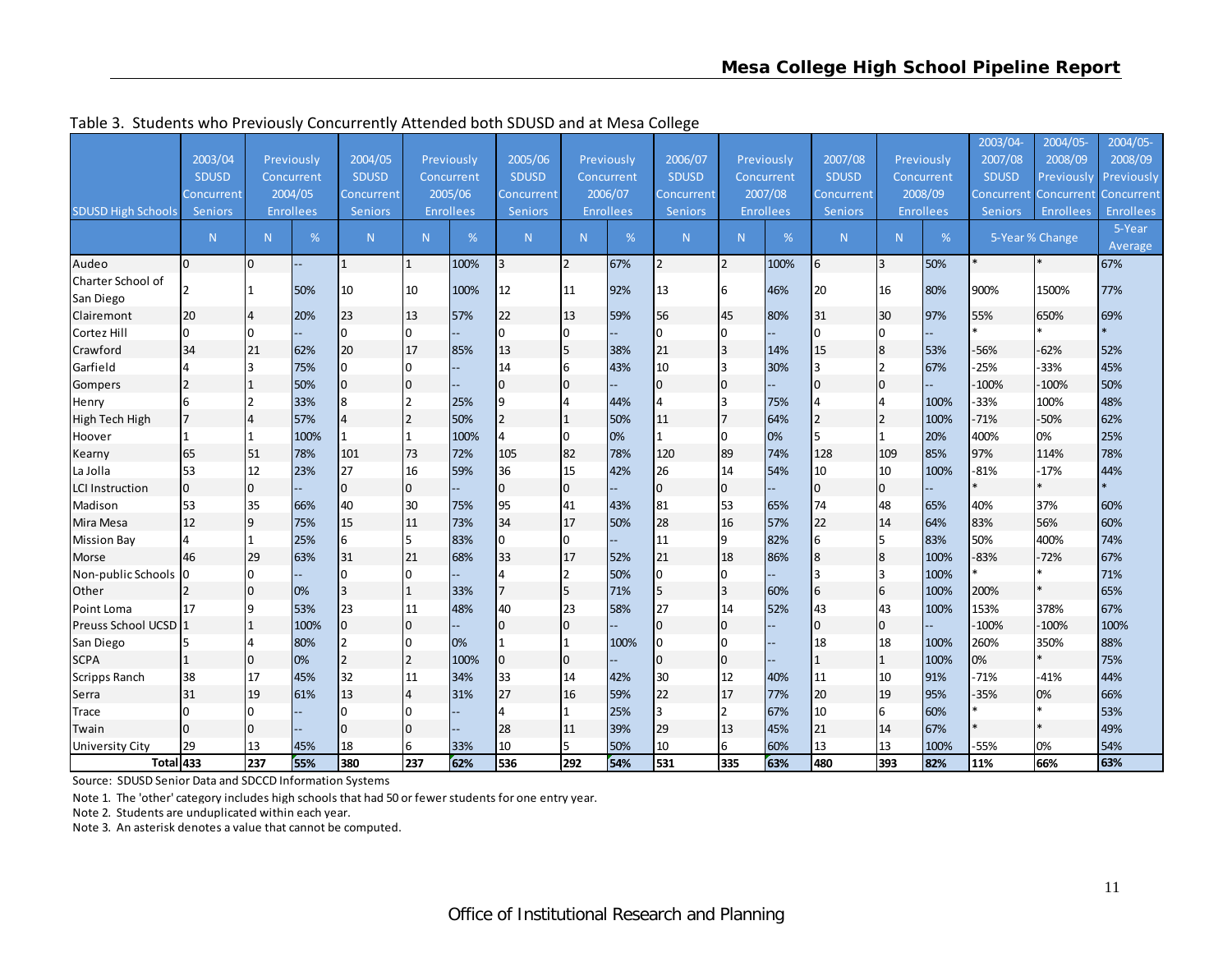Table 3. Students who Previously Concurrently Attended both SDUSD and at Mesa College

| SDUSD High Schools | 2003/04 SDUSD Concurrent Seniors | Previously Concurrent 2004/05 Enrollees | | 2004/05 SDUSD Concurrent Seniors | Previously Concurrent 2005/06 Enrollees | | 2005/06 SDUSD Concurrent Seniors | Previously Concurrent 2006/07 Enrollees | | 2006/07 SDUSD Concurrent Seniors | Previously Concurrent 2007/08 Enrollees | | 2007/08 SDUSD Concurrent Seniors | Previously Concurrent 2008/09 Enrollees | | 2003/04-2007/08 SDUSD Concurrent Seniors | 2004/05-2008/09 Previously Concurrent Enrollees | 2004/05-2008/09 Previously Concurrent Enrollees |
|---|---|---|---|---|---|---|---|---|---|---|---|---|---|---|---|---|---|---|
| | N | N | % | N | N | % | N | N | % | N | N | % | N | N | % | 5-Year % Change | | 5-Year Average |
| Audeo | 0 | 0 | -- | 1 | 1 | 100% | 3 | 2 | 67% | 2 | 2 | 100% | 6 | 3 | 50% | * | * | 67% |
| Charter School of San Diego | 2 | 1 | 50% | 10 | 10 | 100% | 12 | 11 | 92% | 13 | 6 | 46% | 20 | 16 | 80% | 900% | 1500% | 77% |
| Clairemont | 20 | 4 | 20% | 23 | 13 | 57% | 22 | 13 | 59% | 56 | 45 | 80% | 31 | 30 | 97% | 55% | 650% | 69% |
| Cortez Hill | 0 | 0 | -- | 0 | 0 | -- | 0 | 0 | -- | 0 | 0 | -- | 0 | 0 | -- | * | * | * |
| Crawford | 34 | 21 | 62% | 20 | 17 | 85% | 13 | 5 | 38% | 21 | 3 | 14% | 15 | 8 | 53% | -56% | -62% | 52% |
| Garfield | 4 | 3 | 75% | 0 | 0 | -- | 14 | 6 | 43% | 10 | 3 | 30% | 3 | 2 | 67% | -25% | -33% | 45% |
| Gompers | 2 | 1 | 50% | 0 | 0 | -- | 0 | 0 | -- | 0 | 0 | -- | 0 | 0 | -- | -100% | -100% | 50% |
| Henry | 6 | 2 | 33% | 8 | 2 | 25% | 9 | 4 | 44% | 4 | 3 | 75% | 4 | 4 | 100% | -33% | 100% | 48% |
| High Tech High | 7 | 4 | 57% | 4 | 2 | 50% | 2 | 1 | 50% | 11 | 7 | 64% | 2 | 2 | 100% | -71% | -50% | 62% |
| Hoover | 1 | 1 | 100% | 1 | 1 | 100% | 4 | 0 | 0% | 1 | 0 | 0% | 5 | 1 | 20% | 400% | 0% | 25% |
| Kearny | 65 | 51 | 78% | 101 | 73 | 72% | 105 | 82 | 78% | 120 | 89 | 74% | 128 | 109 | 85% | 97% | 114% | 78% |
| La Jolla | 53 | 12 | 23% | 27 | 16 | 59% | 36 | 15 | 42% | 26 | 14 | 54% | 10 | 10 | 100% | -81% | -17% | 44% |
| LCI Instruction | 0 | 0 | -- | 0 | 0 | -- | 0 | 0 | -- | 0 | 0 | -- | 0 | 0 | -- | * | * | * |
| Madison | 53 | 35 | 66% | 40 | 30 | 75% | 95 | 41 | 43% | 81 | 53 | 65% | 74 | 48 | 65% | 40% | 37% | 60% |
| Mira Mesa | 12 | 9 | 75% | 15 | 11 | 73% | 34 | 17 | 50% | 28 | 16 | 57% | 22 | 14 | 64% | 83% | 56% | 60% |
| Mission Bay | 4 | 1 | 25% | 6 | 5 | 83% | 0 | 0 | -- | 11 | 9 | 82% | 6 | 5 | 83% | 50% | 400% | 74% |
| Morse | 46 | 29 | 63% | 31 | 21 | 68% | 33 | 17 | 52% | 21 | 18 | 86% | 8 | 8 | 100% | -83% | -72% | 67% |
| Non-public Schools | 0 | 0 | -- | 0 | 0 | -- | 4 | 2 | 50% | 0 | 0 | -- | 3 | 3 | 100% | * | * | 71% |
| Other | 2 | 0 | 0% | 3 | 1 | 33% | 7 | 5 | 71% | 5 | 3 | 60% | 6 | 6 | 100% | 200% | * | 65% |
| Point Loma | 17 | 9 | 53% | 23 | 11 | 48% | 40 | 23 | 58% | 27 | 14 | 52% | 43 | 43 | 100% | 153% | 378% | 67% |
| Preuss School UCSD | 1 | 1 | 100% | 0 | 0 | -- | 0 | 0 | -- | 0 | 0 | -- | 0 | 0 | -- | -100% | -100% | 100% |
| San Diego | 5 | 4 | 80% | 2 | 0 | 0% | 1 | 1 | 100% | 0 | 0 | -- | 18 | 18 | 100% | 260% | 350% | 88% |
| SCPA | 1 | 0 | 0% | 2 | 2 | 100% | 0 | 0 | -- | 0 | 0 | -- | 1 | 1 | 100% | 0% | * | 75% |
| Scripps Ranch | 38 | 17 | 45% | 32 | 11 | 34% | 33 | 14 | 42% | 30 | 12 | 40% | 11 | 10 | 91% | -71% | -41% | 44% |
| Serra | 31 | 19 | 61% | 13 | 4 | 31% | 27 | 16 | 59% | 22 | 17 | 77% | 20 | 19 | 95% | -35% | 0% | 66% |
| Trace | 0 | 0 | -- | 0 | 0 | -- | 4 | 1 | 25% | 3 | 2 | 67% | 10 | 6 | 60% | * | * | 53% |
| Twain | 0 | 0 | -- | 0 | 0 | -- | 28 | 11 | 39% | 29 | 13 | 45% | 21 | 14 | 67% | * | * | 49% |
| University City | 29 | 13 | 45% | 18 | 6 | 33% | 10 | 5 | 50% | 10 | 6 | 60% | 13 | 13 | 100% | -55% | 0% | 54% |
| **Total** | **433** | **237** | **55%** | **380** | **237** | **62%** | **536** | **292** | **54%** | **531** | **335** | **63%** | **480** | **393** | **82%** | **11%** | **66%** | **63%** |

Source: SDUSD Senior Data and SDCCD Information Systems

Note 1. The 'other' category includes high schools that had 50 or fewer students for one entry year.

Note 2. Students are unduplicated within each year.

Note 3. An asterisk denotes a value that cannot be computed.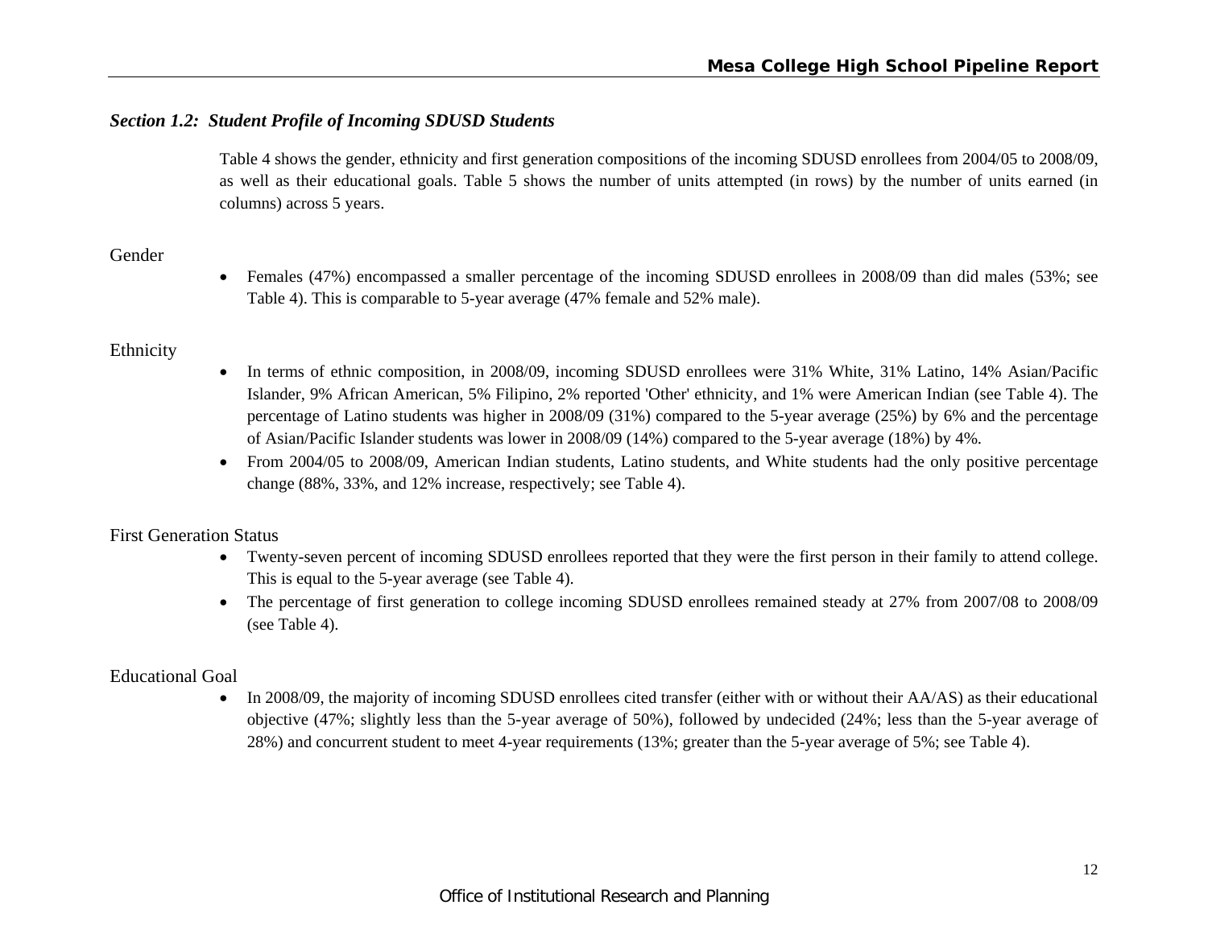### *Section 1.2: Student Profile of Incoming SDUSD Students*

Table 4 shows the gender, ethnicity and first generation compositions of the incoming SDUSD enrollees from 2004/05 to 2008/09, as well as their educational goals. Table 5 shows the number of units attempted (in rows) by the number of units earned (in columns) across 5 years.

Gender

- Females (47%) encompassed a smaller percentage of the incoming SDUSD enrollees in 2008/09 than did males (53%; see Table 4). This is comparable to 5-year average (47% female and 52% male).

Ethnicity

- In terms of ethnic composition, in 2008/09, incoming SDUSD enrollees were 31% White, 31% Latino, 14% Asian/Pacific Islander, 9% African American, 5% Filipino, 2% reported 'Other' ethnicity, and 1% were American Indian (see Table 4). The percentage of Latino students was higher in 2008/09 (31%) compared to the 5-year average (25%) by 6% and the percentage of Asian/Pacific Islander students was lower in 2008/09 (14%) compared to the 5-year average (18%) by 4%.
- From 2004/05 to 2008/09, American Indian students, Latino students, and White students had the only positive percentage change (88%, 33%, and 12% increase, respectively; see Table 4).

First Generation Status

- Twenty-seven percent of incoming SDUSD enrollees reported that they were the first person in their family to attend college. This is equal to the 5-year average (see Table 4).
- The percentage of first generation to college incoming SDUSD enrollees remained steady at 27% from 2007/08 to 2008/09 (see Table 4).

Educational Goal

- In 2008/09, the majority of incoming SDUSD enrollees cited transfer (either with or without their AA/AS) as their educational objective (47%; slightly less than the 5-year average of 50%), followed by undecided (24%; less than the 5-year average of 28%) and concurrent student to meet 4-year requirements (13%; greater than the 5-year average of 5%; see Table 4).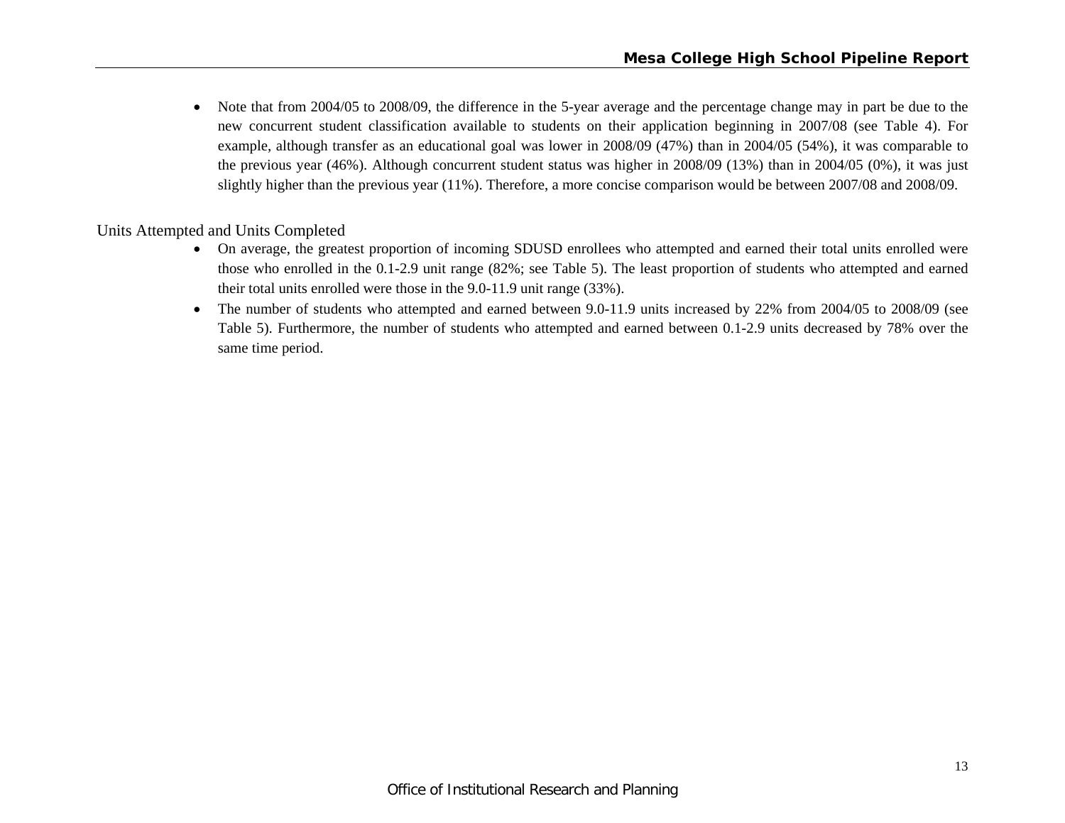- Note that from 2004/05 to 2008/09, the difference in the 5-year average and the percentage change may in part be due to the new concurrent student classification available to students on their application beginning in 2007/08 (see Table 4). For example, although transfer as an educational goal was lower in 2008/09 (47%) than in 2004/05 (54%), it was comparable to the previous year (46%). Although concurrent student status was higher in 2008/09 (13%) than in 2004/05 (0%), it was just slightly higher than the previous year (11%). Therefore, a more concise comparison would be between 2007/08 and 2008/09.

## Units Attempted and Units Completed

- On average, the greatest proportion of incoming SDUSD enrollees who attempted and earned their total units enrolled were those who enrolled in the 0.1-2.9 unit range (82%; see Table 5). The least proportion of students who attempted and earned their total units enrolled were those in the 9.0-11.9 unit range (33%).
- The number of students who attempted and earned between 9.0-11.9 units increased by 22% from 2004/05 to 2008/09 (see Table 5). Furthermore, the number of students who attempted and earned between 0.1-2.9 units decreased by 78% over the same time period.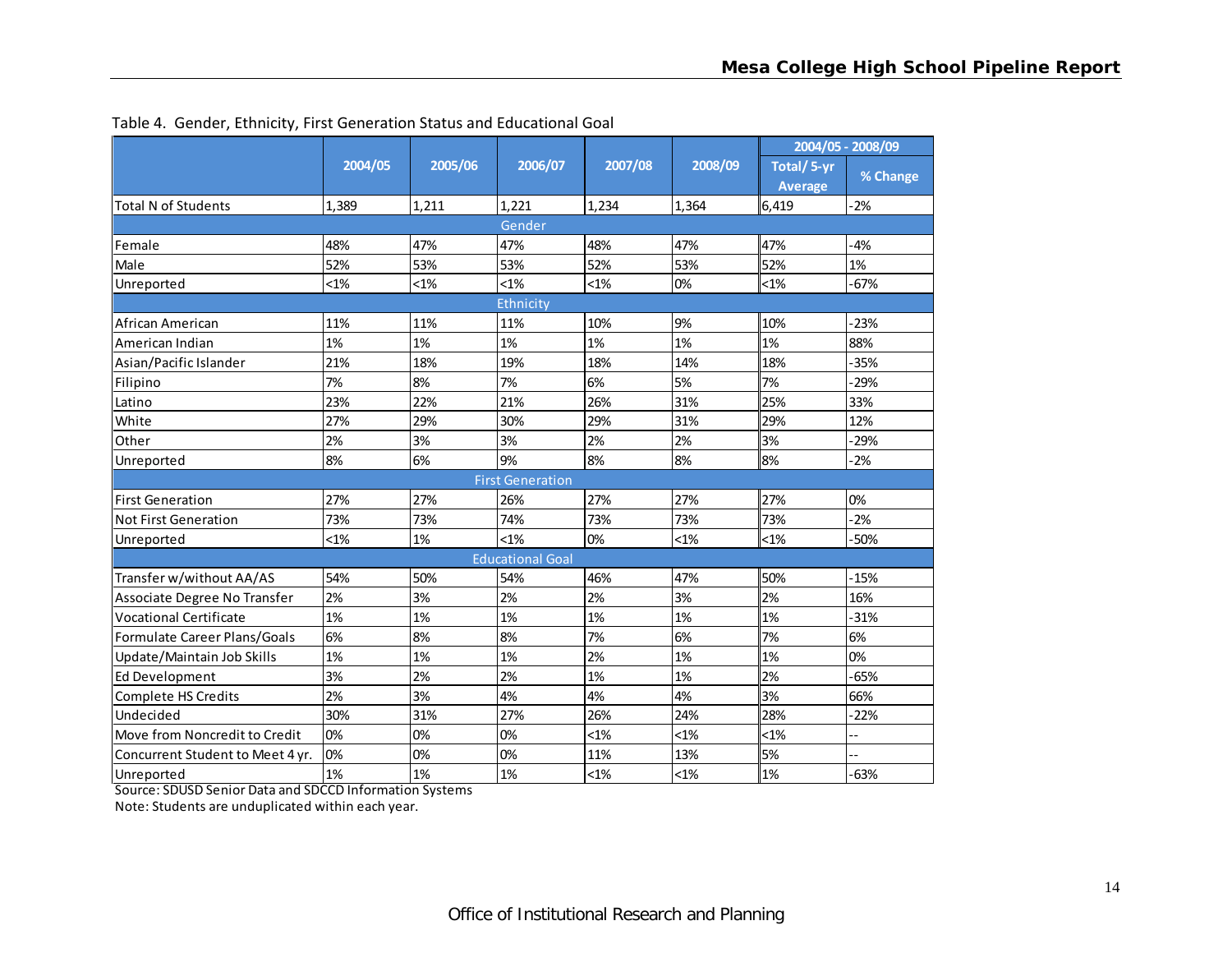Table 4. Gender, Ethnicity, First Generation Status and Educational Goal

| | 2004/05 | 2005/06 | 2006/07 | 2007/08 | 2008/09 | 2004/05 - 2008/09 | |
|---|---|---|---|---|---|---|---|
| | | | | | | Total/ 5-yr Average | % Change |
| Total N of Students | 1,389 | 1,211 | 1,221 | 1,234 | 1,364 | 6,419 | -2% |
| **Gender** | | | | | | | |
| Female | 48% | 47% | 47% | 48% | 47% | 47% | -4% |
| Male | 52% | 53% | 53% | 52% | 53% | 52% | 1% |
| Unreported | <1% | <1% | <1% | <1% | 0% | <1% | -67% |
| **Ethnicity** | | | | | | | |
| African American | 11% | 11% | 11% | 10% | 9% | 10% | -23% |
| American Indian | 1% | 1% | 1% | 1% | 1% | 1% | 88% |
| Asian/Pacific Islander | 21% | 18% | 19% | 18% | 14% | 18% | -35% |
| Filipino | 7% | 8% | 7% | 6% | 5% | 7% | -29% |
| Latino | 23% | 22% | 21% | 26% | 31% | 25% | 33% |
| White | 27% | 29% | 30% | 29% | 31% | 29% | 12% |
| Other | 2% | 3% | 3% | 2% | 2% | 3% | -29% |
| Unreported | 8% | 6% | 9% | 8% | 8% | 8% | -2% |
| **First Generation** | | | | | | | |
| First Generation | 27% | 27% | 26% | 27% | 27% | 27% | 0% |
| Not First Generation | 73% | 73% | 74% | 73% | 73% | 73% | -2% |
| Unreported | <1% | 1% | <1% | 0% | <1% | <1% | -50% |
| **Educational Goal** | | | | | | | |
| Transfer w/without AA/AS | 54% | 50% | 54% | 46% | 47% | 50% | -15% |
| Associate Degree No Transfer | 2% | 3% | 2% | 2% | 3% | 2% | 16% |
| Vocational Certificate | 1% | 1% | 1% | 1% | 1% | 1% | -31% |
| Formulate Career Plans/Goals | 6% | 8% | 8% | 7% | 6% | 7% | 6% |
| Update/Maintain Job Skills | 1% | 1% | 1% | 2% | 1% | 1% | 0% |
| Ed Development | 3% | 2% | 2% | 1% | 1% | 2% | -65% |
| Complete HS Credits | 2% | 3% | 4% | 4% | 4% | 3% | 66% |
| Undecided | 30% | 31% | 27% | 26% | 24% | 28% | -22% |
| Move from Noncredit to Credit | 0% | 0% | 0% | <1% | <1% | <1% | -- |
| Concurrent Student to Meet 4 yr. | 0% | 0% | 0% | 11% | 13% | 5% | -- |
| Unreported | 1% | 1% | 1% | <1% | <1% | 1% | -63% |

Source: SDUSD Senior Data and SDCCD Information Systems

Note: Students are unduplicated within each year.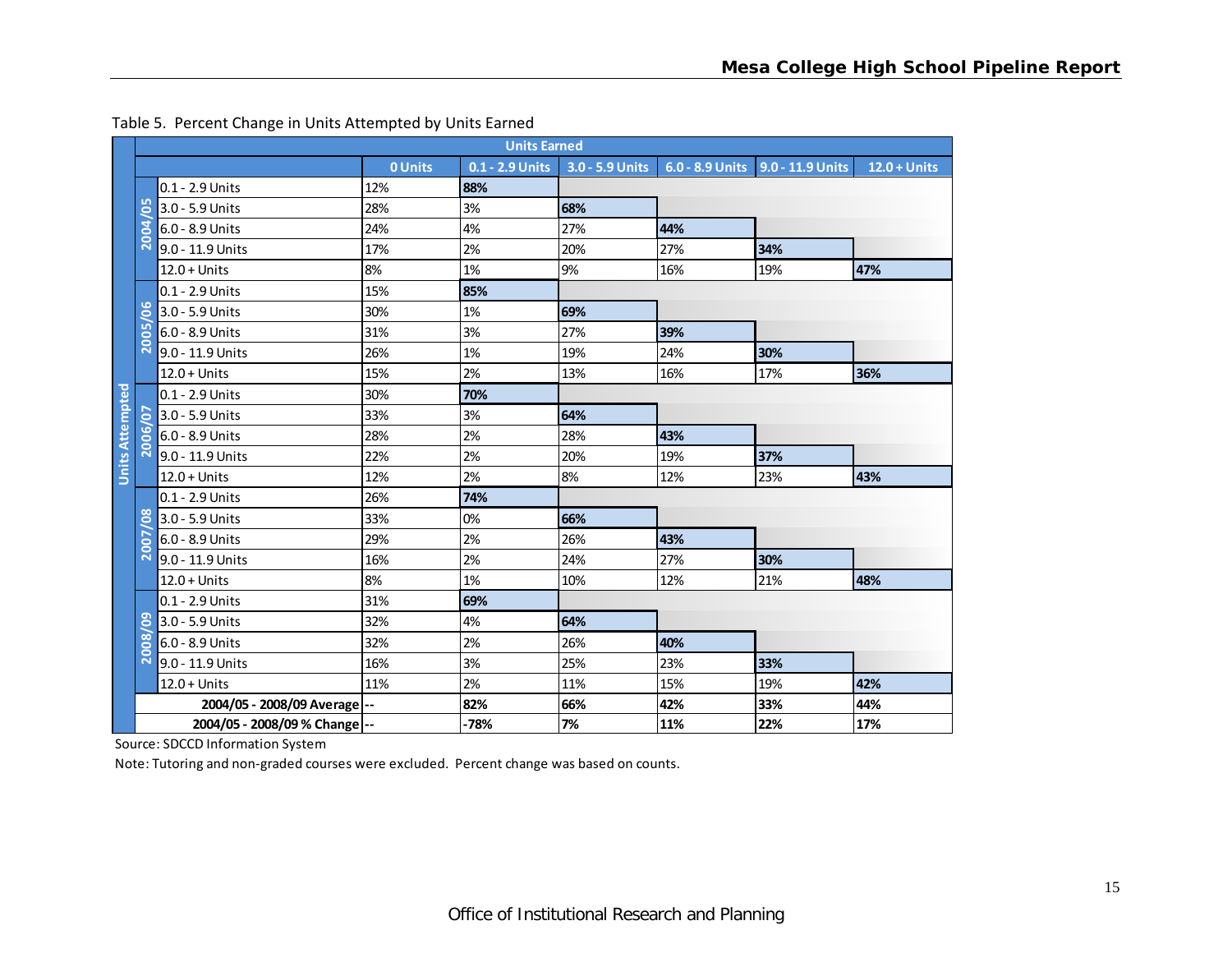Table 5. Percent Change in Units Attempted by Units Earned

| Units Attempted | | Units Earned | | | | | |
|---|---|---|---|---|---|---|---|
| | | 0 Units | 0.1 - 2.9 Units | 3.0 - 5.9 Units | 6.0 - 8.9 Units | 9.0 - 11.9 Units | 12.0 + Units |
| 2004/05 | 0.1 - 2.9 Units | 12% | **88%** | | | | |
| | 3.0 - 5.9 Units | 28% | 3% | **68%** | | | |
| | 6.0 - 8.9 Units | 24% | 4% | 27% | **44%** | | |
| | 9.0 - 11.9 Units | 17% | 2% | 20% | 27% | **34%** | |
| | 12.0 + Units | 8% | 1% | 9% | 16% | 19% | **47%** |
| 2005/06 | 0.1 - 2.9 Units | 15% | **85%** | | | | |
| | 3.0 - 5.9 Units | 30% | 1% | **69%** | | | |
| | 6.0 - 8.9 Units | 31% | 3% | 27% | **39%** | | |
| | 9.0 - 11.9 Units | 26% | 1% | 19% | 24% | **30%** | |
| | 12.0 + Units | 15% | 2% | 13% | 16% | 17% | **36%** |
| 2006/07 | 0.1 - 2.9 Units | 30% | **70%** | | | | |
| | 3.0 - 5.9 Units | 33% | 3% | **64%** | | | |
| | 6.0 - 8.9 Units | 28% | 2% | 28% | **43%** | | |
| | 9.0 - 11.9 Units | 22% | 2% | 20% | 19% | **37%** | |
| | 12.0 + Units | 12% | 2% | 8% | 12% | 23% | **43%** |
| 2007/08 | 0.1 - 2.9 Units | 26% | **74%** | | | | |
| | 3.0 - 5.9 Units | 33% | 0% | **66%** | | | |
| | 6.0 - 8.9 Units | 29% | 2% | 26% | **43%** | | |
| | 9.0 - 11.9 Units | 16% | 2% | 24% | 27% | **30%** | |
| | 12.0 + Units | 8% | 1% | 10% | 12% | 21% | **48%** |
| 2008/09 | 0.1 - 2.9 Units | 31% | **69%** | | | | |
| | 3.0 - 5.9 Units | 32% | 4% | **64%** | | | |
| | 6.0 - 8.9 Units | 32% | 2% | 26% | **40%** | | |
| | 9.0 - 11.9 Units | 16% | 3% | 25% | 23% | **33%** | |
| | 12.0 + Units | 11% | 2% | 11% | 15% | 19% | **42%** |
| **2004/05 - 2008/09 Average** | | -- | **82%** | **66%** | **42%** | **33%** | **44%** |
| **2004/05 - 2008/09 % Change** | | -- | **-78%** | **7%** | **11%** | **22%** | **17%** |

Source: SDCCD Information System

Note: Tutoring and non-graded courses were excluded. Percent change was based on counts.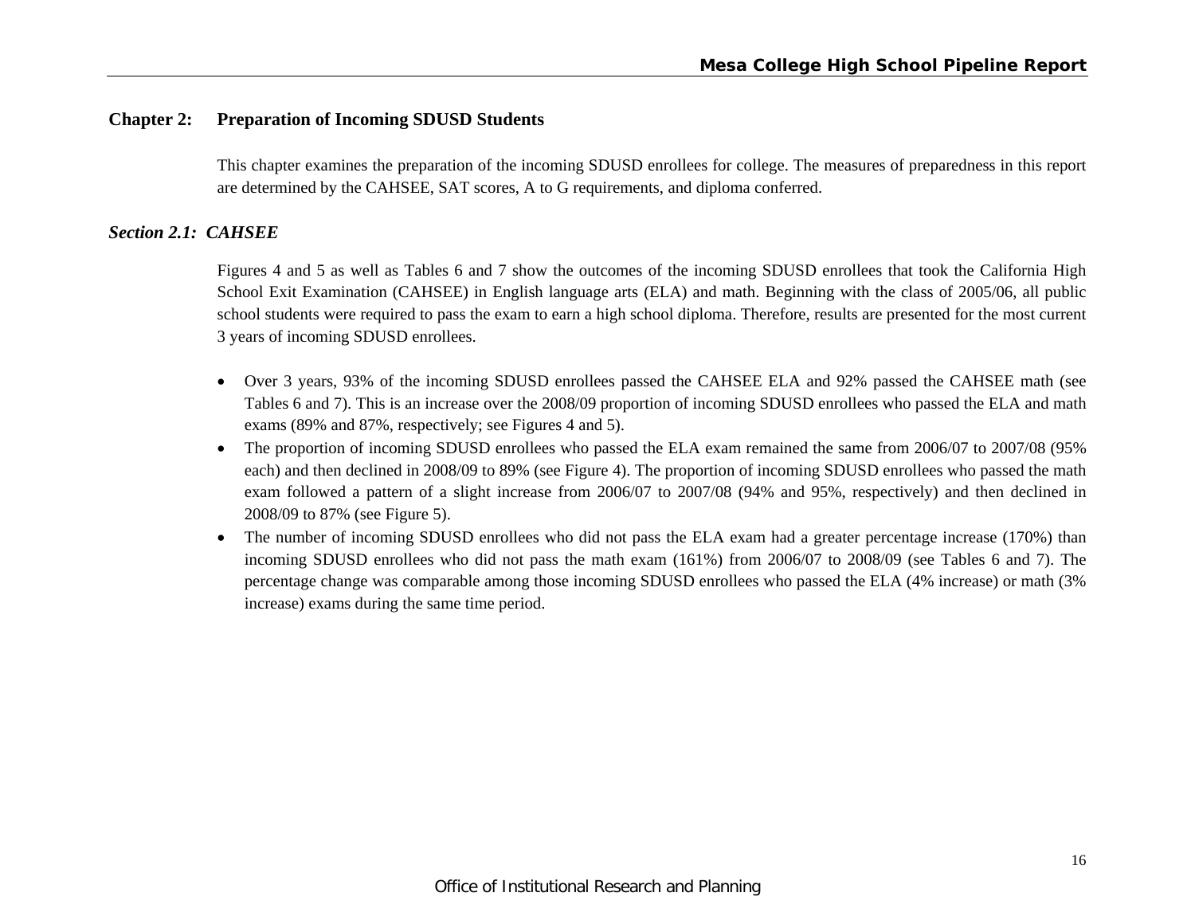## Chapter 2: Preparation of Incoming SDUSD Students

This chapter examines the preparation of the incoming SDUSD enrollees for college. The measures of preparedness in this report are determined by the CAHSEE, SAT scores, A to G requirements, and diploma conferred.

### *Section 2.1: CAHSEE*

Figures 4 and 5 as well as Tables 6 and 7 show the outcomes of the incoming SDUSD enrollees that took the California High School Exit Examination (CAHSEE) in English language arts (ELA) and math. Beginning with the class of 2005/06, all public school students were required to pass the exam to earn a high school diploma. Therefore, results are presented for the most current 3 years of incoming SDUSD enrollees.

- Over 3 years, 93% of the incoming SDUSD enrollees passed the CAHSEE ELA and 92% passed the CAHSEE math (see Tables 6 and 7). This is an increase over the 2008/09 proportion of incoming SDUSD enrollees who passed the ELA and math exams (89% and 87%, respectively; see Figures 4 and 5).
- The proportion of incoming SDUSD enrollees who passed the ELA exam remained the same from 2006/07 to 2007/08 (95% each) and then declined in 2008/09 to 89% (see Figure 4). The proportion of incoming SDUSD enrollees who passed the math exam followed a pattern of a slight increase from 2006/07 to 2007/08 (94% and 95%, respectively) and then declined in 2008/09 to 87% (see Figure 5).
- The number of incoming SDUSD enrollees who did not pass the ELA exam had a greater percentage increase (170%) than incoming SDUSD enrollees who did not pass the math exam (161%) from 2006/07 to 2008/09 (see Tables 6 and 7). The percentage change was comparable among those incoming SDUSD enrollees who passed the ELA (4% increase) or math (3% increase) exams during the same time period.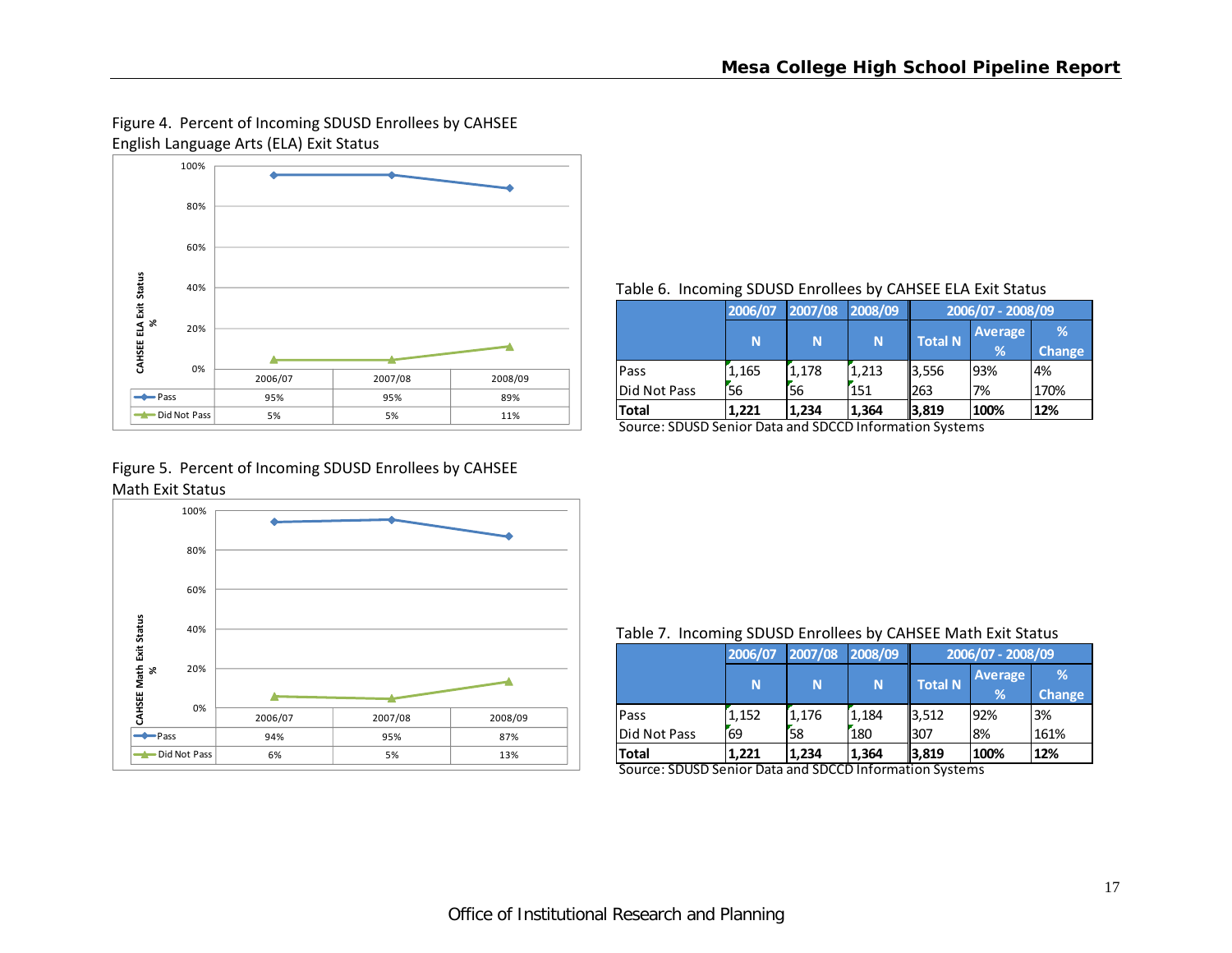Figure 4. Percent of Incoming SDUSD Enrollees by CAHSEE English Language Arts (ELA) Exit Status

| | 2006/07 | 2007/08 | 2008/09 |
|---|---|---|---|
| Pass | 95% | 95% | 89% |
| Did Not Pass | 5% | 5% | 11% |

Table 6. Incoming SDUSD Enrollees by CAHSEE ELA Exit Status

| | 2006/07 | 2007/08 | 2008/09 | 2006/07 - 2008/09 | | |
|---|---|---|---|---|---|---|
| | N | N | N | Total N | Average % | % Change |
| Pass | 1,165 | 1,178 | 1,213 | 3,556 | 93% | 4% |
| Did Not Pass | 56 | 56 | 151 | 263 | 7% | 170% |
| **Total** | **1,221** | **1,234** | **1,364** | **3,819** | **100%** | **12%** |

Source: SDUSD Senior Data and SDCCD Information Systems

Figure 5. Percent of Incoming SDUSD Enrollees by CAHSEE Math Exit Status

| | 2006/07 | 2007/08 | 2008/09 |
|---|---|---|---|
| Pass | 94% | 95% | 87% |
| Did Not Pass | 6% | 5% | 13% |

Table 7. Incoming SDUSD Enrollees by CAHSEE Math Exit Status

| | 2006/07 | 2007/08 | 2008/09 | 2006/07 - 2008/09 | | |
|---|---|---|---|---|---|---|
| | N | N | N | Total N | Average % | % Change |
| Pass | 1,152 | 1,176 | 1,184 | 3,512 | 92% | 3% |
| Did Not Pass | 69 | 58 | 180 | 307 | 8% | 161% |
| **Total** | **1,221** | **1,234** | **1,364** | **3,819** | **100%** | **12%** |

Source: SDUSD Senior Data and SDCCD Information Systems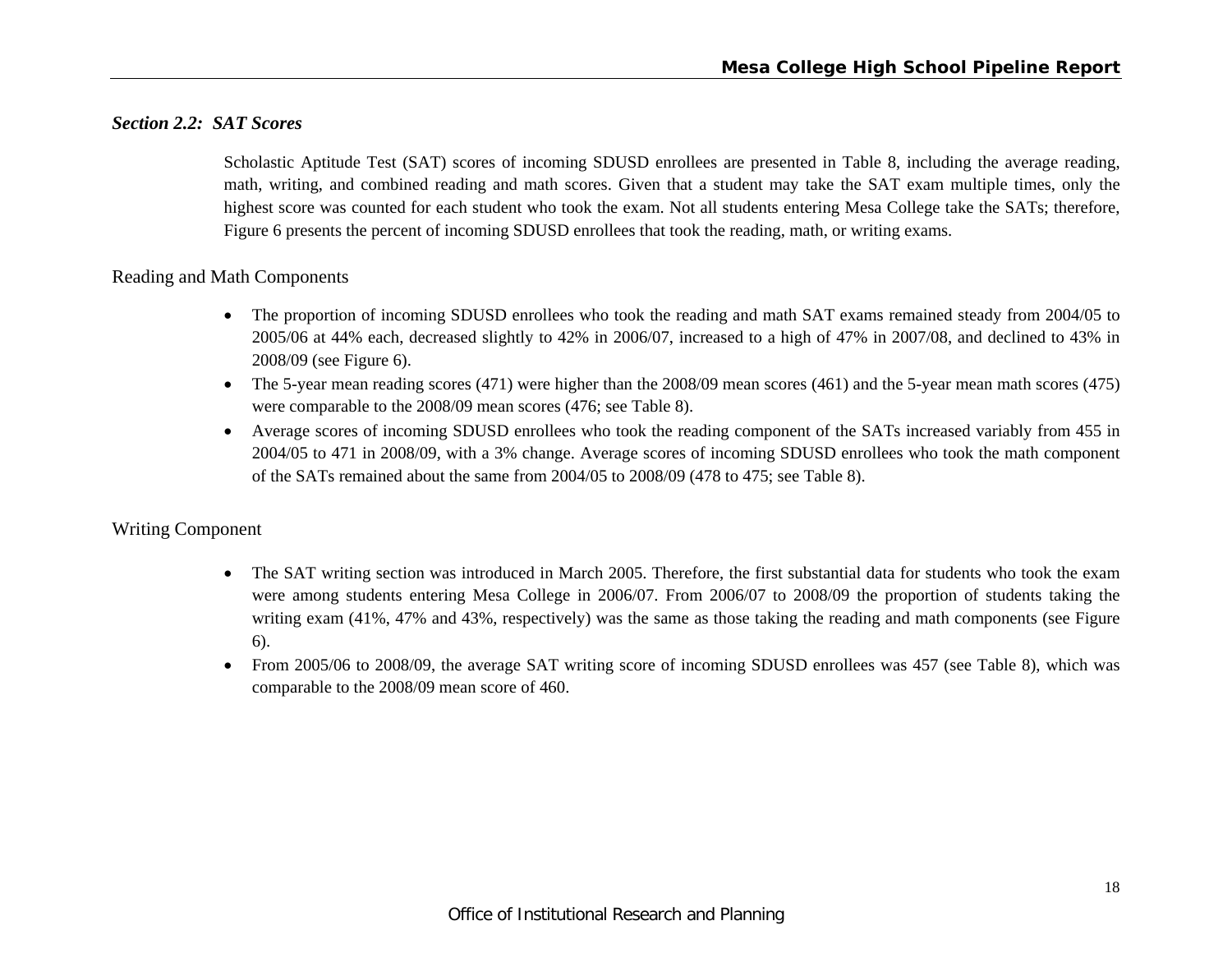### *Section 2.2: SAT Scores*

Scholastic Aptitude Test (SAT) scores of incoming SDUSD enrollees are presented in Table 8, including the average reading, math, writing, and combined reading and math scores. Given that a student may take the SAT exam multiple times, only the highest score was counted for each student who took the exam. Not all students entering Mesa College take the SATs; therefore, Figure 6 presents the percent of incoming SDUSD enrollees that took the reading, math, or writing exams.

#### Reading and Math Components

- The proportion of incoming SDUSD enrollees who took the reading and math SAT exams remained steady from 2004/05 to 2005/06 at 44% each, decreased slightly to 42% in 2006/07, increased to a high of 47% in 2007/08, and declined to 43% in 2008/09 (see Figure 6).
- The 5-year mean reading scores (471) were higher than the 2008/09 mean scores (461) and the 5-year mean math scores (475) were comparable to the 2008/09 mean scores (476; see Table 8).
- Average scores of incoming SDUSD enrollees who took the reading component of the SATs increased variably from 455 in 2004/05 to 471 in 2008/09, with a 3% change. Average scores of incoming SDUSD enrollees who took the math component of the SATs remained about the same from 2004/05 to 2008/09 (478 to 475; see Table 8).

#### Writing Component

- The SAT writing section was introduced in March 2005. Therefore, the first substantial data for students who took the exam were among students entering Mesa College in 2006/07. From 2006/07 to 2008/09 the proportion of students taking the writing exam (41%, 47% and 43%, respectively) was the same as those taking the reading and math components (see Figure 6).
- From 2005/06 to 2008/09, the average SAT writing score of incoming SDUSD enrollees was 457 (see Table 8), which was comparable to the 2008/09 mean score of 460.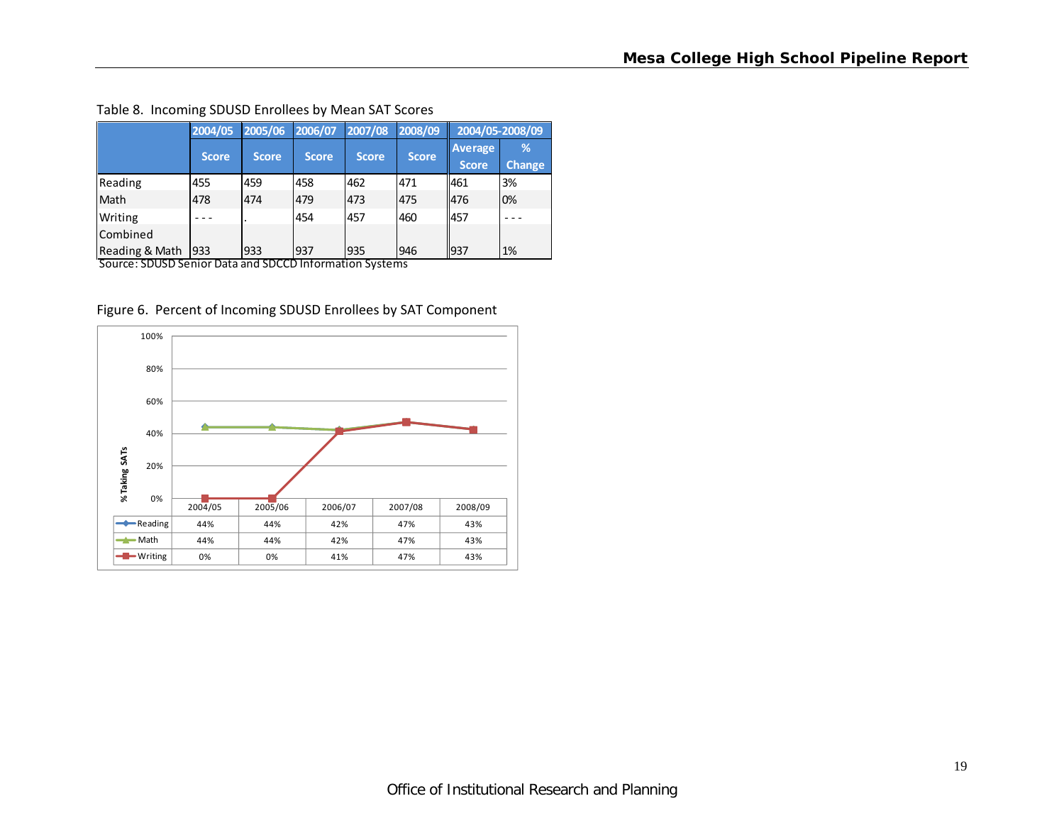Table 8. Incoming SDUSD Enrollees by Mean SAT Scores

| | 2004/05 | 2005/06 | 2006/07 | 2007/08 | 2008/09 | 2004/05-2008/09 | |
|---|---|---|---|---|---|---|---|
| | Score | Score | Score | Score | Score | Average Score | % Change |
| Reading | 455 | 459 | 458 | 462 | 471 | 461 | 3% |
| Math | 478 | 474 | 479 | 473 | 475 | 476 | 0% |
| Writing | - - - | . | 454 | 457 | 460 | 457 | - - - |
| Combined Reading & Math | 933 | 933 | 937 | 935 | 946 | 937 | 1% |

Source: SDUSD Senior Data and SDCCD Information Systems

Figure 6. Percent of Incoming SDUSD Enrollees by SAT Component

| % Taking SATs | 2004/05 | 2005/06 | 2006/07 | 2007/08 | 2008/09 |
|---|---|---|---|---|---|
| Reading | 44% | 44% | 42% | 47% | 43% |
| Math | 44% | 44% | 42% | 47% | 43% |
| Writing | 0% | 0% | 41% | 47% | 43% |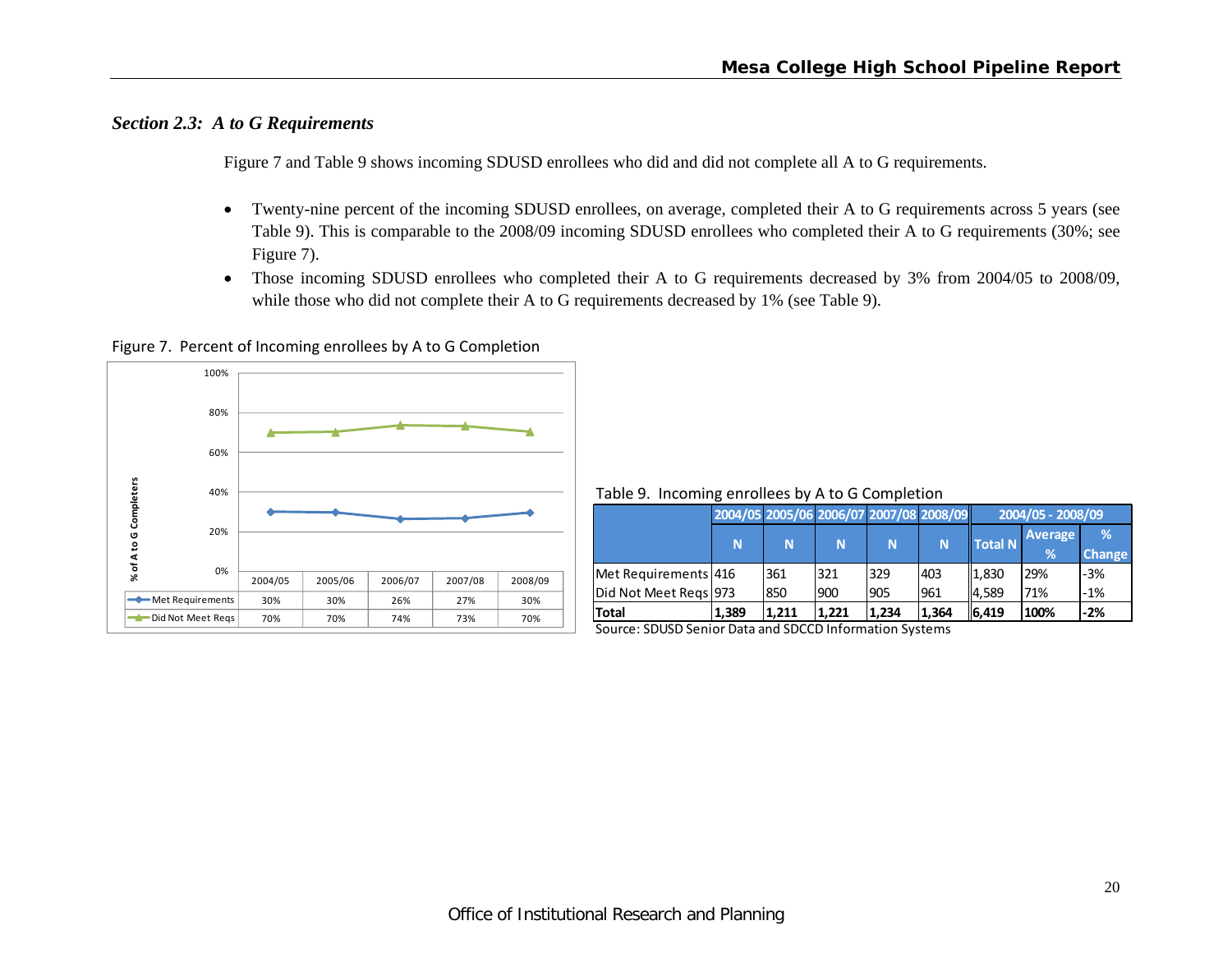### *Section 2.3: A to G Requirements*

Figure 7 and Table 9 shows incoming SDUSD enrollees who did and did not complete all A to G requirements.

- Twenty-nine percent of the incoming SDUSD enrollees, on average, completed their A to G requirements across 5 years (see Table 9). This is comparable to the 2008/09 incoming SDUSD enrollees who completed their A to G requirements (30%; see Figure 7).
- Those incoming SDUSD enrollees who completed their A to G requirements decreased by 3% from 2004/05 to 2008/09, while those who did not complete their A to G requirements decreased by 1% (see Table 9).

Figure 7. Percent of Incoming enrollees by A to G Completion

| % of A to G Completers | 2004/05 | 2005/06 | 2006/07 | 2007/08 | 2008/09 |
|---|---|---|---|---|---|
| Met Requirements | 30% | 30% | 26% | 27% | 30% |
| Did Not Meet Reqs | 70% | 70% | 74% | 73% | 70% |

Table 9. Incoming enrollees by A to G Completion

| | 2004/05 | 2005/06 | 2006/07 | 2007/08 | 2008/09 | 2004/05 - 2008/09 | | |
|---|---|---|---|---|---|---|---|---|
| | N | N | N | N | N | Total N | Average % | % Change |
| Met Requirements | 416 | 361 | 321 | 329 | 403 | 1,830 | 29% | -3% |
| Did Not Meet Reqs | 973 | 850 | 900 | 905 | 961 | 4,589 | 71% | -1% |
| **Total** | **1,389** | **1,211** | **1,221** | **1,234** | **1,364** | **6,419** | **100%** | **-2%** |

Source: SDUSD Senior Data and SDCCD Information Systems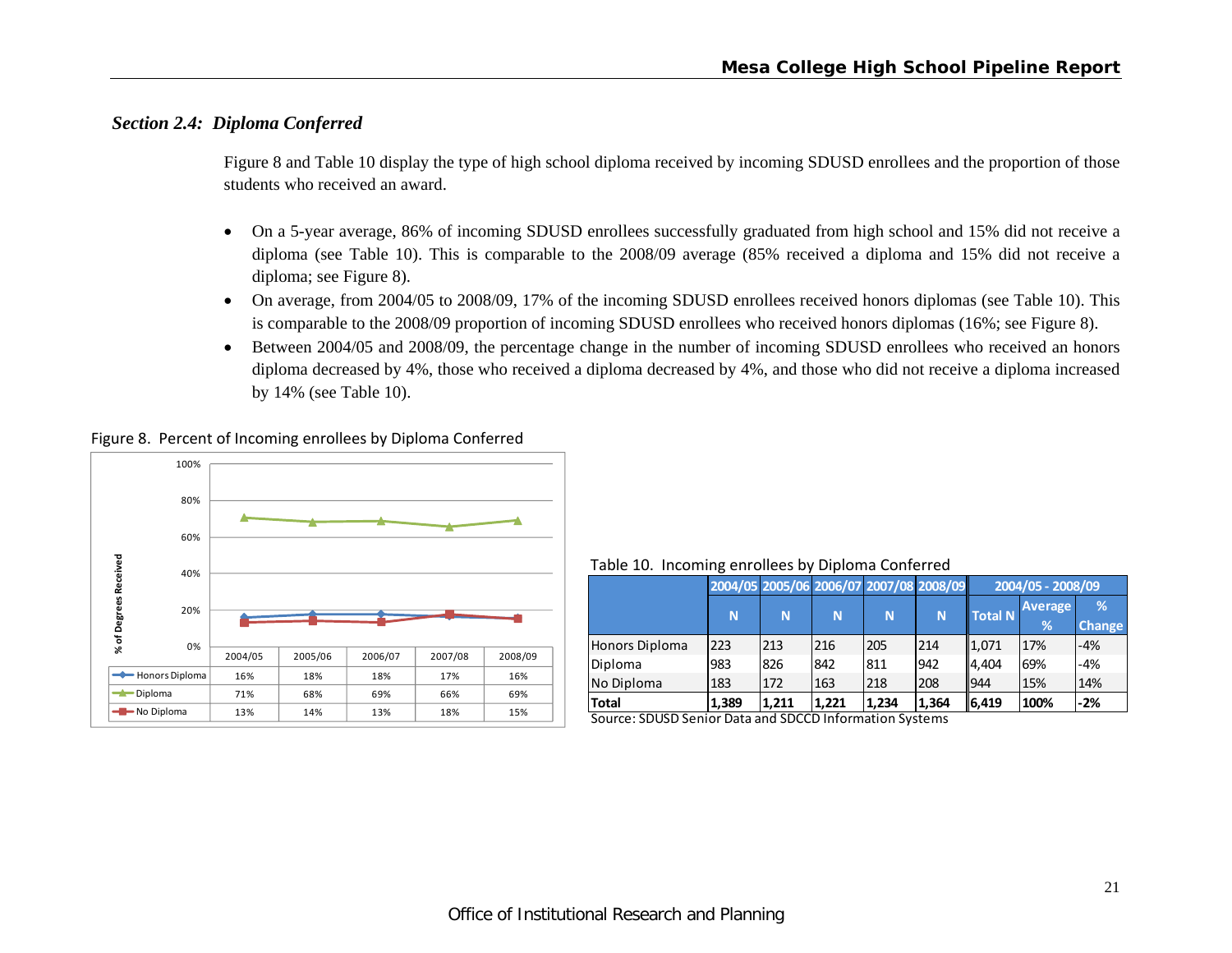### *Section 2.4: Diploma Conferred*

Figure 8 and Table 10 display the type of high school diploma received by incoming SDUSD enrollees and the proportion of those students who received an award.

- On a 5-year average, 86% of incoming SDUSD enrollees successfully graduated from high school and 15% did not receive a diploma (see Table 10). This is comparable to the 2008/09 average (85% received a diploma and 15% did not receive a diploma; see Figure 8).
- On average, from 2004/05 to 2008/09, 17% of the incoming SDUSD enrollees received honors diplomas (see Table 10). This is comparable to the 2008/09 proportion of incoming SDUSD enrollees who received honors diplomas (16%; see Figure 8).
- Between 2004/05 and 2008/09, the percentage change in the number of incoming SDUSD enrollees who received an honors diploma decreased by 4%, those who received a diploma decreased by 4%, and those who did not receive a diploma increased by 14% (see Table 10).

Figure 8. Percent of Incoming enrollees by Diploma Conferred

| | 2004/05 | 2005/06 | 2006/07 | 2007/08 | 2008/09 |
|---|---|---|---|---|---|
| Honors Diploma | 16% | 18% | 18% | 17% | 16% |
| Diploma | 71% | 68% | 69% | 66% | 69% |
| No Diploma | 13% | 14% | 13% | 18% | 15% |

Table 10. Incoming enrollees by Diploma Conferred

| | 2004/05 | 2005/06 | 2006/07 | 2007/08 | 2008/09 | 2004/05 - 2008/09 | | |
|---|---|---|---|---|---|---|---|---|
| | N | N | N | N | N | Total N | Average % | % Change |
| Honors Diploma | 223 | 213 | 216 | 205 | 214 | 1,071 | 17% | -4% |
| Diploma | 983 | 826 | 842 | 811 | 942 | 4,404 | 69% | -4% |
| No Diploma | 183 | 172 | 163 | 218 | 208 | 944 | 15% | 14% |
| **Total** | **1,389** | **1,211** | **1,221** | **1,234** | **1,364** | **6,419** | **100%** | **-2%** |

Source: SDUSD Senior Data and SDCCD Information Systems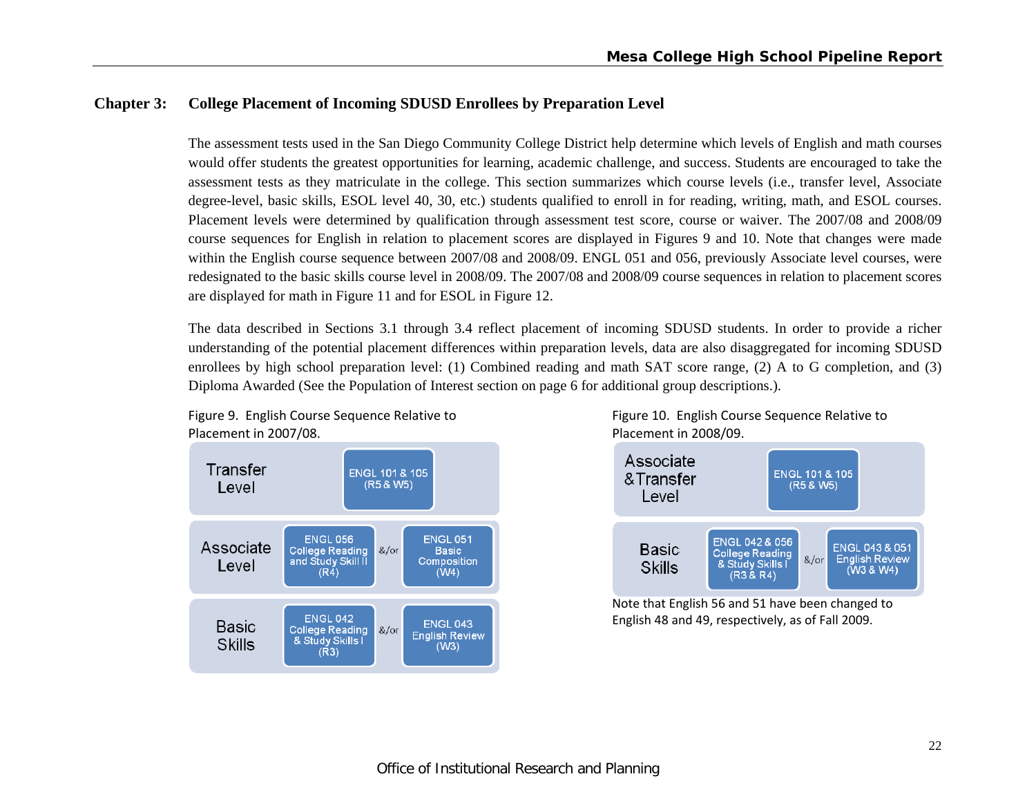## Chapter 3: College Placement of Incoming SDUSD Enrollees by Preparation Level

The assessment tests used in the San Diego Community College District help determine which levels of English and math courses would offer students the greatest opportunities for learning, academic challenge, and success. Students are encouraged to take the assessment tests as they matriculate in the college. This section summarizes which course levels (i.e., transfer level, Associate degree-level, basic skills, ESOL level 40, 30, etc.) students qualified to enroll in for reading, writing, math, and ESOL courses. Placement levels were determined by qualification through assessment test score, course or waiver. The 2007/08 and 2008/09 course sequences for English in relation to placement scores are displayed in Figures 9 and 10. Note that changes were made within the English course sequence between 2007/08 and 2008/09. ENGL 051 and 056, previously Associate level courses, were redesignated to the basic skills course level in 2008/09. The 2007/08 and 2008/09 course sequences in relation to placement scores are displayed for math in Figure 11 and for ESOL in Figure 12.

The data described in Sections 3.1 through 3.4 reflect placement of incoming SDUSD students. In order to provide a richer understanding of the potential placement differences within preparation levels, data are also disaggregated for incoming SDUSD enrollees by high school preparation level: (1) Combined reading and math SAT score range, (2) A to G completion, and (3) Diploma Awarded (See the Population of Interest section on page 6 for additional group descriptions.).

Figure 9. English Course Sequence Relative to Placement in 2007/08.

| Level | Course | | Course |
|---|---|---|---|
| Transfer Level | ENGL 101 & 105 (R5 & W5) | | |
| Associate Level | ENGL 056 College Reading and Study Skill II (R4) | &/or | ENGL 051 Basic Composition (W4) |
| Basic Skills | ENGL 042 College Reading & Study Skills I (R3) | &/or | ENGL 043 English Review (W3) |

Figure 10. English Course Sequence Relative to Placement in 2008/09.

| Level | Course | | Course |
|---|---|---|---|
| Associate & Transfer Level | ENGL 101 & 105 (R5 & W5) | | |
| Basic Skills | ENGL 042 & 056 College Reading & Study Skills I (R3 & R4) | &/or | ENGL 043 & 051 English Review (W3 & W4) |

Note that English 56 and 51 have been changed to English 48 and 49, respectively, as of Fall 2009.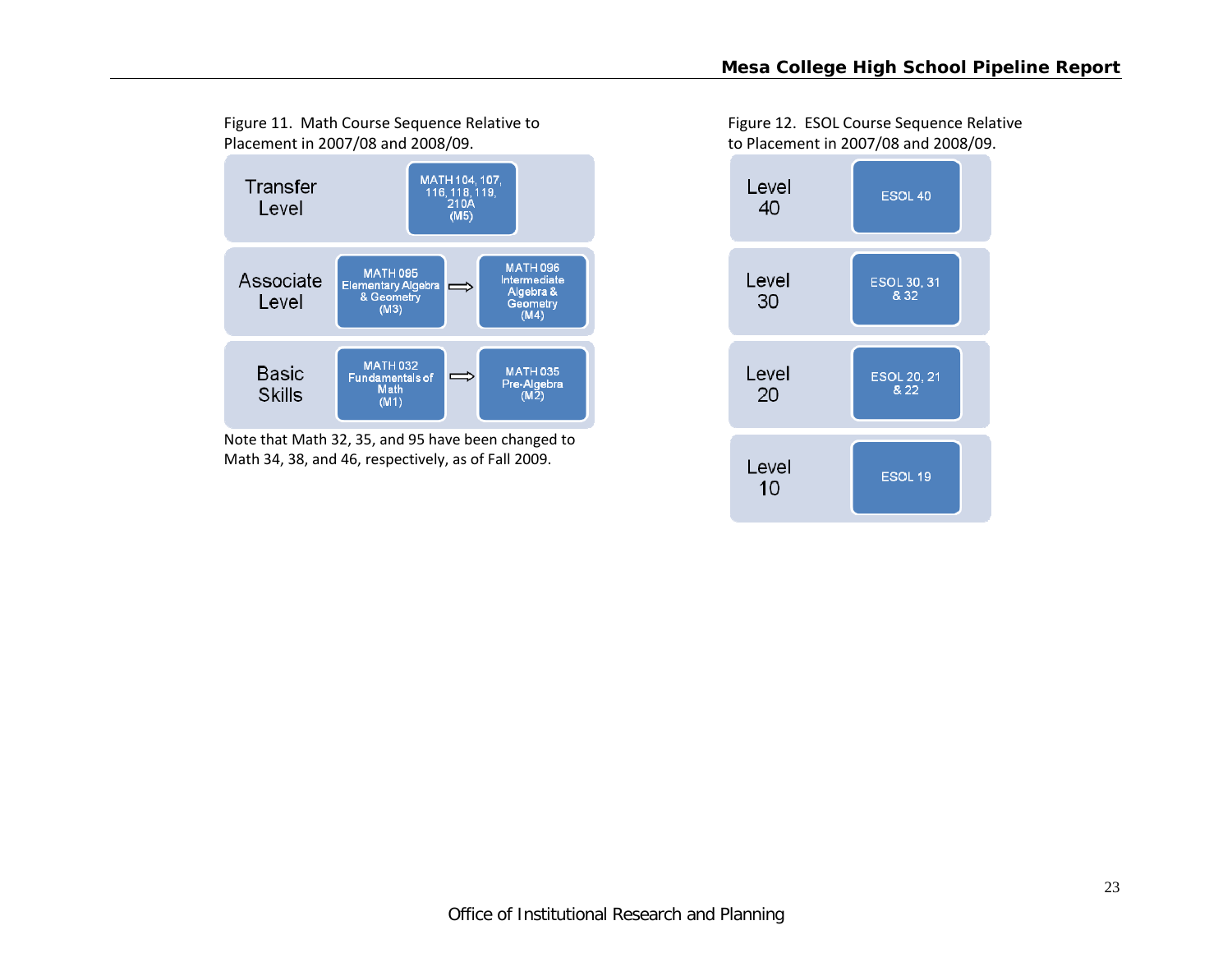Figure 11. Math Course Sequence Relative to Placement in 2007/08 and 2008/09.

| Level | Courses |
| --- | --- |
| Transfer Level | MATH 104, 107, 116, 118, 119, 210A (M5) |
| Associate Level | MATH 095 Elementary Algebra & Geometry (M3) ⇨ MATH 096 Intermediate Algebra & Geometry (M4) |
| Basic Skills | MATH 032 Fundamentals of Math (M1) ⇨ MATH 035 Pre-Algebra (M2) |

Note that Math 32, 35, and 95 have been changed to Math 34, 38, and 46, respectively, as of Fall 2009.

Figure 12. ESOL Course Sequence Relative to Placement in 2007/08 and 2008/09.

| Level | Courses |
| --- | --- |
| Level 40 | ESOL 40 |
| Level 30 | ESOL 30, 31 & 32 |
| Level 20 | ESOL 20, 21 & 22 |
| Level 10 | ESOL 19 |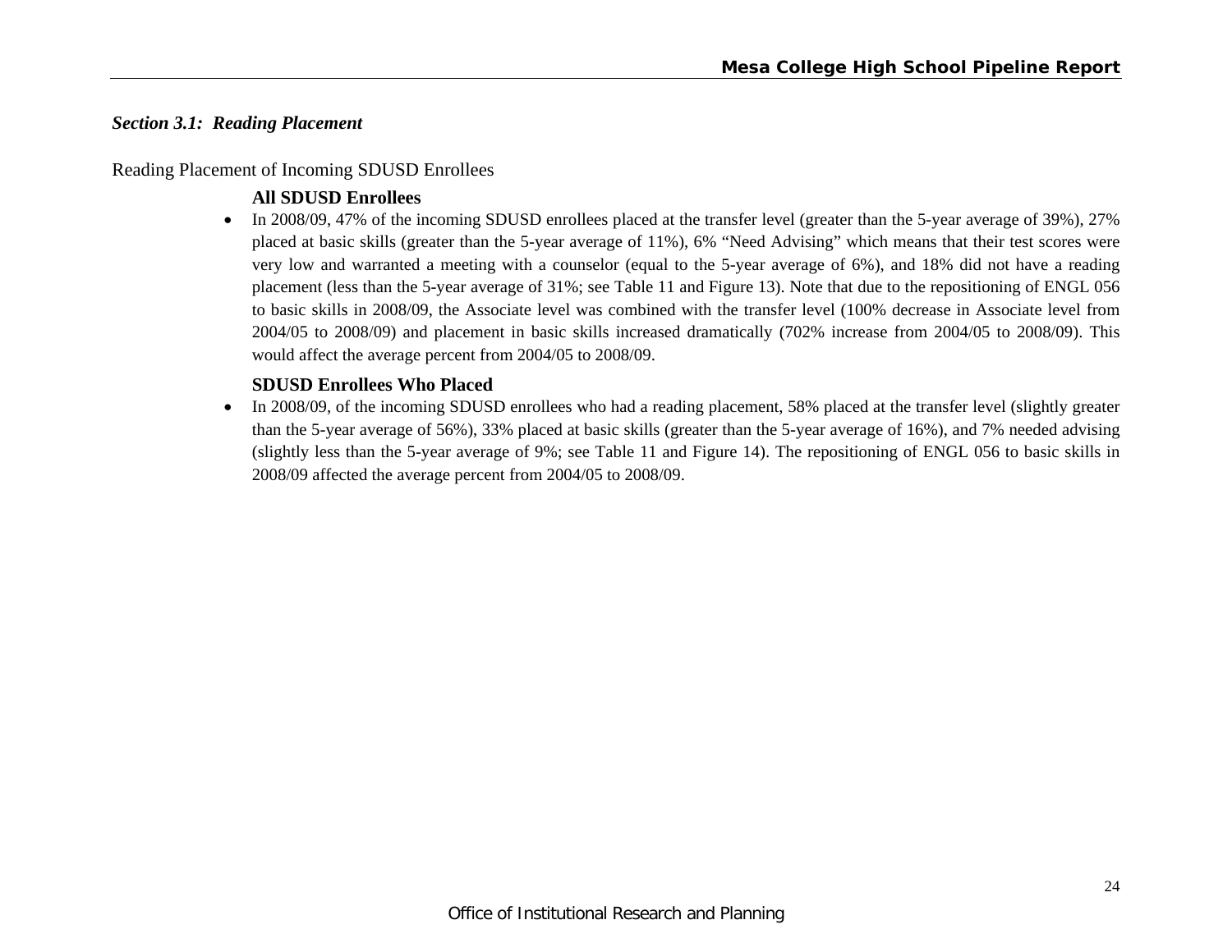### *Section 3.1: Reading Placement*

Reading Placement of Incoming SDUSD Enrollees

**All SDUSD Enrollees**

- In 2008/09, 47% of the incoming SDUSD enrollees placed at the transfer level (greater than the 5-year average of 39%), 27% placed at basic skills (greater than the 5-year average of 11%), 6% "Need Advising" which means that their test scores were very low and warranted a meeting with a counselor (equal to the 5-year average of 6%), and 18% did not have a reading placement (less than the 5-year average of 31%; see Table 11 and Figure 13). Note that due to the repositioning of ENGL 056 to basic skills in 2008/09, the Associate level was combined with the transfer level (100% decrease in Associate level from 2004/05 to 2008/09) and placement in basic skills increased dramatically (702% increase from 2004/05 to 2008/09). This would affect the average percent from 2004/05 to 2008/09.

**SDUSD Enrollees Who Placed**

- In 2008/09, of the incoming SDUSD enrollees who had a reading placement, 58% placed at the transfer level (slightly greater than the 5-year average of 56%), 33% placed at basic skills (greater than the 5-year average of 16%), and 7% needed advising (slightly less than the 5-year average of 9%; see Table 11 and Figure 14). The repositioning of ENGL 056 to basic skills in 2008/09 affected the average percent from 2004/05 to 2008/09.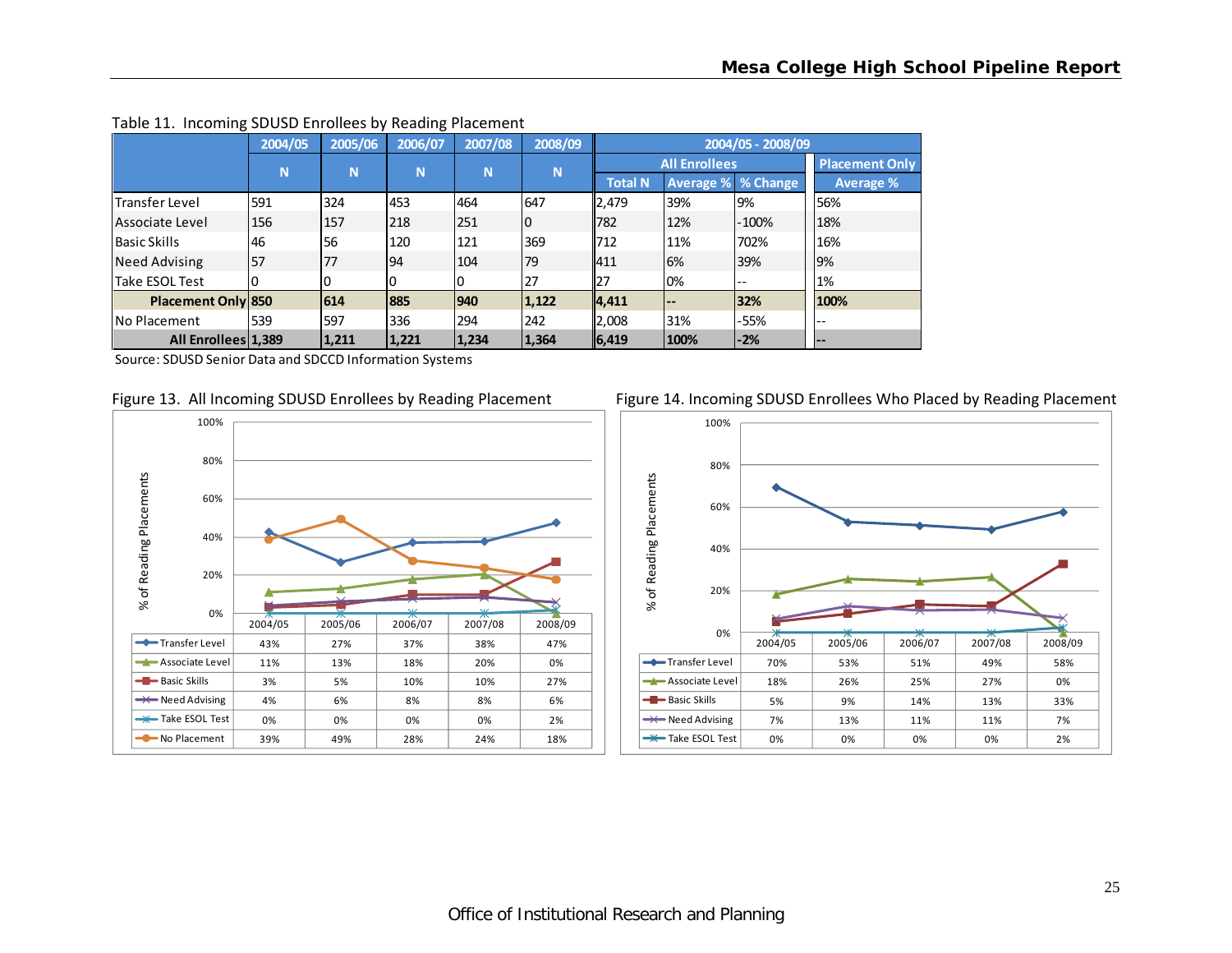Table 11. Incoming SDUSD Enrollees by Reading Placement

| | 2004/05 | 2005/06 | 2006/07 | 2007/08 | 2008/09 | 2004/05 - 2008/09 | | | |
|---|---|---|---|---|---|---|---|---|---|
| | | | | | | All Enrollees | | | Placement Only |
| | N | N | N | N | N | Total N | Average % | % Change | Average % |
| Transfer Level | 591 | 324 | 453 | 464 | 647 | 2,479 | 39% | 9% | 56% |
| Associate Level | 156 | 157 | 218 | 251 | 0 | 782 | 12% | -100% | 18% |
| Basic Skills | 46 | 56 | 120 | 121 | 369 | 712 | 11% | 702% | 16% |
| Need Advising | 57 | 77 | 94 | 104 | 79 | 411 | 6% | 39% | 9% |
| Take ESOL Test | 0 | 0 | 0 | 0 | 27 | 27 | 0% | -- | 1% |
| **Placement Only** | **850** | **614** | **885** | **940** | **1,122** | **4,411** | **--** | **32%** | **100%** |
| No Placement | 539 | 597 | 336 | 294 | 242 | 2,008 | 31% | -55% | -- |
| **All Enrollees** | **1,389** | **1,211** | **1,221** | **1,234** | **1,364** | **6,419** | **100%** | **-2%** | **--** |

Source: SDUSD Senior Data and SDCCD Information Systems

Figure 13. All Incoming SDUSD Enrollees by Reading Placement

| | 2004/05 | 2005/06 | 2006/07 | 2007/08 | 2008/09 |
|---|---|---|---|---|---|
| Transfer Level | 43% | 27% | 37% | 38% | 47% |
| Associate Level | 11% | 13% | 18% | 20% | 0% |
| Basic Skills | 3% | 5% | 10% | 10% | 27% |
| Need Advising | 4% | 6% | 8% | 8% | 6% |
| Take ESOL Test | 0% | 0% | 0% | 0% | 2% |
| No Placement | 39% | 49% | 28% | 24% | 18% |

Figure 14. Incoming SDUSD Enrollees Who Placed by Reading Placement

| | 2004/05 | 2005/06 | 2006/07 | 2007/08 | 2008/09 |
|---|---|---|---|---|---|
| Transfer Level | 70% | 53% | 51% | 49% | 58% |
| Associate Level | 18% | 26% | 25% | 27% | 0% |
| Basic Skills | 5% | 9% | 14% | 13% | 33% |
| Need Advising | 7% | 13% | 11% | 11% | 7% |
| Take ESOL Test | 0% | 0% | 0% | 0% | 2% |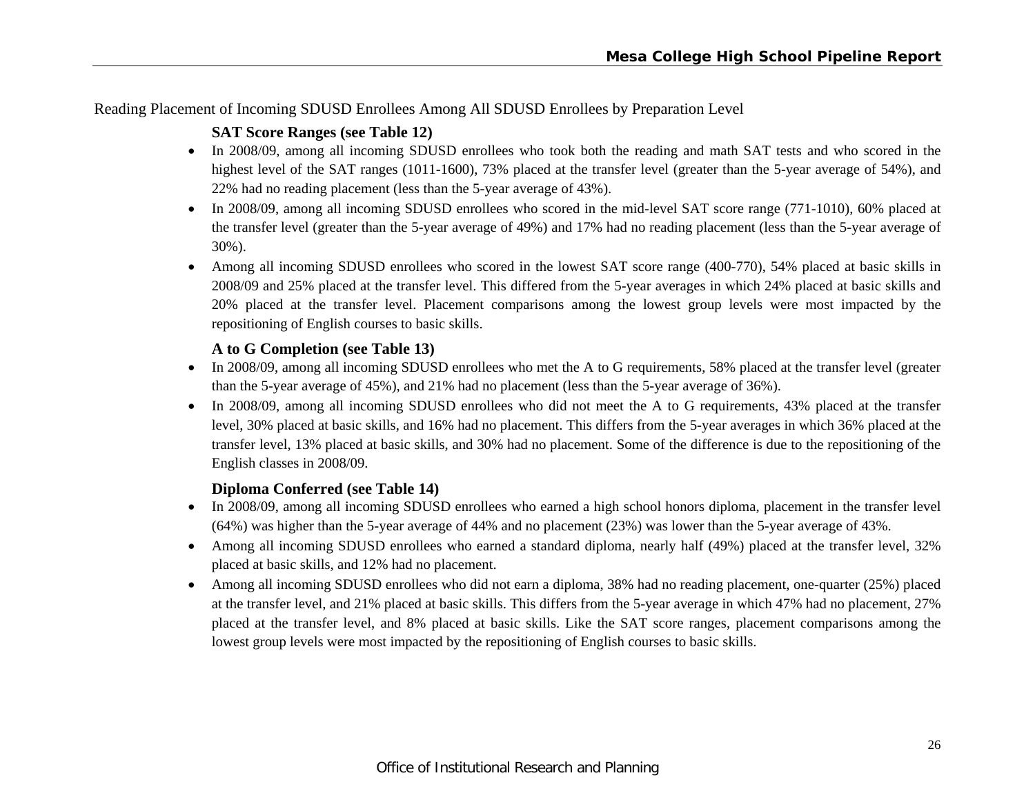Reading Placement of Incoming SDUSD Enrollees Among All SDUSD Enrollees by Preparation Level

### SAT Score Ranges (see Table 12)

- In 2008/09, among all incoming SDUSD enrollees who took both the reading and math SAT tests and who scored in the highest level of the SAT ranges (1011-1600), 73% placed at the transfer level (greater than the 5-year average of 54%), and 22% had no reading placement (less than the 5-year average of 43%).
- In 2008/09, among all incoming SDUSD enrollees who scored in the mid-level SAT score range (771-1010), 60% placed at the transfer level (greater than the 5-year average of 49%) and 17% had no reading placement (less than the 5-year average of 30%).
- Among all incoming SDUSD enrollees who scored in the lowest SAT score range (400-770), 54% placed at basic skills in 2008/09 and 25% placed at the transfer level. This differed from the 5-year averages in which 24% placed at basic skills and 20% placed at the transfer level. Placement comparisons among the lowest group levels were most impacted by the repositioning of English courses to basic skills.

### A to G Completion (see Table 13)

- In 2008/09, among all incoming SDUSD enrollees who met the A to G requirements, 58% placed at the transfer level (greater than the 5-year average of 45%), and 21% had no placement (less than the 5-year average of 36%).
- In 2008/09, among all incoming SDUSD enrollees who did not meet the A to G requirements, 43% placed at the transfer level, 30% placed at basic skills, and 16% had no placement. This differs from the 5-year averages in which 36% placed at the transfer level, 13% placed at basic skills, and 30% had no placement. Some of the difference is due to the repositioning of the English classes in 2008/09.

### Diploma Conferred (see Table 14)

- In 2008/09, among all incoming SDUSD enrollees who earned a high school honors diploma, placement in the transfer level (64%) was higher than the 5-year average of 44% and no placement (23%) was lower than the 5-year average of 43%.
- Among all incoming SDUSD enrollees who earned a standard diploma, nearly half (49%) placed at the transfer level, 32% placed at basic skills, and 12% had no placement.
- Among all incoming SDUSD enrollees who did not earn a diploma, 38% had no reading placement, one-quarter (25%) placed at the transfer level, and 21% placed at basic skills. This differs from the 5-year average in which 47% had no placement, 27% placed at the transfer level, and 8% placed at basic skills. Like the SAT score ranges, placement comparisons among the lowest group levels were most impacted by the repositioning of English courses to basic skills.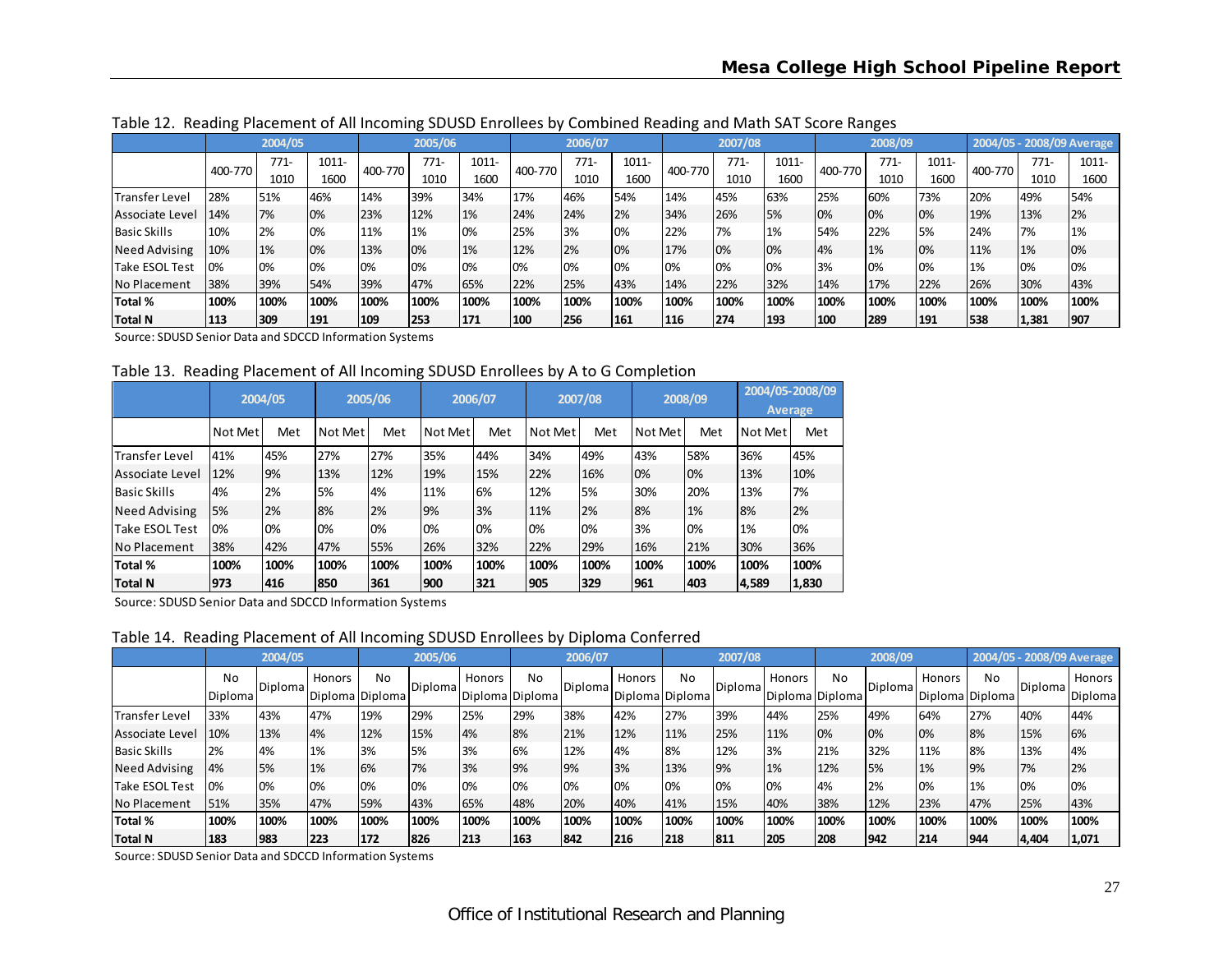Table 12. Reading Placement of All Incoming SDUSD Enrollees by Combined Reading and Math SAT Score Ranges

| | 2004/05 | | | 2005/06 | | | 2006/07 | | | 2007/08 | | | 2008/09 | | | 2004/05 - 2008/09 Average | | |
|---|---|---|---|---|---|---|---|---|---|---|---|---|---|---|---|---|---|---|
| | 400-770 | 771-1010 | 1011-1600 | 400-770 | 771-1010 | 1011-1600 | 400-770 | 771-1010 | 1011-1600 | 400-770 | 771-1010 | 1011-1600 | 400-770 | 771-1010 | 1011-1600 | 400-770 | 771-1010 | 1011-1600 |
| Transfer Level | 28% | 51% | 46% | 14% | 39% | 34% | 17% | 46% | 54% | 14% | 45% | 63% | 25% | 60% | 73% | 20% | 49% | 54% |
| Associate Level | 14% | 7% | 0% | 23% | 12% | 1% | 24% | 24% | 2% | 34% | 26% | 5% | 0% | 0% | 0% | 19% | 13% | 2% |
| Basic Skills | 10% | 2% | 0% | 11% | 1% | 0% | 25% | 3% | 0% | 22% | 7% | 1% | 54% | 22% | 5% | 24% | 7% | 1% |
| Need Advising | 10% | 1% | 0% | 13% | 0% | 1% | 12% | 2% | 0% | 17% | 0% | 0% | 4% | 1% | 0% | 11% | 1% | 0% |
| Take ESOL Test | 0% | 0% | 0% | 0% | 0% | 0% | 0% | 0% | 0% | 0% | 0% | 0% | 3% | 0% | 0% | 1% | 0% | 0% |
| No Placement | 38% | 39% | 54% | 39% | 47% | 65% | 22% | 25% | 43% | 14% | 22% | 32% | 14% | 17% | 22% | 26% | 30% | 43% |
| **Total %** | **100%** | **100%** | **100%** | **100%** | **100%** | **100%** | **100%** | **100%** | **100%** | **100%** | **100%** | **100%** | **100%** | **100%** | **100%** | **100%** | **100%** | **100%** |
| **Total N** | **113** | **309** | **191** | **109** | **253** | **171** | **100** | **256** | **161** | **116** | **274** | **193** | **100** | **289** | **191** | **538** | **1,381** | **907** |

Source: SDUSD Senior Data and SDCCD Information Systems

Table 13. Reading Placement of All Incoming SDUSD Enrollees by A to G Completion

| | 2004/05 | | 2005/06 | | 2006/07 | | 2007/08 | | 2008/09 | | 2004/05-2008/09 Average | |
|---|---|---|---|---|---|---|---|---|---|---|---|---|
| | Not Met | Met | Not Met | Met | Not Met | Met | Not Met | Met | Not Met | Met | Not Met | Met |
| Transfer Level | 41% | 45% | 27% | 27% | 35% | 44% | 34% | 49% | 43% | 58% | 36% | 45% |
| Associate Level | 12% | 9% | 13% | 12% | 19% | 15% | 22% | 16% | 0% | 0% | 13% | 10% |
| Basic Skills | 4% | 2% | 5% | 4% | 11% | 6% | 12% | 5% | 30% | 20% | 13% | 7% |
| Need Advising | 5% | 2% | 8% | 2% | 9% | 3% | 11% | 2% | 8% | 1% | 8% | 2% |
| Take ESOL Test | 0% | 0% | 0% | 0% | 0% | 0% | 0% | 0% | 3% | 0% | 1% | 0% |
| No Placement | 38% | 42% | 47% | 55% | 26% | 32% | 22% | 29% | 16% | 21% | 30% | 36% |
| **Total %** | **100%** | **100%** | **100%** | **100%** | **100%** | **100%** | **100%** | **100%** | **100%** | **100%** | **100%** | **100%** |
| **Total N** | **973** | **416** | **850** | **361** | **900** | **321** | **905** | **329** | **961** | **403** | **4,589** | **1,830** |

Source: SDUSD Senior Data and SDCCD Information Systems

Table 14. Reading Placement of All Incoming SDUSD Enrollees by Diploma Conferred

| | 2004/05 | | | 2005/06 | | | 2006/07 | | | 2007/08 | | | 2008/09 | | | 2004/05 - 2008/09 Average | | |
|---|---|---|---|---|---|---|---|---|---|---|---|---|---|---|---|---|---|---|
| | No Diploma | Diploma | Honors Diploma | No Diploma | Diploma | Honors Diploma | No Diploma | Diploma | Honors Diploma | No Diploma | Diploma | Honors Diploma | No Diploma | Diploma | Honors Diploma | No Diploma | Diploma | Honors Diploma |
| Transfer Level | 33% | 43% | 47% | 19% | 29% | 25% | 29% | 38% | 42% | 27% | 39% | 44% | 25% | 49% | 64% | 27% | 40% | 44% |
| Associate Level | 10% | 13% | 4% | 12% | 15% | 4% | 8% | 21% | 12% | 11% | 25% | 11% | 0% | 0% | 0% | 8% | 15% | 6% |
| Basic Skills | 2% | 4% | 1% | 3% | 5% | 3% | 6% | 12% | 4% | 8% | 12% | 3% | 21% | 32% | 11% | 8% | 13% | 4% |
| Need Advising | 4% | 5% | 1% | 6% | 7% | 3% | 9% | 9% | 3% | 13% | 9% | 1% | 12% | 5% | 1% | 9% | 7% | 2% |
| Take ESOL Test | 0% | 0% | 0% | 0% | 0% | 0% | 0% | 0% | 0% | 0% | 0% | 0% | 4% | 2% | 0% | 1% | 0% | 0% |
| No Placement | 51% | 35% | 47% | 59% | 43% | 65% | 48% | 20% | 40% | 41% | 15% | 40% | 38% | 12% | 23% | 47% | 25% | 43% |
| **Total %** | **100%** | **100%** | **100%** | **100%** | **100%** | **100%** | **100%** | **100%** | **100%** | **100%** | **100%** | **100%** | **100%** | **100%** | **100%** | **100%** | **100%** | **100%** |
| **Total N** | **183** | **983** | **223** | **172** | **826** | **213** | **163** | **842** | **216** | **218** | **811** | **205** | **208** | **942** | **214** | **944** | **4,404** | **1,071** |

Source: SDUSD Senior Data and SDCCD Information Systems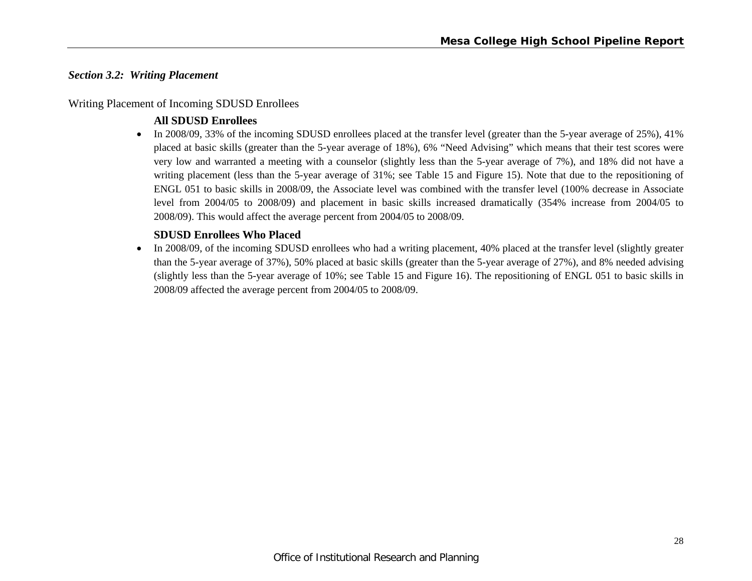### *Section 3.2: Writing Placement*

Writing Placement of Incoming SDUSD Enrollees

**All SDUSD Enrollees**

- In 2008/09, 33% of the incoming SDUSD enrollees placed at the transfer level (greater than the 5-year average of 25%), 41% placed at basic skills (greater than the 5-year average of 18%), 6% "Need Advising" which means that their test scores were very low and warranted a meeting with a counselor (slightly less than the 5-year average of 7%), and 18% did not have a writing placement (less than the 5-year average of 31%; see Table 15 and Figure 15). Note that due to the repositioning of ENGL 051 to basic skills in 2008/09, the Associate level was combined with the transfer level (100% decrease in Associate level from 2004/05 to 2008/09) and placement in basic skills increased dramatically (354% increase from 2004/05 to 2008/09). This would affect the average percent from 2004/05 to 2008/09.

**SDUSD Enrollees Who Placed**

- In 2008/09, of the incoming SDUSD enrollees who had a writing placement, 40% placed at the transfer level (slightly greater than the 5-year average of 37%), 50% placed at basic skills (greater than the 5-year average of 27%), and 8% needed advising (slightly less than the 5-year average of 10%; see Table 15 and Figure 16). The repositioning of ENGL 051 to basic skills in 2008/09 affected the average percent from 2004/05 to 2008/09.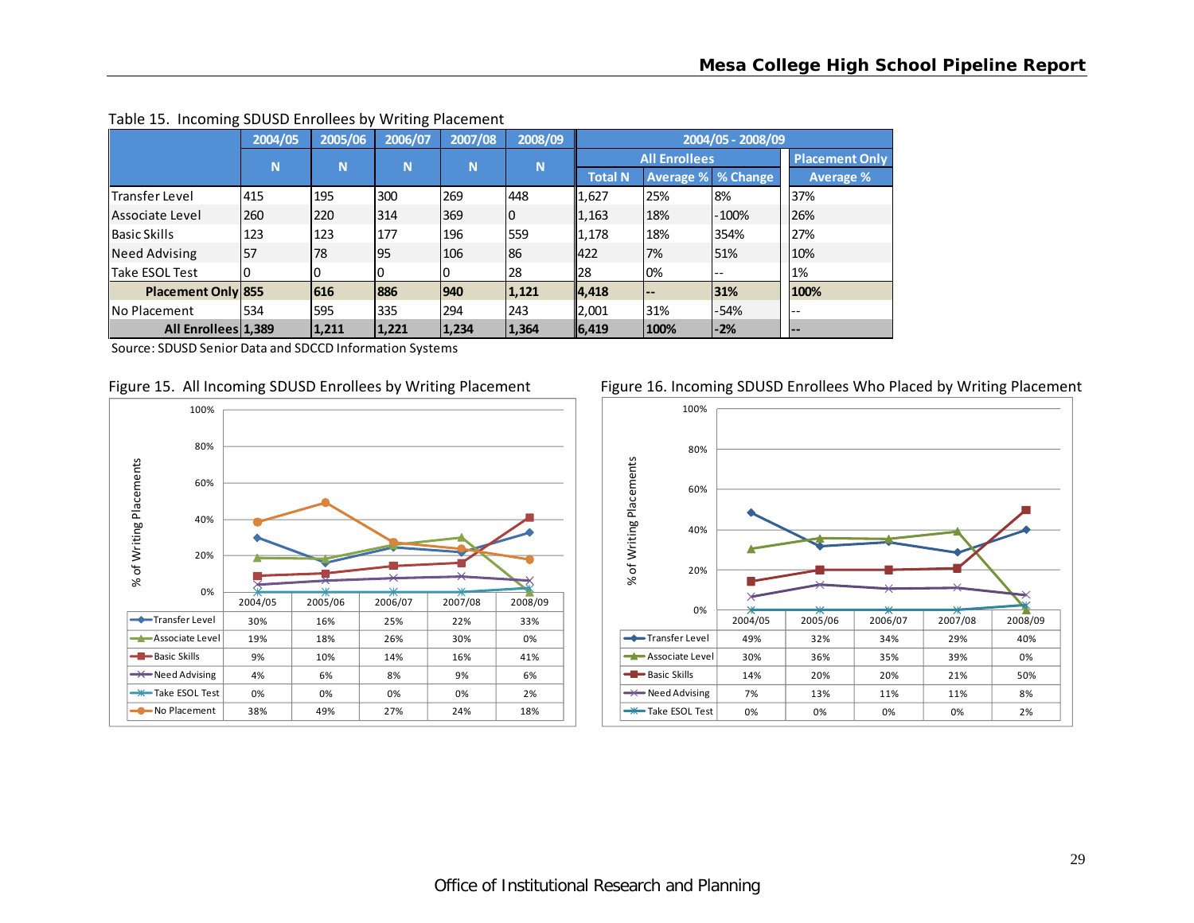Table 15. Incoming SDUSD Enrollees by Writing Placement

| | 2004/05 | 2005/06 | 2006/07 | 2007/08 | 2008/09 | 2004/05 - 2008/09 | | | |
|---|---|---|---|---|---|---|---|---|---|
| | | | | | | All Enrollees | | | Placement Only |
| | N | N | N | N | N | Total N | Average % | % Change | Average % |
| Transfer Level | 415 | 195 | 300 | 269 | 448 | 1,627 | 25% | 8% | 37% |
| Associate Level | 260 | 220 | 314 | 369 | 0 | 1,163 | 18% | -100% | 26% |
| Basic Skills | 123 | 123 | 177 | 196 | 559 | 1,178 | 18% | 354% | 27% |
| Need Advising | 57 | 78 | 95 | 106 | 86 | 422 | 7% | 51% | 10% |
| Take ESOL Test | 0 | 0 | 0 | 0 | 28 | 28 | 0% | -- | 1% |
| **Placement Only** | **855** | **616** | **886** | **940** | **1,121** | **4,418** | **--** | **31%** | **100%** |
| No Placement | 534 | 595 | 335 | 294 | 243 | 2,001 | 31% | -54% | -- |
| **All Enrollees** | **1,389** | **1,211** | **1,221** | **1,234** | **1,364** | **6,419** | **100%** | **-2%** | **--** |

Source: SDUSD Senior Data and SDCCD Information Systems

Figure 15. All Incoming SDUSD Enrollees by Writing Placement

| % of Writing Placements | 2004/05 | 2005/06 | 2006/07 | 2007/08 | 2008/09 |
|---|---|---|---|---|---|
| Transfer Level | 30% | 16% | 25% | 22% | 33% |
| Associate Level | 19% | 18% | 26% | 30% | 0% |
| Basic Skills | 9% | 10% | 14% | 16% | 41% |
| Need Advising | 4% | 6% | 8% | 9% | 6% |
| Take ESOL Test | 0% | 0% | 0% | 0% | 2% |
| No Placement | 38% | 49% | 27% | 24% | 18% |

Figure 16. Incoming SDUSD Enrollees Who Placed by Writing Placement

| % of Writing Placements | 2004/05 | 2005/06 | 2006/07 | 2007/08 | 2008/09 |
|---|---|---|---|---|---|
| Transfer Level | 49% | 32% | 34% | 29% | 40% |
| Associate Level | 30% | 36% | 35% | 39% | 0% |
| Basic Skills | 14% | 20% | 20% | 21% | 50% |
| Need Advising | 7% | 13% | 11% | 11% | 8% |
| Take ESOL Test | 0% | 0% | 0% | 0% | 2% |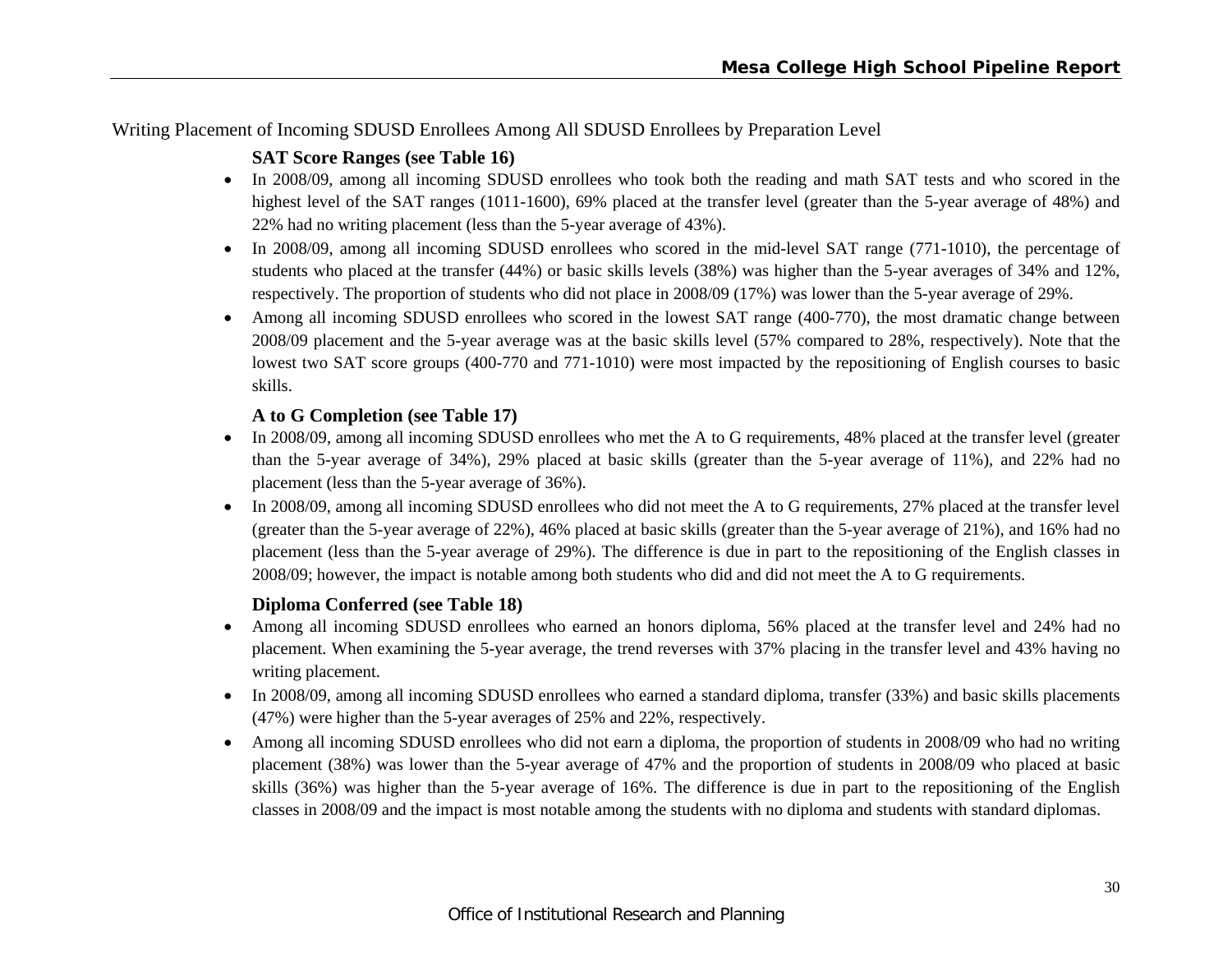Writing Placement of Incoming SDUSD Enrollees Among All SDUSD Enrollees by Preparation Level

**SAT Score Ranges (see Table 16)**

- In 2008/09, among all incoming SDUSD enrollees who took both the reading and math SAT tests and who scored in the highest level of the SAT ranges (1011-1600), 69% placed at the transfer level (greater than the 5-year average of 48%) and 22% had no writing placement (less than the 5-year average of 43%).
- In 2008/09, among all incoming SDUSD enrollees who scored in the mid-level SAT range (771-1010), the percentage of students who placed at the transfer (44%) or basic skills levels (38%) was higher than the 5-year averages of 34% and 12%, respectively. The proportion of students who did not place in 2008/09 (17%) was lower than the 5-year average of 29%.
- Among all incoming SDUSD enrollees who scored in the lowest SAT range (400-770), the most dramatic change between 2008/09 placement and the 5-year average was at the basic skills level (57% compared to 28%, respectively). Note that the lowest two SAT score groups (400-770 and 771-1010) were most impacted by the repositioning of English courses to basic skills.

**A to G Completion (see Table 17)**

- In 2008/09, among all incoming SDUSD enrollees who met the A to G requirements, 48% placed at the transfer level (greater than the 5-year average of 34%), 29% placed at basic skills (greater than the 5-year average of 11%), and 22% had no placement (less than the 5-year average of 36%).
- In 2008/09, among all incoming SDUSD enrollees who did not meet the A to G requirements, 27% placed at the transfer level (greater than the 5-year average of 22%), 46% placed at basic skills (greater than the 5-year average of 21%), and 16% had no placement (less than the 5-year average of 29%). The difference is due in part to the repositioning of the English classes in 2008/09; however, the impact is notable among both students who did and did not meet the A to G requirements.

**Diploma Conferred (see Table 18)**

- Among all incoming SDUSD enrollees who earned an honors diploma, 56% placed at the transfer level and 24% had no placement. When examining the 5-year average, the trend reverses with 37% placing in the transfer level and 43% having no writing placement.
- In 2008/09, among all incoming SDUSD enrollees who earned a standard diploma, transfer (33%) and basic skills placements (47%) were higher than the 5-year averages of 25% and 22%, respectively.
- Among all incoming SDUSD enrollees who did not earn a diploma, the proportion of students in 2008/09 who had no writing placement (38%) was lower than the 5-year average of 47% and the proportion of students in 2008/09 who placed at basic skills (36%) was higher than the 5-year average of 16%. The difference is due in part to the repositioning of the English classes in 2008/09 and the impact is most notable among the students with no diploma and students with standard diplomas.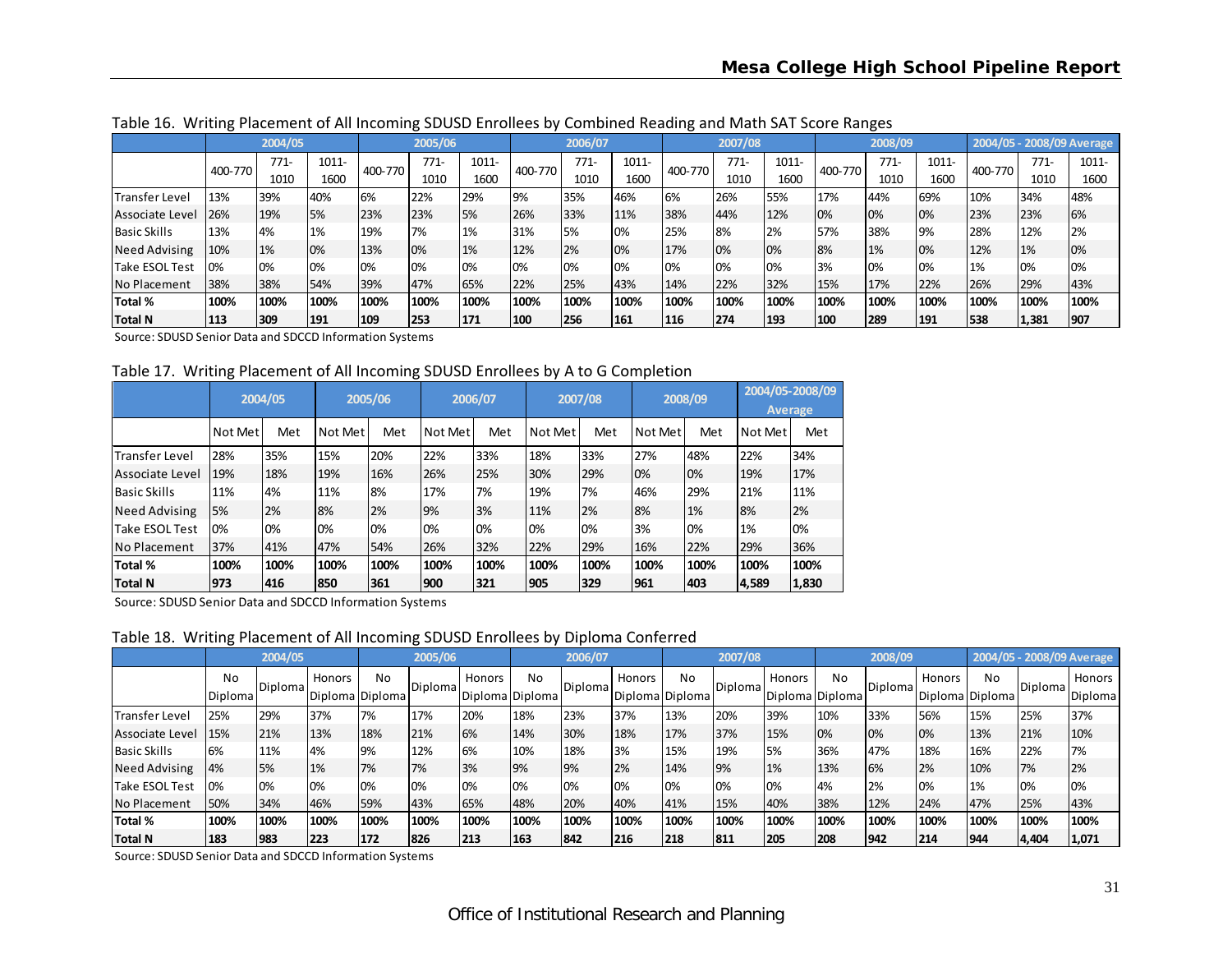Table 16. Writing Placement of All Incoming SDUSD Enrollees by Combined Reading and Math SAT Score Ranges

| | 2004/05 | | | 2005/06 | | | 2006/07 | | | 2007/08 | | | 2008/09 | | | 2004/05 - 2008/09 Average | | |
|---|---|---|---|---|---|---|---|---|---|---|---|---|---|---|---|---|---|---|
| | 400-770 | 771-1010 | 1011-1600 | 400-770 | 771-1010 | 1011-1600 | 400-770 | 771-1010 | 1011-1600 | 400-770 | 771-1010 | 1011-1600 | 400-770 | 771-1010 | 1011-1600 | 400-770 | 771-1010 | 1011-1600 |
| Transfer Level | 13% | 39% | 40% | 6% | 22% | 29% | 9% | 35% | 46% | 6% | 26% | 55% | 17% | 44% | 69% | 10% | 34% | 48% |
| Associate Level | 26% | 19% | 5% | 23% | 23% | 5% | 26% | 33% | 11% | 38% | 44% | 12% | 0% | 0% | 0% | 23% | 23% | 6% |
| Basic Skills | 13% | 4% | 1% | 19% | 7% | 1% | 31% | 5% | 0% | 25% | 8% | 2% | 57% | 38% | 9% | 28% | 12% | 2% |
| Need Advising | 10% | 1% | 0% | 13% | 0% | 1% | 12% | 2% | 0% | 17% | 0% | 0% | 8% | 1% | 0% | 12% | 1% | 0% |
| Take ESOL Test | 0% | 0% | 0% | 0% | 0% | 0% | 0% | 0% | 0% | 0% | 0% | 0% | 3% | 0% | 0% | 1% | 0% | 0% |
| No Placement | 38% | 38% | 54% | 39% | 47% | 65% | 22% | 25% | 43% | 14% | 22% | 32% | 15% | 17% | 22% | 26% | 29% | 43% |
| **Total %** | **100%** | **100%** | **100%** | **100%** | **100%** | **100%** | **100%** | **100%** | **100%** | **100%** | **100%** | **100%** | **100%** | **100%** | **100%** | **100%** | **100%** | **100%** |
| **Total N** | **113** | **309** | **191** | **109** | **253** | **171** | **100** | **256** | **161** | **116** | **274** | **193** | **100** | **289** | **191** | **538** | **1,381** | **907** |

Source: SDUSD Senior Data and SDCCD Information Systems

Table 17. Writing Placement of All Incoming SDUSD Enrollees by A to G Completion

| | 2004/05 | | 2005/06 | | 2006/07 | | 2007/08 | | 2008/09 | | 2004/05-2008/09 Average | |
|---|---|---|---|---|---|---|---|---|---|---|---|---|
| | Not Met | Met | Not Met | Met | Not Met | Met | Not Met | Met | Not Met | Met | Not Met | Met |
| Transfer Level | 28% | 35% | 15% | 20% | 22% | 33% | 18% | 33% | 27% | 48% | 22% | 34% |
| Associate Level | 19% | 18% | 19% | 16% | 26% | 25% | 30% | 29% | 0% | 0% | 19% | 17% |
| Basic Skills | 11% | 4% | 11% | 8% | 17% | 7% | 19% | 7% | 46% | 29% | 21% | 11% |
| Need Advising | 5% | 2% | 8% | 2% | 9% | 3% | 11% | 2% | 8% | 1% | 8% | 2% |
| Take ESOL Test | 0% | 0% | 0% | 0% | 0% | 0% | 0% | 0% | 3% | 0% | 1% | 0% |
| No Placement | 37% | 41% | 47% | 54% | 26% | 32% | 22% | 29% | 16% | 22% | 29% | 36% |
| **Total %** | **100%** | **100%** | **100%** | **100%** | **100%** | **100%** | **100%** | **100%** | **100%** | **100%** | **100%** | **100%** |
| **Total N** | **973** | **416** | **850** | **361** | **900** | **321** | **905** | **329** | **961** | **403** | **4,589** | **1,830** |

Source: SDUSD Senior Data and SDCCD Information Systems

Table 18. Writing Placement of All Incoming SDUSD Enrollees by Diploma Conferred

| | 2004/05 | | | 2005/06 | | | 2006/07 | | | 2007/08 | | | 2008/09 | | | 2004/05 - 2008/09 Average | | |
|---|---|---|---|---|---|---|---|---|---|---|---|---|---|---|---|---|---|---|
| | No Diploma | Diploma | Honors Diploma | No Diploma | Diploma | Honors Diploma | No Diploma | Diploma | Honors Diploma | No Diploma | Diploma | Honors Diploma | No Diploma | Diploma | Honors Diploma | No Diploma | Diploma | Honors Diploma |
| Transfer Level | 25% | 29% | 37% | 7% | 17% | 20% | 18% | 23% | 37% | 13% | 20% | 39% | 10% | 33% | 56% | 15% | 25% | 37% |
| Associate Level | 15% | 21% | 13% | 18% | 21% | 6% | 14% | 30% | 18% | 17% | 37% | 15% | 0% | 0% | 0% | 13% | 21% | 10% |
| Basic Skills | 6% | 11% | 4% | 9% | 12% | 6% | 10% | 18% | 3% | 15% | 19% | 5% | 36% | 47% | 18% | 16% | 22% | 7% |
| Need Advising | 4% | 5% | 1% | 7% | 7% | 3% | 9% | 9% | 2% | 14% | 9% | 1% | 13% | 6% | 2% | 10% | 7% | 2% |
| Take ESOL Test | 0% | 0% | 0% | 0% | 0% | 0% | 0% | 0% | 0% | 0% | 0% | 0% | 4% | 2% | 0% | 1% | 0% | 0% |
| No Placement | 50% | 34% | 46% | 59% | 43% | 65% | 48% | 20% | 40% | 41% | 15% | 40% | 38% | 12% | 24% | 47% | 25% | 43% |
| **Total %** | **100%** | **100%** | **100%** | **100%** | **100%** | **100%** | **100%** | **100%** | **100%** | **100%** | **100%** | **100%** | **100%** | **100%** | **100%** | **100%** | **100%** | **100%** |
| **Total N** | **183** | **983** | **223** | **172** | **826** | **213** | **163** | **842** | **216** | **218** | **811** | **205** | **208** | **942** | **214** | **944** | **4,404** | **1,071** |

Source: SDUSD Senior Data and SDCCD Information Systems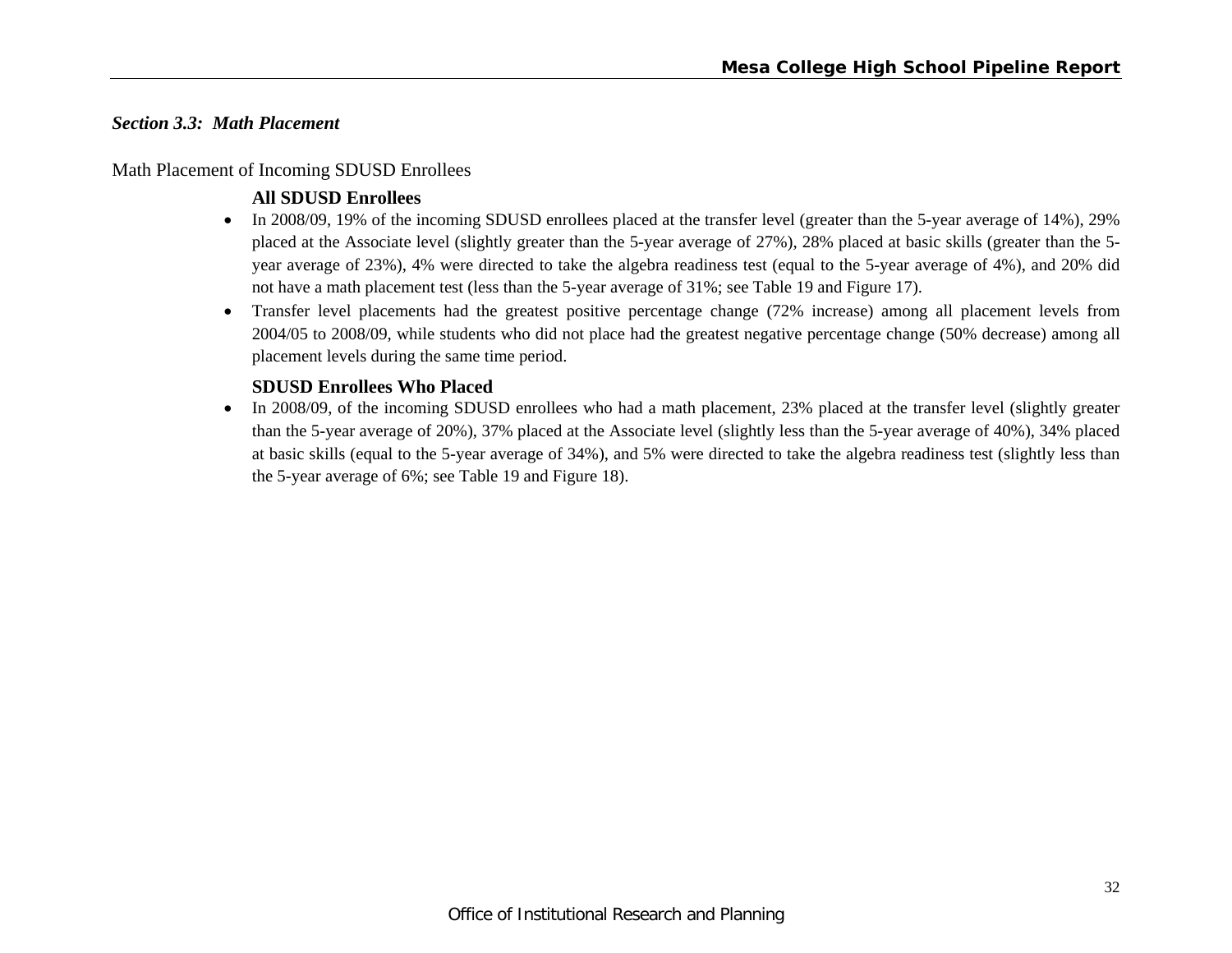### *Section 3.3: Math Placement*

Math Placement of Incoming SDUSD Enrollees

**All SDUSD Enrollees**

- In 2008/09, 19% of the incoming SDUSD enrollees placed at the transfer level (greater than the 5-year average of 14%), 29% placed at the Associate level (slightly greater than the 5-year average of 27%), 28% placed at basic skills (greater than the 5-year average of 23%), 4% were directed to take the algebra readiness test (equal to the 5-year average of 4%), and 20% did not have a math placement test (less than the 5-year average of 31%; see Table 19 and Figure 17).
- Transfer level placements had the greatest positive percentage change (72% increase) among all placement levels from 2004/05 to 2008/09, while students who did not place had the greatest negative percentage change (50% decrease) among all placement levels during the same time period.

**SDUSD Enrollees Who Placed**

- In 2008/09, of the incoming SDUSD enrollees who had a math placement, 23% placed at the transfer level (slightly greater than the 5-year average of 20%), 37% placed at the Associate level (slightly less than the 5-year average of 40%), 34% placed at basic skills (equal to the 5-year average of 34%), and 5% were directed to take the algebra readiness test (slightly less than the 5-year average of 6%; see Table 19 and Figure 18).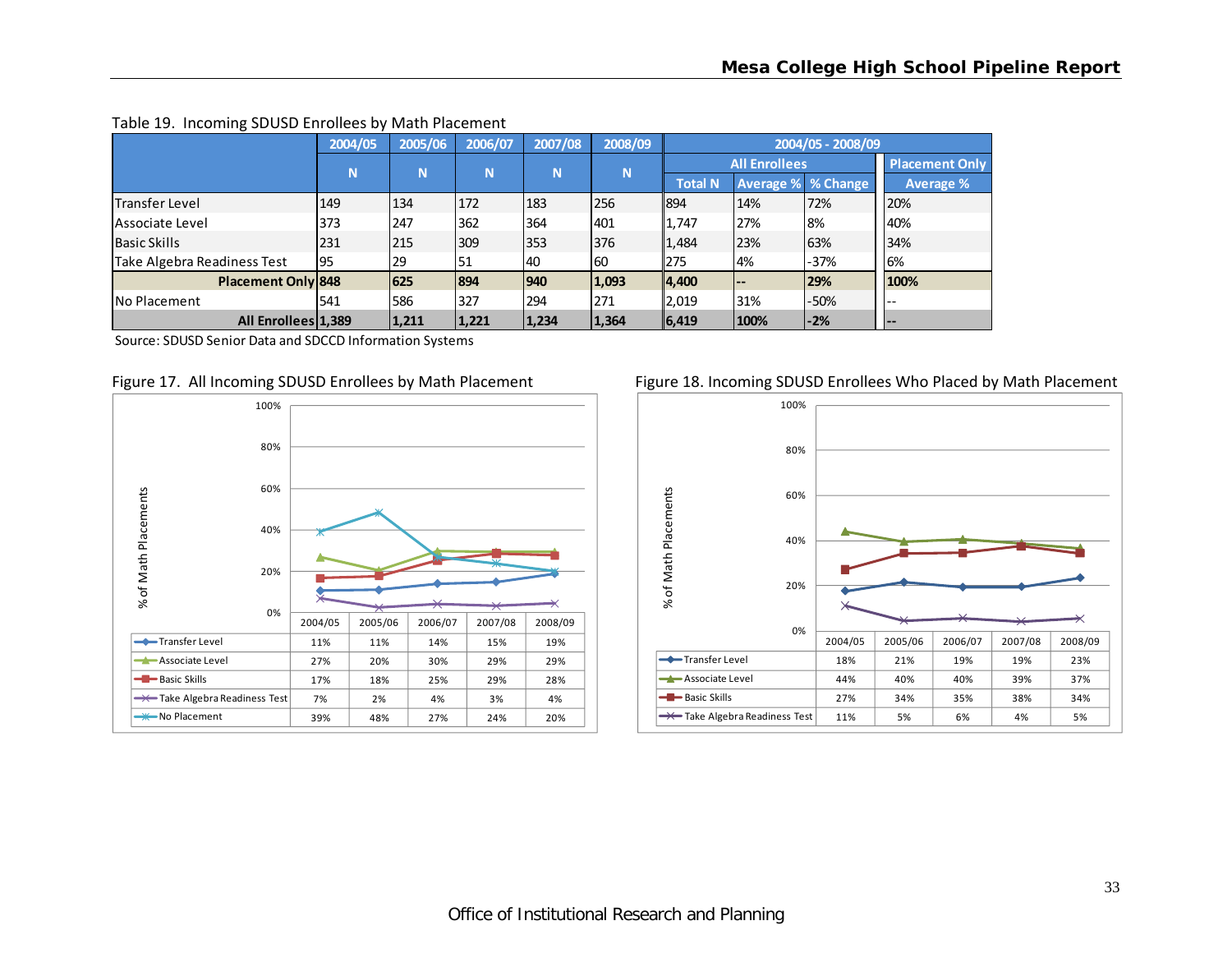Table 19. Incoming SDUSD Enrollees by Math Placement

| | 2004/05 | 2005/06 | 2006/07 | 2007/08 | 2008/09 | 2004/05 - 2008/09 | | | |
|---|---|---|---|---|---|---|---|---|---|
| | | | | | | All Enrollees | | | Placement Only |
| | N | N | N | N | N | Total N | Average % | % Change | Average % |
| Transfer Level | 149 | 134 | 172 | 183 | 256 | 894 | 14% | 72% | 20% |
| Associate Level | 373 | 247 | 362 | 364 | 401 | 1,747 | 27% | 8% | 40% |
| Basic Skills | 231 | 215 | 309 | 353 | 376 | 1,484 | 23% | 63% | 34% |
| Take Algebra Readiness Test | 95 | 29 | 51 | 40 | 60 | 275 | 4% | -37% | 6% |
| **Placement Only** | **848** | **625** | **894** | **940** | **1,093** | **4,400** | **--** | **29%** | **100%** |
| No Placement | 541 | 586 | 327 | 294 | 271 | 2,019 | 31% | -50% | -- |
| **All Enrollees** | **1,389** | **1,211** | **1,221** | **1,234** | **1,364** | **6,419** | **100%** | **-2%** | **--** |

Source: SDUSD Senior Data and SDCCD Information Systems

Figure 17. All Incoming SDUSD Enrollees by Math Placement

| % of Math Placements | 2004/05 | 2005/06 | 2006/07 | 2007/08 | 2008/09 |
|---|---|---|---|---|---|
| Transfer Level | 11% | 11% | 14% | 15% | 19% |
| Associate Level | 27% | 20% | 30% | 29% | 29% |
| Basic Skills | 17% | 18% | 25% | 29% | 28% |
| Take Algebra Readiness Test | 7% | 2% | 4% | 3% | 4% |
| No Placement | 39% | 48% | 27% | 24% | 20% |

Figure 18. Incoming SDUSD Enrollees Who Placed by Math Placement

| % of Math Placements | 2004/05 | 2005/06 | 2006/07 | 2007/08 | 2008/09 |
|---|---|---|---|---|---|
| Transfer Level | 18% | 21% | 19% | 19% | 23% |
| Associate Level | 44% | 40% | 40% | 39% | 37% |
| Basic Skills | 27% | 34% | 35% | 38% | 34% |
| Take Algebra Readiness Test | 11% | 5% | 6% | 4% | 5% |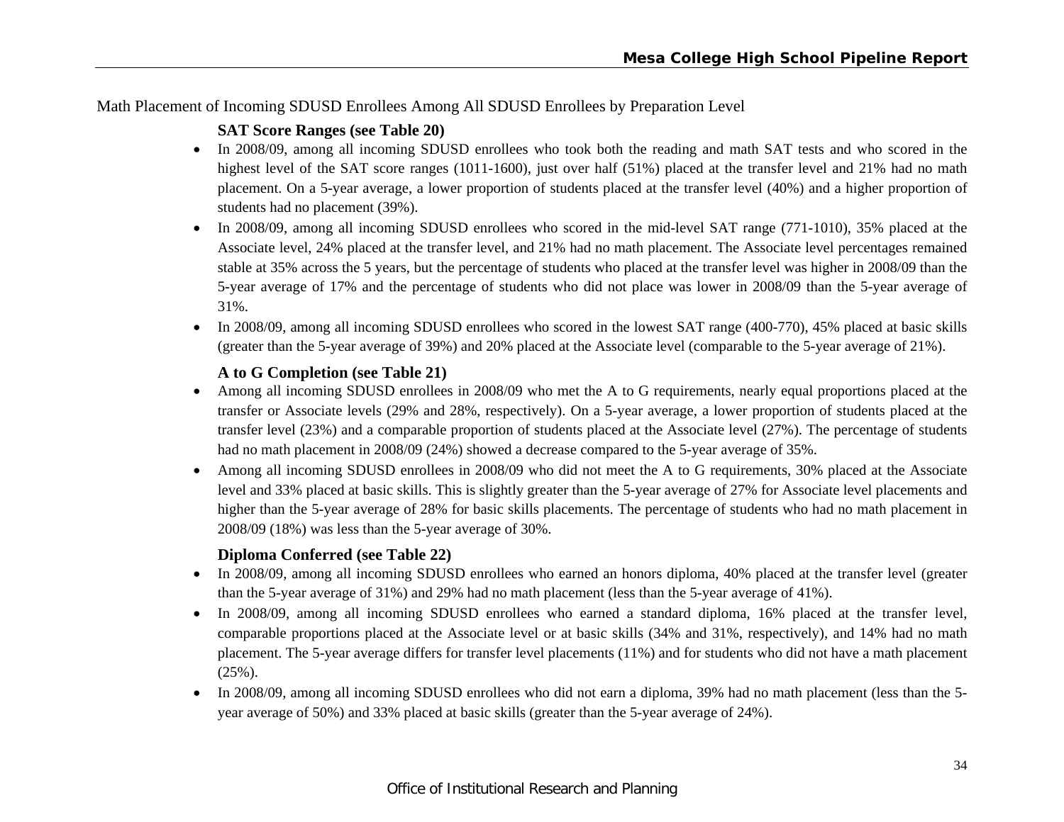Math Placement of Incoming SDUSD Enrollees Among All SDUSD Enrollees by Preparation Level

**SAT Score Ranges (see Table 20)**

- In 2008/09, among all incoming SDUSD enrollees who took both the reading and math SAT tests and who scored in the highest level of the SAT score ranges (1011-1600), just over half (51%) placed at the transfer level and 21% had no math placement. On a 5-year average, a lower proportion of students placed at the transfer level (40%) and a higher proportion of students had no placement (39%).
- In 2008/09, among all incoming SDUSD enrollees who scored in the mid-level SAT range (771-1010), 35% placed at the Associate level, 24% placed at the transfer level, and 21% had no math placement. The Associate level percentages remained stable at 35% across the 5 years, but the percentage of students who placed at the transfer level was higher in 2008/09 than the 5-year average of 17% and the percentage of students who did not place was lower in 2008/09 than the 5-year average of 31%.
- In 2008/09, among all incoming SDUSD enrollees who scored in the lowest SAT range (400-770), 45% placed at basic skills (greater than the 5-year average of 39%) and 20% placed at the Associate level (comparable to the 5-year average of 21%).

**A to G Completion (see Table 21)**

- Among all incoming SDUSD enrollees in 2008/09 who met the A to G requirements, nearly equal proportions placed at the transfer or Associate levels (29% and 28%, respectively). On a 5-year average, a lower proportion of students placed at the transfer level (23%) and a comparable proportion of students placed at the Associate level (27%). The percentage of students had no math placement in 2008/09 (24%) showed a decrease compared to the 5-year average of 35%.
- Among all incoming SDUSD enrollees in 2008/09 who did not meet the A to G requirements, 30% placed at the Associate level and 33% placed at basic skills. This is slightly greater than the 5-year average of 27% for Associate level placements and higher than the 5-year average of 28% for basic skills placements. The percentage of students who had no math placement in 2008/09 (18%) was less than the 5-year average of 30%.

**Diploma Conferred (see Table 22)**

- In 2008/09, among all incoming SDUSD enrollees who earned an honors diploma, 40% placed at the transfer level (greater than the 5-year average of 31%) and 29% had no math placement (less than the 5-year average of 41%).
- In 2008/09, among all incoming SDUSD enrollees who earned a standard diploma, 16% placed at the transfer level, comparable proportions placed at the Associate level or at basic skills (34% and 31%, respectively), and 14% had no math placement. The 5-year average differs for transfer level placements (11%) and for students who did not have a math placement (25%).
- In 2008/09, among all incoming SDUSD enrollees who did not earn a diploma, 39% had no math placement (less than the 5-year average of 50%) and 33% placed at basic skills (greater than the 5-year average of 24%).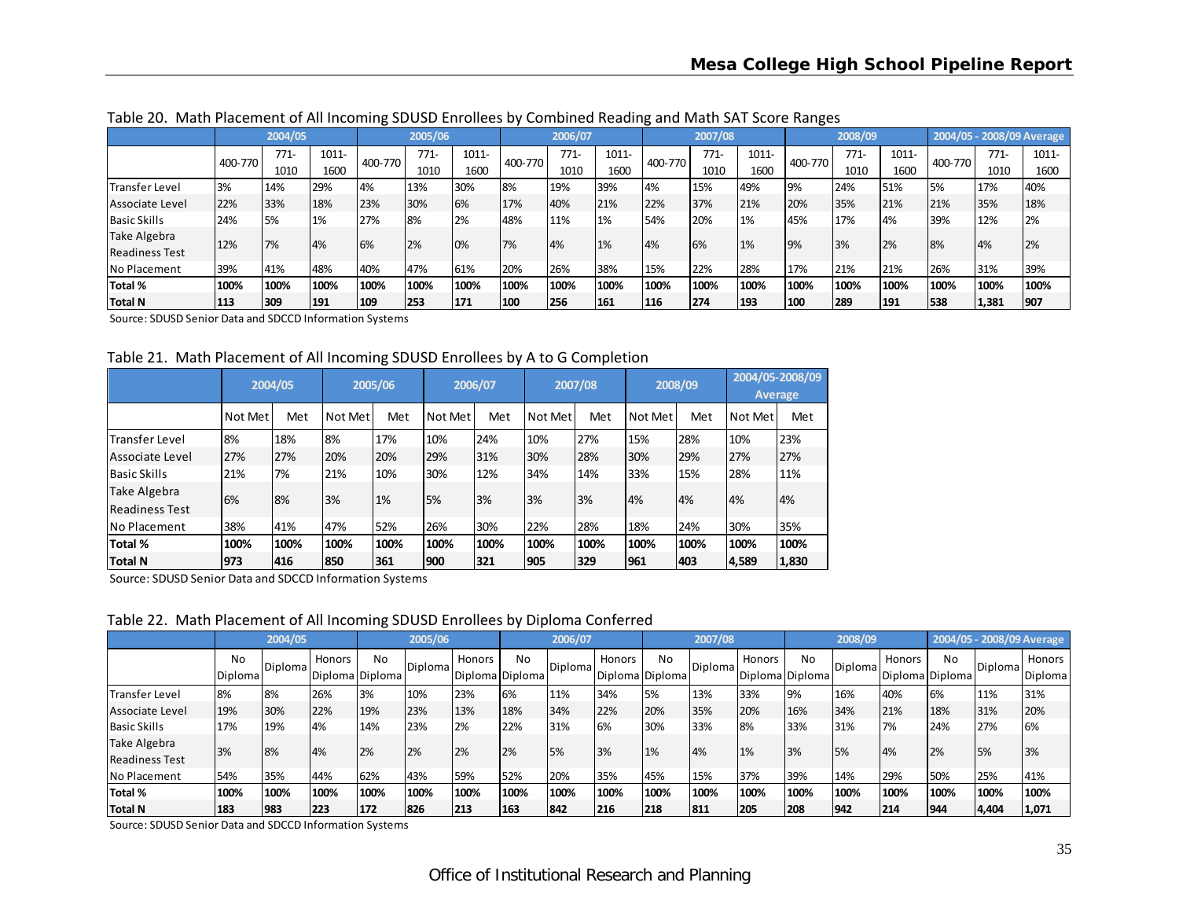Table 20. Math Placement of All Incoming SDUSD Enrollees by Combined Reading and Math SAT Score Ranges

| | 2004/05 | | | 2005/06 | | | 2006/07 | | | 2007/08 | | | 2008/09 | | | 2004/05 - 2008/09 Average | | |
|---|---|---|---|---|---|---|---|---|---|---|---|---|---|---|---|---|---|---|
| | 400-770 | 771-1010 | 1011-1600 | 400-770 | 771-1010 | 1011-1600 | 400-770 | 771-1010 | 1011-1600 | 400-770 | 771-1010 | 1011-1600 | 400-770 | 771-1010 | 1011-1600 | 400-770 | 771-1010 | 1011-1600 |
| Transfer Level | 3% | 14% | 29% | 4% | 13% | 30% | 8% | 19% | 39% | 4% | 15% | 49% | 9% | 24% | 51% | 5% | 17% | 40% |
| Associate Level | 22% | 33% | 18% | 23% | 30% | 6% | 17% | 40% | 21% | 22% | 37% | 21% | 20% | 35% | 21% | 21% | 35% | 18% |
| Basic Skills | 24% | 5% | 1% | 27% | 8% | 2% | 48% | 11% | 1% | 54% | 20% | 1% | 45% | 17% | 4% | 39% | 12% | 2% |
| Take Algebra Readiness Test | 12% | 7% | 4% | 6% | 2% | 0% | 7% | 4% | 1% | 4% | 6% | 1% | 9% | 3% | 2% | 8% | 4% | 2% |
| No Placement | 39% | 41% | 48% | 40% | 47% | 61% | 20% | 26% | 38% | 15% | 22% | 28% | 17% | 21% | 21% | 26% | 31% | 39% |
| **Total %** | **100%** | **100%** | **100%** | **100%** | **100%** | **100%** | **100%** | **100%** | **100%** | **100%** | **100%** | **100%** | **100%** | **100%** | **100%** | **100%** | **100%** | **100%** |
| **Total N** | **113** | **309** | **191** | **109** | **253** | **171** | **100** | **256** | **161** | **116** | **274** | **193** | **100** | **289** | **191** | **538** | **1,381** | **907** |

Source: SDUSD Senior Data and SDCCD Information Systems

Table 21. Math Placement of All Incoming SDUSD Enrollees by A to G Completion

| | 2004/05 | | 2005/06 | | 2006/07 | | 2007/08 | | 2008/09 | | 2004/05-2008/09 Average | |
|---|---|---|---|---|---|---|---|---|---|---|---|---|
| | Not Met | Met | Not Met | Met | Not Met | Met | Not Met | Met | Not Met | Met | Not Met | Met |
| Transfer Level | 8% | 18% | 8% | 17% | 10% | 24% | 10% | 27% | 15% | 28% | 10% | 23% |
| Associate Level | 27% | 27% | 20% | 20% | 29% | 31% | 30% | 28% | 30% | 29% | 27% | 27% |
| Basic Skills | 21% | 7% | 21% | 10% | 30% | 12% | 34% | 14% | 33% | 15% | 28% | 11% |
| Take Algebra Readiness Test | 6% | 8% | 3% | 1% | 5% | 3% | 3% | 3% | 4% | 4% | 4% | 4% |
| No Placement | 38% | 41% | 47% | 52% | 26% | 30% | 22% | 28% | 18% | 24% | 30% | 35% |
| **Total %** | **100%** | **100%** | **100%** | **100%** | **100%** | **100%** | **100%** | **100%** | **100%** | **100%** | **100%** | **100%** |
| **Total N** | **973** | **416** | **850** | **361** | **900** | **321** | **905** | **329** | **961** | **403** | **4,589** | **1,830** |

Source: SDUSD Senior Data and SDCCD Information Systems

Table 22. Math Placement of All Incoming SDUSD Enrollees by Diploma Conferred

| | 2004/05 | | | 2005/06 | | | 2006/07 | | | 2007/08 | | | 2008/09 | | | 2004/05 - 2008/09 Average | | |
|---|---|---|---|---|---|---|---|---|---|---|---|---|---|---|---|---|---|---|
| | No Diploma | Diploma | Honors Diploma | No Diploma | Diploma | Honors Diploma | No Diploma | Diploma | Honors Diploma | No Diploma | Diploma | Honors Diploma | No Diploma | Diploma | Honors Diploma | No Diploma | Diploma | Honors Diploma |
| Transfer Level | 8% | 8% | 26% | 3% | 10% | 23% | 6% | 11% | 34% | 5% | 13% | 33% | 9% | 16% | 40% | 6% | 11% | 31% |
| Associate Level | 19% | 30% | 22% | 19% | 23% | 13% | 18% | 34% | 22% | 20% | 35% | 20% | 16% | 34% | 21% | 18% | 31% | 20% |
| Basic Skills | 17% | 19% | 4% | 14% | 23% | 2% | 22% | 31% | 6% | 30% | 33% | 8% | 33% | 31% | 7% | 24% | 27% | 6% |
| Take Algebra Readiness Test | 3% | 8% | 4% | 2% | 2% | 2% | 2% | 5% | 3% | 1% | 4% | 1% | 3% | 5% | 4% | 2% | 5% | 3% |
| No Placement | 54% | 35% | 44% | 62% | 43% | 59% | 52% | 20% | 35% | 45% | 15% | 37% | 39% | 14% | 29% | 50% | 25% | 41% |
| **Total %** | **100%** | **100%** | **100%** | **100%** | **100%** | **100%** | **100%** | **100%** | **100%** | **100%** | **100%** | **100%** | **100%** | **100%** | **100%** | **100%** | **100%** | **100%** |
| **Total N** | **183** | **983** | **223** | **172** | **826** | **213** | **163** | **842** | **216** | **218** | **811** | **205** | **208** | **942** | **214** | **944** | **4,404** | **1,071** |

Source: SDUSD Senior Data and SDCCD Information Systems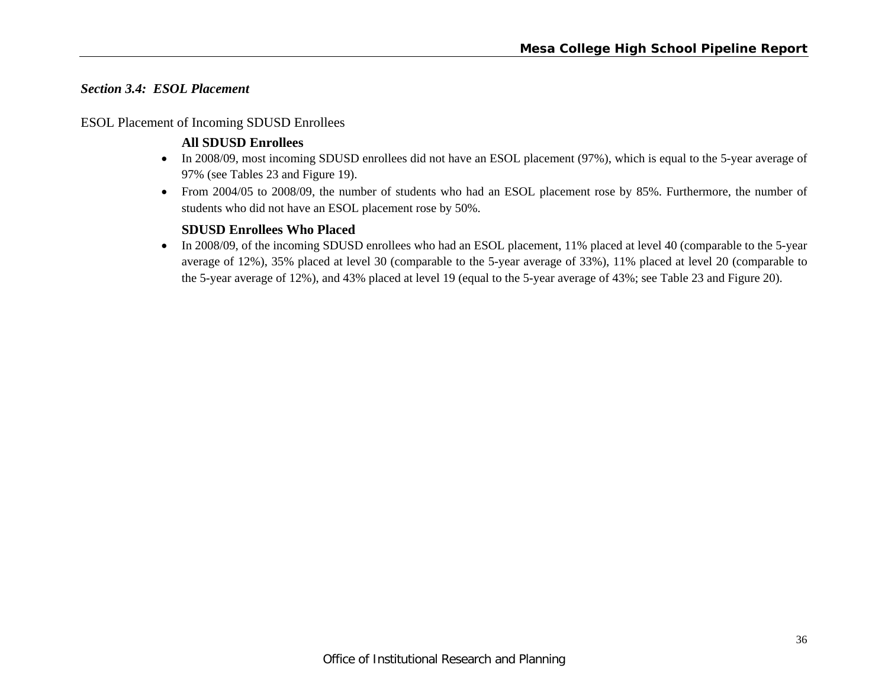### *Section 3.4: ESOL Placement*

ESOL Placement of Incoming SDUSD Enrollees

**All SDUSD Enrollees**

- In 2008/09, most incoming SDUSD enrollees did not have an ESOL placement (97%), which is equal to the 5-year average of 97% (see Tables 23 and Figure 19).
- From 2004/05 to 2008/09, the number of students who had an ESOL placement rose by 85%. Furthermore, the number of students who did not have an ESOL placement rose by 50%.

**SDUSD Enrollees Who Placed**

- In 2008/09, of the incoming SDUSD enrollees who had an ESOL placement, 11% placed at level 40 (comparable to the 5-year average of 12%), 35% placed at level 30 (comparable to the 5-year average of 33%), 11% placed at level 20 (comparable to the 5-year average of 12%), and 43% placed at level 19 (equal to the 5-year average of 43%; see Table 23 and Figure 20).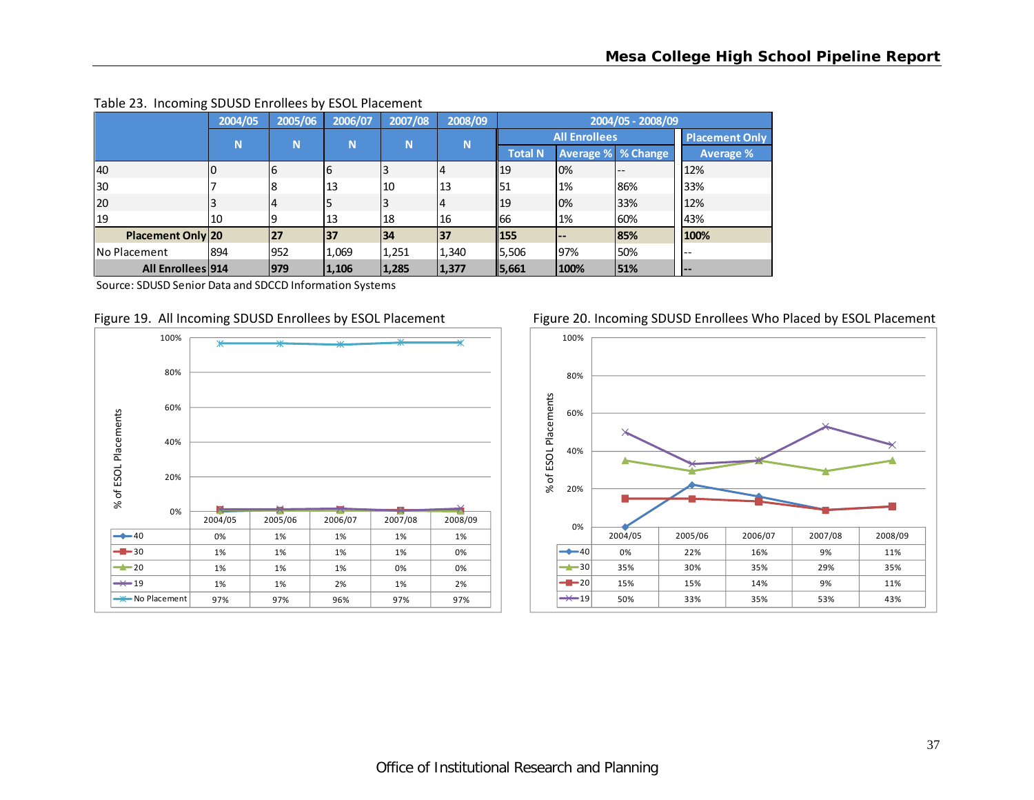Table 23. Incoming SDUSD Enrollees by ESOL Placement

| | 2004/05 | 2005/06 | 2006/07 | 2007/08 | 2008/09 | 2004/05 - 2008/09 | | | |
|---|---|---|---|---|---|---|---|---|---|
| | | | | | | All Enrollees | | | Placement Only |
| | N | N | N | N | N | Total N | Average % | % Change | Average % |
| 40 | 0 | 6 | 6 | 3 | 4 | 19 | 0% | -- | 12% |
| 30 | 7 | 8 | 13 | 10 | 13 | 51 | 1% | 86% | 33% |
| 20 | 3 | 4 | 5 | 3 | 4 | 19 | 0% | 33% | 12% |
| 19 | 10 | 9 | 13 | 18 | 16 | 66 | 1% | 60% | 43% |
| **Placement Only** | **20** | **27** | **37** | **34** | **37** | **155** | **--** | **85%** | **100%** |
| No Placement | 894 | 952 | 1,069 | 1,251 | 1,340 | 5,506 | 97% | 50% | -- |
| **All Enrollees** | **914** | **979** | **1,106** | **1,285** | **1,377** | **5,661** | **100%** | **51%** | **--** |

Source: SDUSD Senior Data and SDCCD Information Systems

Figure 19. All Incoming SDUSD Enrollees by ESOL Placement

| | 2004/05 | 2005/06 | 2006/07 | 2007/08 | 2008/09 |
|---|---|---|---|---|---|
| 40 | 0% | 1% | 1% | 1% | 1% |
| 30 | 1% | 1% | 1% | 1% | 0% |
| 20 | 1% | 1% | 1% | 0% | 0% |
| 19 | 1% | 1% | 2% | 1% | 2% |
| No Placement | 97% | 97% | 96% | 97% | 97% |

Figure 20. Incoming SDUSD Enrollees Who Placed by ESOL Placement

| | 2004/05 | 2005/06 | 2006/07 | 2007/08 | 2008/09 |
|---|---|---|---|---|---|
| 40 | 0% | 22% | 16% | 9% | 11% |
| 30 | 35% | 30% | 35% | 29% | 35% |
| 20 | 15% | 15% | 14% | 9% | 11% |
| 19 | 50% | 33% | 35% | 53% | 43% |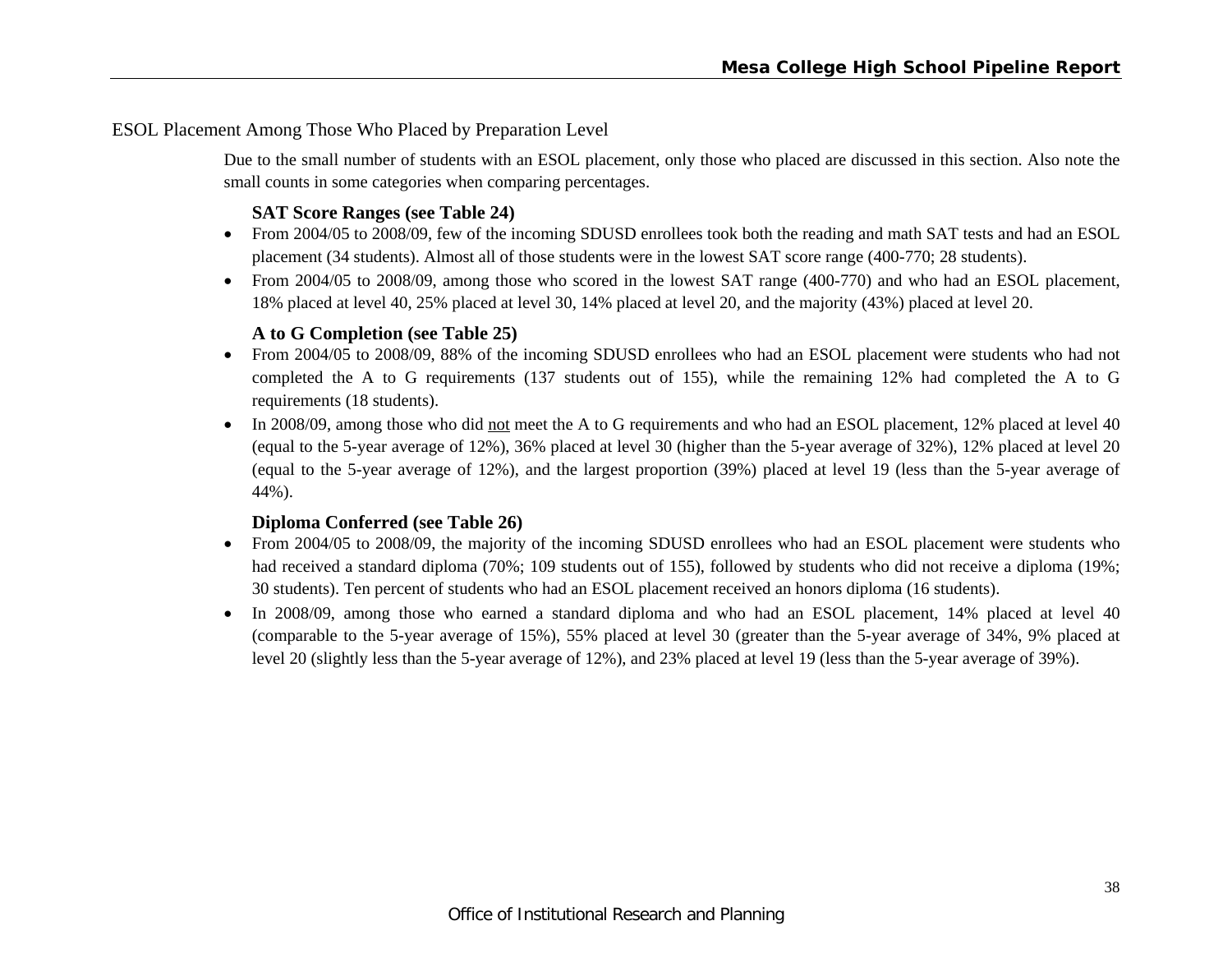## ESOL Placement Among Those Who Placed by Preparation Level

Due to the small number of students with an ESOL placement, only those who placed are discussed in this section. Also note the small counts in some categories when comparing percentages.

### SAT Score Ranges (see Table 24)

- From 2004/05 to 2008/09, few of the incoming SDUSD enrollees took both the reading and math SAT tests and had an ESOL placement (34 students). Almost all of those students were in the lowest SAT score range (400-770; 28 students).
- From 2004/05 to 2008/09, among those who scored in the lowest SAT range (400-770) and who had an ESOL placement, 18% placed at level 40, 25% placed at level 30, 14% placed at level 20, and the majority (43%) placed at level 20.

### A to G Completion (see Table 25)

- From 2004/05 to 2008/09, 88% of the incoming SDUSD enrollees who had an ESOL placement were students who had not completed the A to G requirements (137 students out of 155), while the remaining 12% had completed the A to G requirements (18 students).
- In 2008/09, among those who did <u>not</u> meet the A to G requirements and who had an ESOL placement, 12% placed at level 40 (equal to the 5-year average of 12%), 36% placed at level 30 (higher than the 5-year average of 32%), 12% placed at level 20 (equal to the 5-year average of 12%), and the largest proportion (39%) placed at level 19 (less than the 5-year average of 44%).

### Diploma Conferred (see Table 26)

- From 2004/05 to 2008/09, the majority of the incoming SDUSD enrollees who had an ESOL placement were students who had received a standard diploma (70%; 109 students out of 155), followed by students who did not receive a diploma (19%; 30 students). Ten percent of students who had an ESOL placement received an honors diploma (16 students).
- In 2008/09, among those who earned a standard diploma and who had an ESOL placement, 14% placed at level 40 (comparable to the 5-year average of 15%), 55% placed at level 30 (greater than the 5-year average of 34%, 9% placed at level 20 (slightly less than the 5-year average of 12%), and 23% placed at level 19 (less than the 5-year average of 39%).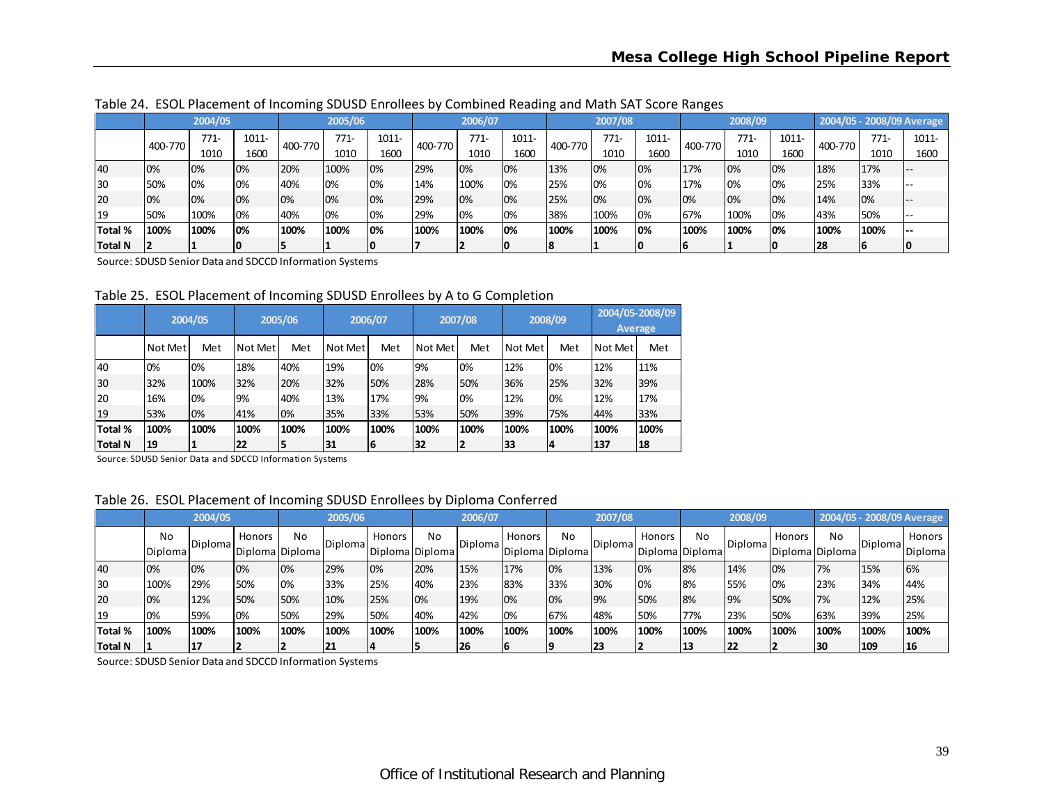Table 24. ESOL Placement of Incoming SDUSD Enrollees by Combined Reading and Math SAT Score Ranges

| | 2004/05 | | | 2005/06 | | | 2006/07 | | | 2007/08 | | | 2008/09 | | | 2004/05 - 2008/09 Average | | |
|---|---|---|---|---|---|---|---|---|---|---|---|---|---|---|---|---|---|---|
| | 400-770 | 771-1010 | 1011-1600 | 400-770 | 771-1010 | 1011-1600 | 400-770 | 771-1010 | 1011-1600 | 400-770 | 771-1010 | 1011-1600 | 400-770 | 771-1010 | 1011-1600 | 400-770 | 771-1010 | 1011-1600 |
| 40 | 0% | 0% | 0% | 20% | 100% | 0% | 29% | 0% | 0% | 13% | 0% | 0% | 17% | 0% | 0% | 18% | 17% | -- |
| 30 | 50% | 0% | 0% | 40% | 0% | 0% | 14% | 100% | 0% | 25% | 0% | 0% | 17% | 0% | 0% | 25% | 33% | -- |
| 20 | 0% | 0% | 0% | 0% | 0% | 0% | 29% | 0% | 0% | 25% | 0% | 0% | 0% | 0% | 0% | 14% | 0% | -- |
| 19 | 50% | 100% | 0% | 40% | 0% | 0% | 29% | 0% | 0% | 38% | 100% | 0% | 67% | 100% | 0% | 43% | 50% | -- |
| **Total %** | **100%** | **100%** | **0%** | **100%** | **100%** | **0%** | **100%** | **100%** | **0%** | **100%** | **100%** | **0%** | **100%** | **100%** | **0%** | **100%** | **100%** | **--** |
| **Total N** | **2** | **1** | **0** | **5** | **1** | **0** | **7** | **2** | **0** | **8** | **1** | **0** | **6** | **1** | **0** | **28** | **6** | **0** |

Source: SDUSD Senior Data and SDCCD Information Systems

Table 25. ESOL Placement of Incoming SDUSD Enrollees by A to G Completion

| | 2004/05 | | 2005/06 | | 2006/07 | | 2007/08 | | 2008/09 | | 2004/05-2008/09 Average | |
|---|---|---|---|---|---|---|---|---|---|---|---|---|
| | Not Met | Met | Not Met | Met | Not Met | Met | Not Met | Met | Not Met | Met | Not Met | Met |
| 40 | 0% | 0% | 18% | 40% | 19% | 0% | 9% | 0% | 12% | 0% | 12% | 11% |
| 30 | 32% | 100% | 32% | 20% | 32% | 50% | 28% | 50% | 36% | 25% | 32% | 39% |
| 20 | 16% | 0% | 9% | 40% | 13% | 17% | 9% | 0% | 12% | 0% | 12% | 17% |
| 19 | 53% | 0% | 41% | 0% | 35% | 33% | 53% | 50% | 39% | 75% | 44% | 33% |
| **Total %** | **100%** | **100%** | **100%** | **100%** | **100%** | **100%** | **100%** | **100%** | **100%** | **100%** | **100%** | **100%** |
| **Total N** | **19** | **1** | **22** | **5** | **31** | **6** | **32** | **2** | **33** | **4** | **137** | **18** |

Source: SDUSD Senior Data and SDCCD Information Systems

Table 26. ESOL Placement of Incoming SDUSD Enrollees by Diploma Conferred

| | 2004/05 | | | 2005/06 | | | 2006/07 | | | 2007/08 | | | 2008/09 | | | 2004/05 - 2008/09 Average | | |
|---|---|---|---|---|---|---|---|---|---|---|---|---|---|---|---|---|---|---|
| | No Diploma | Diploma | Honors Diploma | No Diploma | Diploma | Honors Diploma | No Diploma | Diploma | Honors Diploma | No Diploma | Diploma | Honors Diploma | No Diploma | Diploma | Honors Diploma | No Diploma | Diploma | Honors Diploma |
| 40 | 0% | 0% | 0% | 0% | 29% | 0% | 20% | 15% | 17% | 0% | 13% | 0% | 8% | 14% | 0% | 7% | 15% | 6% |
| 30 | 100% | 29% | 50% | 0% | 33% | 25% | 40% | 23% | 83% | 33% | 30% | 0% | 8% | 55% | 0% | 23% | 34% | 44% |
| 20 | 0% | 12% | 50% | 50% | 10% | 25% | 0% | 19% | 0% | 0% | 9% | 50% | 8% | 9% | 50% | 7% | 12% | 25% |
| 19 | 0% | 59% | 0% | 50% | 29% | 50% | 40% | 42% | 0% | 67% | 48% | 50% | 77% | 23% | 50% | 63% | 39% | 25% |
| **Total %** | **100%** | **100%** | **100%** | **100%** | **100%** | **100%** | **100%** | **100%** | **100%** | **100%** | **100%** | **100%** | **100%** | **100%** | **100%** | **100%** | **100%** | **100%** |
| **Total N** | **1** | **17** | **2** | **2** | **21** | **4** | **5** | **26** | **6** | **9** | **23** | **2** | **13** | **22** | **2** | **30** | **109** | **16** |

Source: SDUSD Senior Data and SDCCD Information Systems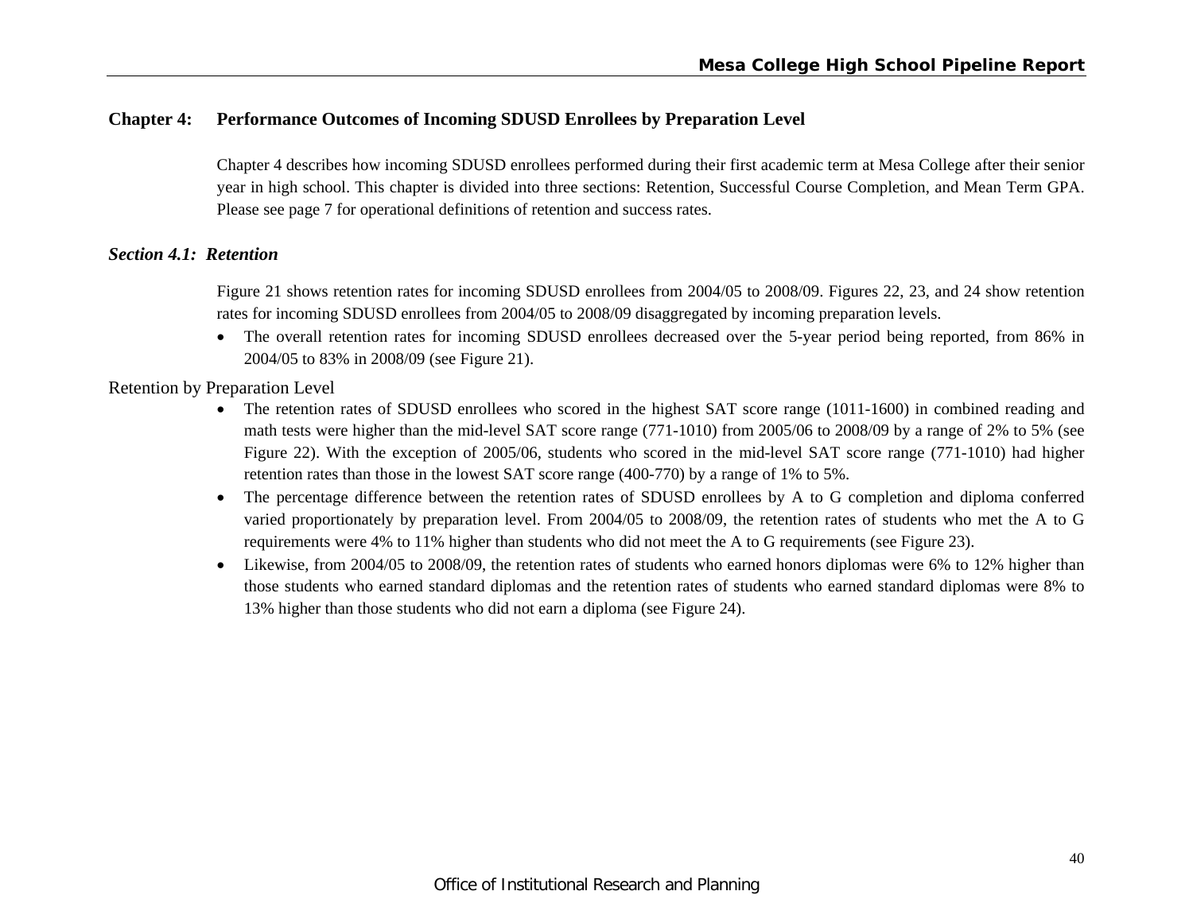## Chapter 4: Performance Outcomes of Incoming SDUSD Enrollees by Preparation Level

Chapter 4 describes how incoming SDUSD enrollees performed during their first academic term at Mesa College after their senior year in high school. This chapter is divided into three sections: Retention, Successful Course Completion, and Mean Term GPA. Please see page 7 for operational definitions of retention and success rates.

### *Section 4.1: Retention*

Figure 21 shows retention rates for incoming SDUSD enrollees from 2004/05 to 2008/09. Figures 22, 23, and 24 show retention rates for incoming SDUSD enrollees from 2004/05 to 2008/09 disaggregated by incoming preparation levels.

- The overall retention rates for incoming SDUSD enrollees decreased over the 5-year period being reported, from 86% in 2004/05 to 83% in 2008/09 (see Figure 21).

Retention by Preparation Level

- The retention rates of SDUSD enrollees who scored in the highest SAT score range (1011-1600) in combined reading and math tests were higher than the mid-level SAT score range (771-1010) from 2005/06 to 2008/09 by a range of 2% to 5% (see Figure 22). With the exception of 2005/06, students who scored in the mid-level SAT score range (771-1010) had higher retention rates than those in the lowest SAT score range (400-770) by a range of 1% to 5%.
- The percentage difference between the retention rates of SDUSD enrollees by A to G completion and diploma conferred varied proportionately by preparation level. From 2004/05 to 2008/09, the retention rates of students who met the A to G requirements were 4% to 11% higher than students who did not meet the A to G requirements (see Figure 23).
- Likewise, from 2004/05 to 2008/09, the retention rates of students who earned honors diplomas were 6% to 12% higher than those students who earned standard diplomas and the retention rates of students who earned standard diplomas were 8% to 13% higher than those students who did not earn a diploma (see Figure 24).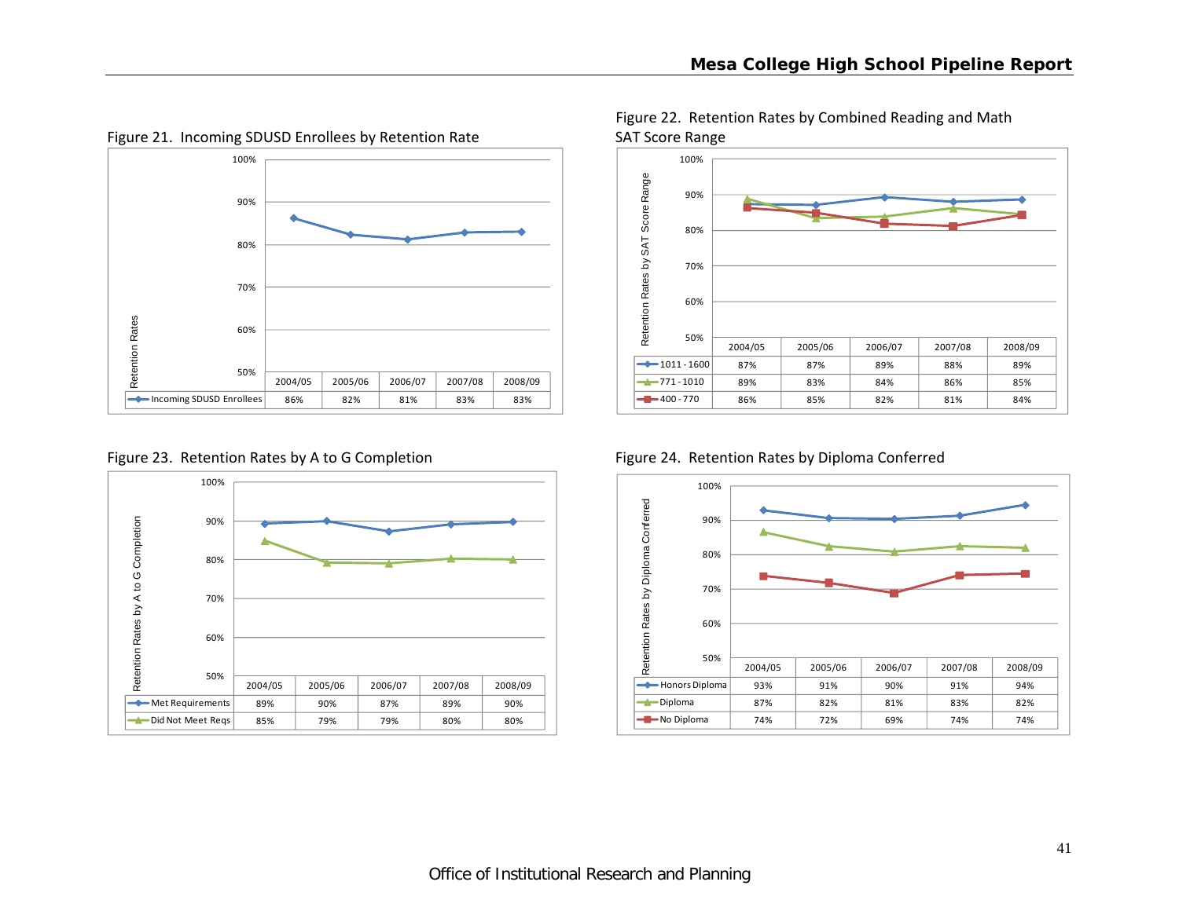Figure 21. Incoming SDUSD Enrollees by Retention Rate

| Retention Rates | 2004/05 | 2005/06 | 2006/07 | 2007/08 | 2008/09 |
|---|---|---|---|---|---|
| Incoming SDUSD Enrollees | 86% | 82% | 81% | 83% | 83% |

Figure 22. Retention Rates by Combined Reading and Math SAT Score Range

| Retention Rates by SAT Score Range | 2004/05 | 2005/06 | 2006/07 | 2007/08 | 2008/09 |
|---|---|---|---|---|---|
| 1011 - 1600 | 87% | 87% | 89% | 88% | 89% |
| 771 - 1010 | 89% | 83% | 84% | 86% | 85% |
| 400 - 770 | 86% | 85% | 82% | 81% | 84% |

Figure 23. Retention Rates by A to G Completion

| Retention Rates by A to G Completion | 2004/05 | 2005/06 | 2006/07 | 2007/08 | 2008/09 |
|---|---|---|---|---|---|
| Met Requirements | 89% | 90% | 87% | 89% | 90% |
| Did Not Meet Reqs | 85% | 79% | 79% | 80% | 80% |

Figure 24. Retention Rates by Diploma Conferred

| Retention Rates by Diploma Conferred | 2004/05 | 2005/06 | 2006/07 | 2007/08 | 2008/09 |
|---|---|---|---|---|---|
| Honors Diploma | 93% | 91% | 90% | 91% | 94% |
| Diploma | 87% | 82% | 81% | 83% | 82% |
| No Diploma | 74% | 72% | 69% | 74% | 74% |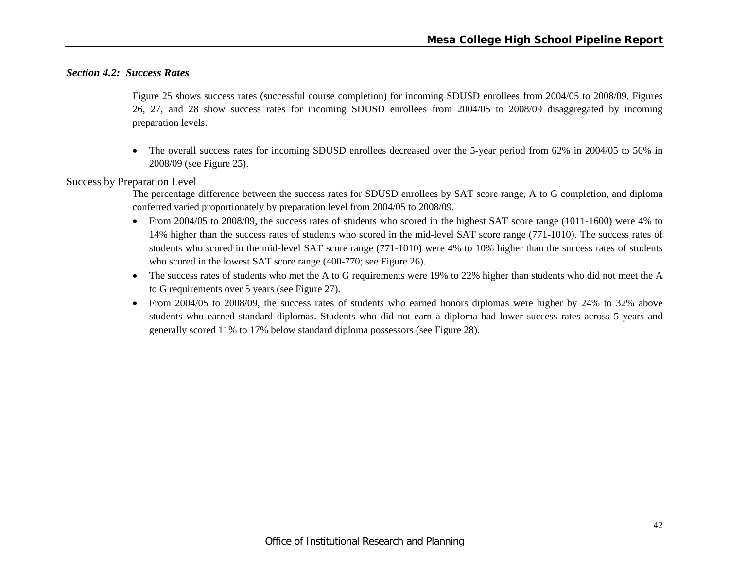### *Section 4.2: Success Rates*

Figure 25 shows success rates (successful course completion) for incoming SDUSD enrollees from 2004/05 to 2008/09. Figures 26, 27, and 28 show success rates for incoming SDUSD enrollees from 2004/05 to 2008/09 disaggregated by incoming preparation levels.

- The overall success rates for incoming SDUSD enrollees decreased over the 5-year period from 62% in 2004/05 to 56% in 2008/09 (see Figure 25).

Success by Preparation Level

The percentage difference between the success rates for SDUSD enrollees by SAT score range, A to G completion, and diploma conferred varied proportionately by preparation level from 2004/05 to 2008/09.

- From 2004/05 to 2008/09, the success rates of students who scored in the highest SAT score range (1011-1600) were 4% to 14% higher than the success rates of students who scored in the mid-level SAT score range (771-1010). The success rates of students who scored in the mid-level SAT score range (771-1010) were 4% to 10% higher than the success rates of students who scored in the lowest SAT score range (400-770; see Figure 26).
- The success rates of students who met the A to G requirements were 19% to 22% higher than students who did not meet the A to G requirements over 5 years (see Figure 27).
- From 2004/05 to 2008/09, the success rates of students who earned honors diplomas were higher by 24% to 32% above students who earned standard diplomas. Students who did not earn a diploma had lower success rates across 5 years and generally scored 11% to 17% below standard diploma possessors (see Figure 28).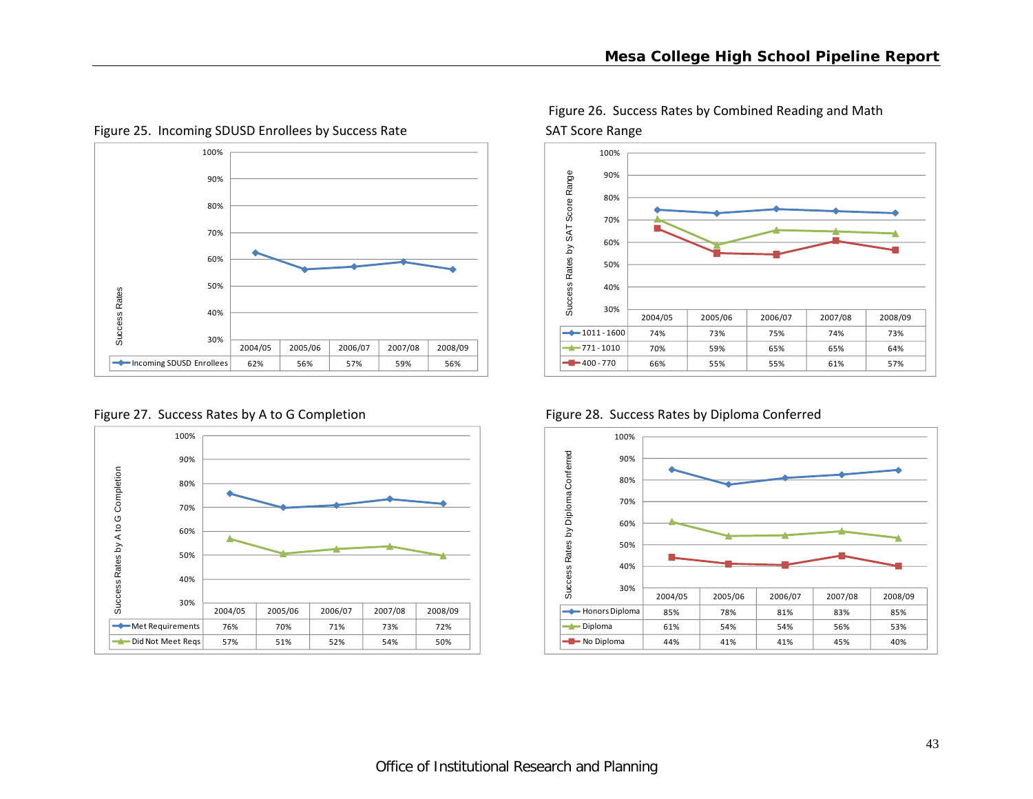Figure 25. Incoming SDUSD Enrollees by Success Rate

| | 2004/05 | 2005/06 | 2006/07 | 2007/08 | 2008/09 |
|---|---|---|---|---|---|
| Incoming SDUSD Enrollees | 62% | 56% | 57% | 59% | 56% |

Figure 26. Success Rates by Combined Reading and Math SAT Score Range

| | 2004/05 | 2005/06 | 2006/07 | 2007/08 | 2008/09 |
|---|---|---|---|---|---|
| 1011 - 1600 | 74% | 73% | 75% | 74% | 73% |
| 771 - 1010 | 70% | 59% | 65% | 65% | 64% |
| 400 - 770 | 66% | 55% | 55% | 61% | 57% |

Figure 27. Success Rates by A to G Completion

| | 2004/05 | 2005/06 | 2006/07 | 2007/08 | 2008/09 |
|---|---|---|---|---|---|
| Met Requirements | 76% | 70% | 71% | 73% | 72% |
| Did Not Meet Reqs | 57% | 51% | 52% | 54% | 50% |

Figure 28. Success Rates by Diploma Conferred

| | 2004/05 | 2005/06 | 2006/07 | 2007/08 | 2008/09 |
|---|---|---|---|---|---|
| Honors Diploma | 85% | 78% | 81% | 83% | 85% |
| Diploma | 61% | 54% | 54% | 56% | 53% |
| No Diploma | 44% | 41% | 41% | 45% | 40% |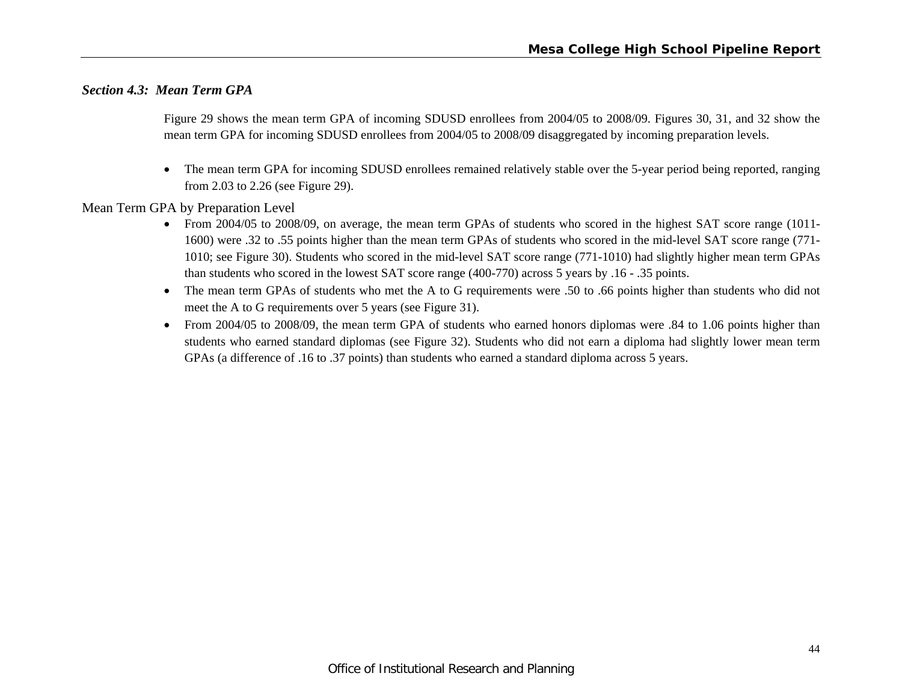### *Section 4.3: Mean Term GPA*

Figure 29 shows the mean term GPA of incoming SDUSD enrollees from 2004/05 to 2008/09. Figures 30, 31, and 32 show the mean term GPA for incoming SDUSD enrollees from 2004/05 to 2008/09 disaggregated by incoming preparation levels.

- The mean term GPA for incoming SDUSD enrollees remained relatively stable over the 5-year period being reported, ranging from 2.03 to 2.26 (see Figure 29).

Mean Term GPA by Preparation Level

- From 2004/05 to 2008/09, on average, the mean term GPAs of students who scored in the highest SAT score range (1011-1600) were .32 to .55 points higher than the mean term GPAs of students who scored in the mid-level SAT score range (771-1010; see Figure 30). Students who scored in the mid-level SAT score range (771-1010) had slightly higher mean term GPAs than students who scored in the lowest SAT score range (400-770) across 5 years by .16 - .35 points.
- The mean term GPAs of students who met the A to G requirements were .50 to .66 points higher than students who did not meet the A to G requirements over 5 years (see Figure 31).
- From 2004/05 to 2008/09, the mean term GPA of students who earned honors diplomas were .84 to 1.06 points higher than students who earned standard diplomas (see Figure 32). Students who did not earn a diploma had slightly lower mean term GPAs (a difference of .16 to .37 points) than students who earned a standard diploma across 5 years.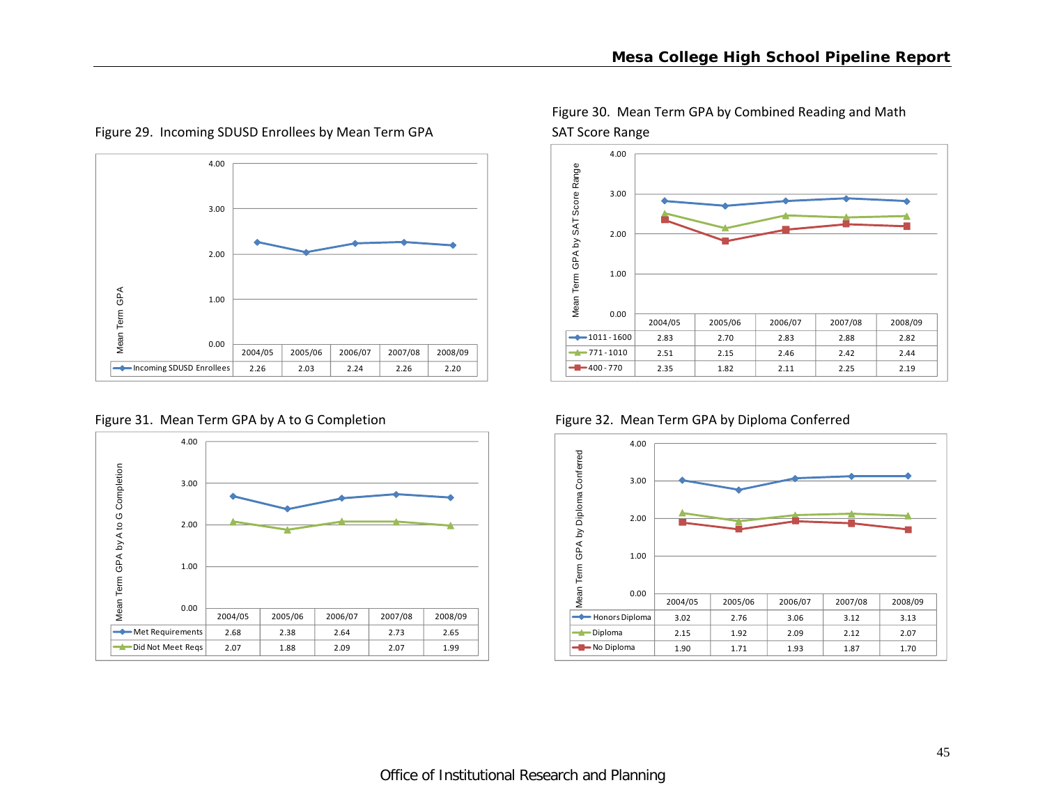Figure 29. Incoming SDUSD Enrollees by Mean Term GPA

| | 2004/05 | 2005/06 | 2006/07 | 2007/08 | 2008/09 |
|---|---|---|---|---|---|
| Incoming SDUSD Enrollees | 2.26 | 2.03 | 2.24 | 2.26 | 2.20 |

Figure 30. Mean Term GPA by Combined Reading and Math SAT Score Range

| | 2004/05 | 2005/06 | 2006/07 | 2007/08 | 2008/09 |
|---|---|---|---|---|---|
| 1011 - 1600 | 2.83 | 2.70 | 2.83 | 2.88 | 2.82 |
| 771 - 1010 | 2.51 | 2.15 | 2.46 | 2.42 | 2.44 |
| 400 - 770 | 2.35 | 1.82 | 2.11 | 2.25 | 2.19 |

Figure 31. Mean Term GPA by A to G Completion

| | 2004/05 | 2005/06 | 2006/07 | 2007/08 | 2008/09 |
|---|---|---|---|---|---|
| Met Requirements | 2.68 | 2.38 | 2.64 | 2.73 | 2.65 |
| Did Not Meet Reqs | 2.07 | 1.88 | 2.09 | 2.07 | 1.99 |

Figure 32. Mean Term GPA by Diploma Conferred

| | 2004/05 | 2005/06 | 2006/07 | 2007/08 | 2008/09 |
|---|---|---|---|---|---|
| Honors Diploma | 3.02 | 2.76 | 3.06 | 3.12 | 3.13 |
| Diploma | 2.15 | 1.92 | 2.09 | 2.12 | 2.07 |
| No Diploma | 1.90 | 1.71 | 1.93 | 1.87 | 1.70 |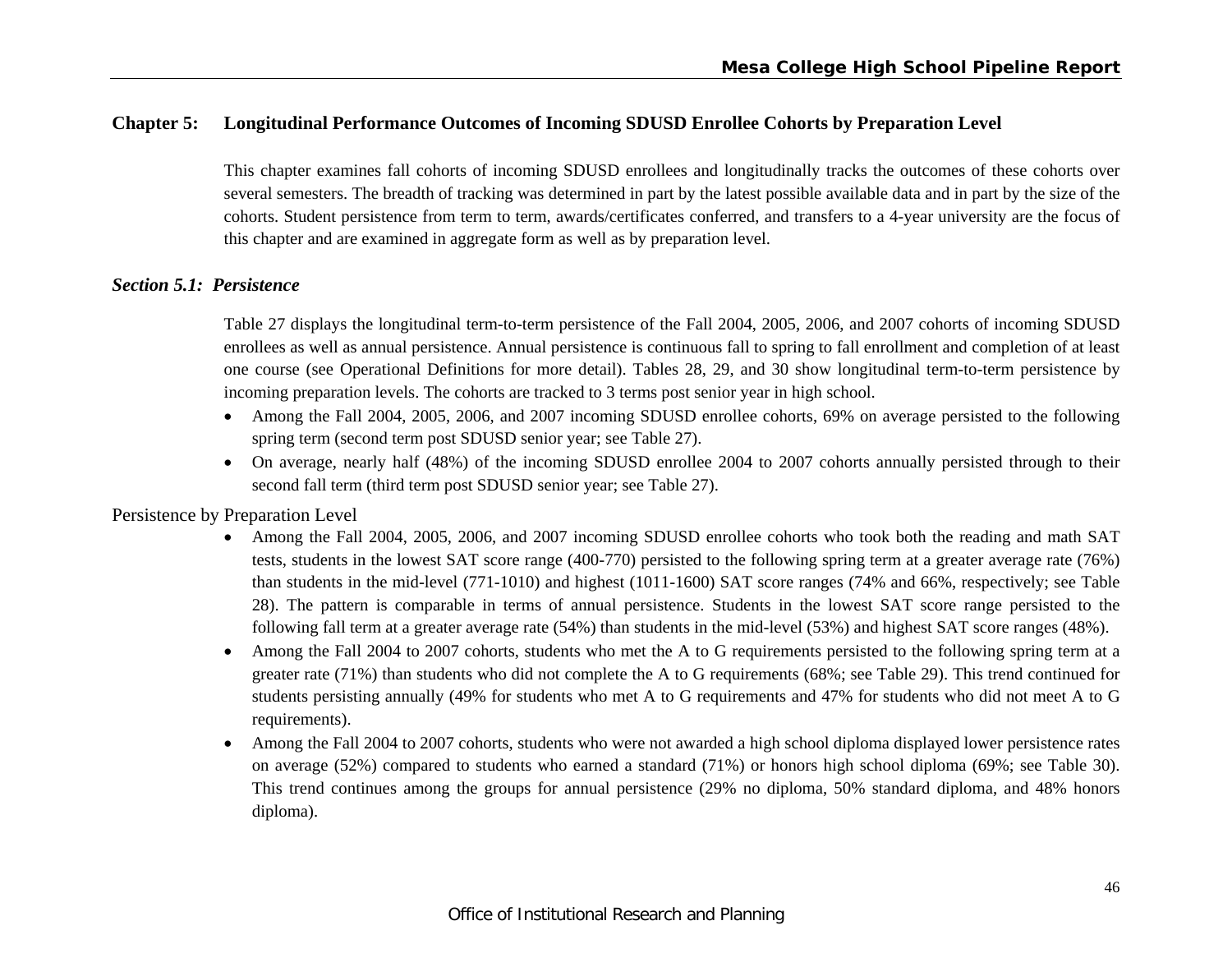## Chapter 5: Longitudinal Performance Outcomes of Incoming SDUSD Enrollee Cohorts by Preparation Level

This chapter examines fall cohorts of incoming SDUSD enrollees and longitudinally tracks the outcomes of these cohorts over several semesters. The breadth of tracking was determined in part by the latest possible available data and in part by the size of the cohorts. Student persistence from term to term, awards/certificates conferred, and transfers to a 4-year university are the focus of this chapter and are examined in aggregate form as well as by preparation level.

### *Section 5.1: Persistence*

Table 27 displays the longitudinal term-to-term persistence of the Fall 2004, 2005, 2006, and 2007 cohorts of incoming SDUSD enrollees as well as annual persistence. Annual persistence is continuous fall to spring to fall enrollment and completion of at least one course (see Operational Definitions for more detail). Tables 28, 29, and 30 show longitudinal term-to-term persistence by incoming preparation levels. The cohorts are tracked to 3 terms post senior year in high school.

- Among the Fall 2004, 2005, 2006, and 2007 incoming SDUSD enrollee cohorts, 69% on average persisted to the following spring term (second term post SDUSD senior year; see Table 27).
- On average, nearly half (48%) of the incoming SDUSD enrollee 2004 to 2007 cohorts annually persisted through to their second fall term (third term post SDUSD senior year; see Table 27).

#### Persistence by Preparation Level

- Among the Fall 2004, 2005, 2006, and 2007 incoming SDUSD enrollee cohorts who took both the reading and math SAT tests, students in the lowest SAT score range (400-770) persisted to the following spring term at a greater average rate (76%) than students in the mid-level (771-1010) and highest (1011-1600) SAT score ranges (74% and 66%, respectively; see Table 28). The pattern is comparable in terms of annual persistence. Students in the lowest SAT score range persisted to the following fall term at a greater average rate (54%) than students in the mid-level (53%) and highest SAT score ranges (48%).
- Among the Fall 2004 to 2007 cohorts, students who met the A to G requirements persisted to the following spring term at a greater rate (71%) than students who did not complete the A to G requirements (68%; see Table 29). This trend continued for students persisting annually (49% for students who met A to G requirements and 47% for students who did not meet A to G requirements).
- Among the Fall 2004 to 2007 cohorts, students who were not awarded a high school diploma displayed lower persistence rates on average (52%) compared to students who earned a standard (71%) or honors high school diploma (69%; see Table 30). This trend continues among the groups for annual persistence (29% no diploma, 50% standard diploma, and 48% honors diploma).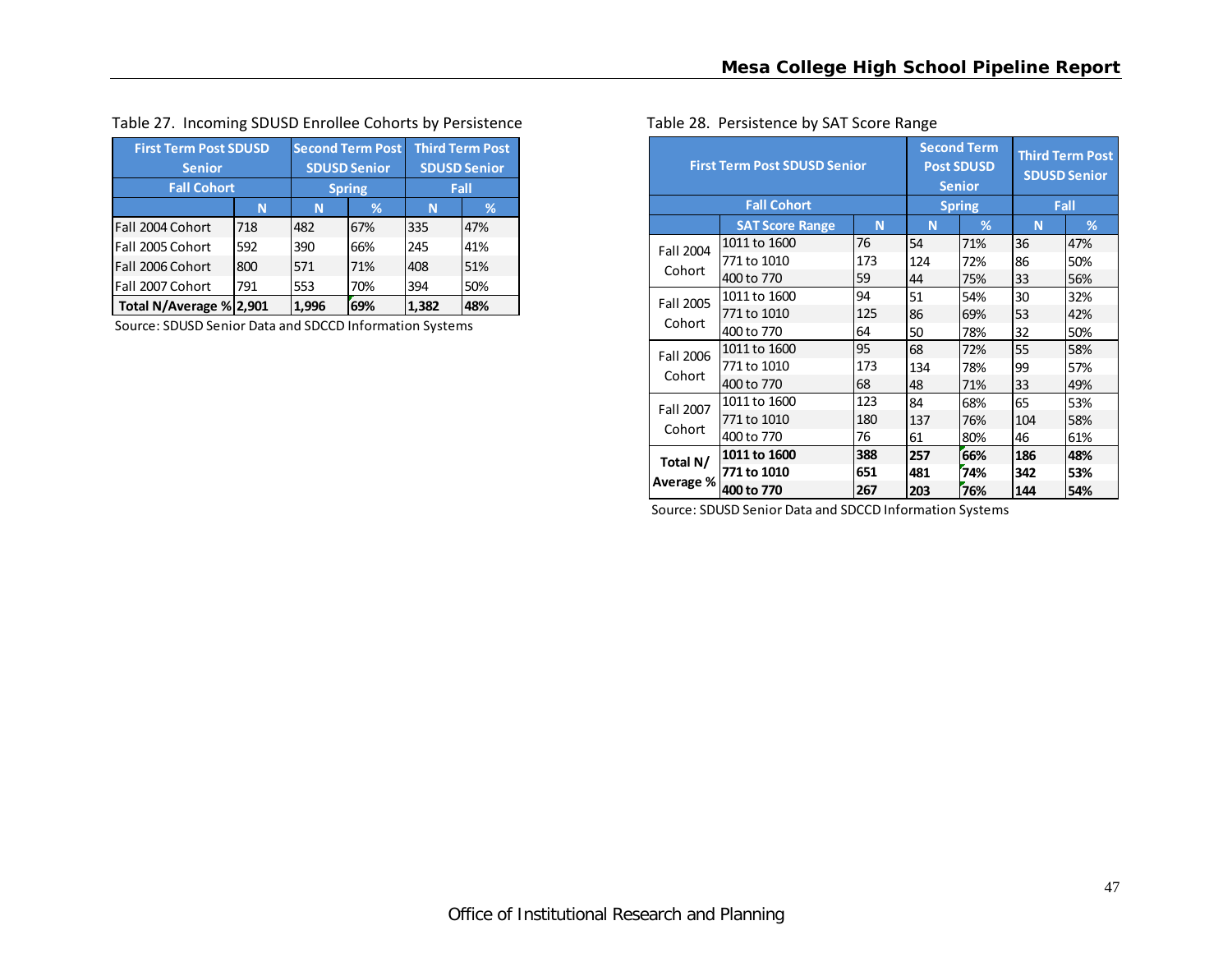Table 27. Incoming SDUSD Enrollee Cohorts by Persistence

| First Term Post SDUSD Senior | | Second Term Post SDUSD Senior | | Third Term Post SDUSD Senior | |
|---|---|---|---|---|---|
| Fall Cohort | | Spring | | Fall | |
| | N | N | % | N | % |
| Fall 2004 Cohort | 718 | 482 | 67% | 335 | 47% |
| Fall 2005 Cohort | 592 | 390 | 66% | 245 | 41% |
| Fall 2006 Cohort | 800 | 571 | 71% | 408 | 51% |
| Fall 2007 Cohort | 791 | 553 | 70% | 394 | 50% |
| **Total N/Average %** | **2,901** | **1,996** | **69%** | **1,382** | **48%** |

Source: SDUSD Senior Data and SDCCD Information Systems

Table 28. Persistence by SAT Score Range

| First Term Post SDUSD Senior | | | Second Term Post SDUSD Senior | | Third Term Post SDUSD Senior | |
|---|---|---|---|---|---|---|
| Fall Cohort | | | Spring | | Fall | |
| | SAT Score Range | N | N | % | N | % |
| Fall 2004 Cohort | 1011 to 1600 | 76 | 54 | 71% | 36 | 47% |
| | 771 to 1010 | 173 | 124 | 72% | 86 | 50% |
| | 400 to 770 | 59 | 44 | 75% | 33 | 56% |
| Fall 2005 Cohort | 1011 to 1600 | 94 | 51 | 54% | 30 | 32% |
| | 771 to 1010 | 125 | 86 | 69% | 53 | 42% |
| | 400 to 770 | 64 | 50 | 78% | 32 | 50% |
| Fall 2006 Cohort | 1011 to 1600 | 95 | 68 | 72% | 55 | 58% |
| | 771 to 1010 | 173 | 134 | 78% | 99 | 57% |
| | 400 to 770 | 68 | 48 | 71% | 33 | 49% |
| Fall 2007 Cohort | 1011 to 1600 | 123 | 84 | 68% | 65 | 53% |
| | 771 to 1010 | 180 | 137 | 76% | 104 | 58% |
| | 400 to 770 | 76 | 61 | 80% | 46 | 61% |
| **Total N/ Average %** | **1011 to 1600** | **388** | **257** | **66%** | **186** | **48%** |
| | **771 to 1010** | **651** | **481** | **74%** | **342** | **53%** |
| | **400 to 770** | **267** | **203** | **76%** | **144** | **54%** |

Source: SDUSD Senior Data and SDCCD Information Systems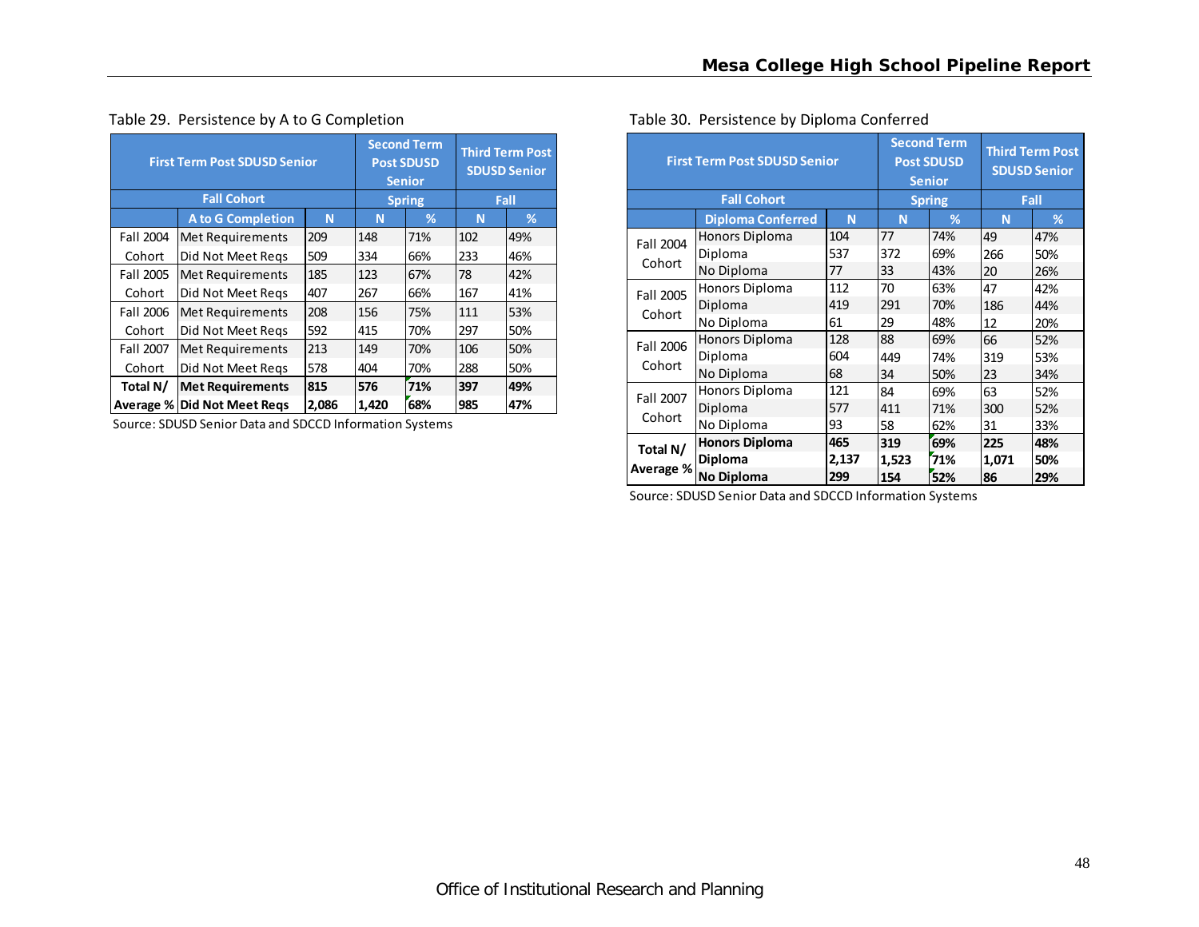Table 29. Persistence by A to G Completion

| First Term Post SDUSD Senior | | | Second Term Post SDUSD Senior | | Third Term Post SDUSD Senior | |
|---|---|---|---|---|---|---|
| Fall Cohort | | | Spring | | Fall | |
| | A to G Completion | N | N | % | N | % |
| Fall 2004 Cohort | Met Requirements | 209 | 148 | 71% | 102 | 49% |
| | Did Not Meet Reqs | 509 | 334 | 66% | 233 | 46% |
| Fall 2005 Cohort | Met Requirements | 185 | 123 | 67% | 78 | 42% |
| | Did Not Meet Reqs | 407 | 267 | 66% | 167 | 41% |
| Fall 2006 Cohort | Met Requirements | 208 | 156 | 75% | 111 | 53% |
| | Did Not Meet Reqs | 592 | 415 | 70% | 297 | 50% |
| Fall 2007 Cohort | Met Requirements | 213 | 149 | 70% | 106 | 50% |
| | Did Not Meet Reqs | 578 | 404 | 70% | 288 | 50% |
| **Total N/ Average %** | **Met Requirements** | **815** | **576** | **71%** | **397** | **49%** |
| | **Did Not Meet Reqs** | **2,086** | **1,420** | **68%** | **985** | **47%** |

Source: SDUSD Senior Data and SDCCD Information Systems

Table 30. Persistence by Diploma Conferred

| First Term Post SDUSD Senior | | | Second Term Post SDUSD Senior | | Third Term Post SDUSD Senior | |
|---|---|---|---|---|---|---|
| Fall Cohort | | | Spring | | Fall | |
| | Diploma Conferred | N | N | % | N | % |
| Fall 2004 Cohort | Honors Diploma | 104 | 77 | 74% | 49 | 47% |
| | Diploma | 537 | 372 | 69% | 266 | 50% |
| | No Diploma | 77 | 33 | 43% | 20 | 26% |
| Fall 2005 Cohort | Honors Diploma | 112 | 70 | 63% | 47 | 42% |
| | Diploma | 419 | 291 | 70% | 186 | 44% |
| | No Diploma | 61 | 29 | 48% | 12 | 20% |
| Fall 2006 Cohort | Honors Diploma | 128 | 88 | 69% | 66 | 52% |
| | Diploma | 604 | 449 | 74% | 319 | 53% |
| | No Diploma | 68 | 34 | 50% | 23 | 34% |
| Fall 2007 Cohort | Honors Diploma | 121 | 84 | 69% | 63 | 52% |
| | Diploma | 577 | 411 | 71% | 300 | 52% |
| | No Diploma | 93 | 58 | 62% | 31 | 33% |
| **Total N/ Average %** | **Honors Diploma** | **465** | **319** | **69%** | **225** | **48%** |
| | **Diploma** | **2,137** | **1,523** | **71%** | **1,071** | **50%** |
| | **No Diploma** | **299** | **154** | **52%** | **86** | **29%** |

Source: SDUSD Senior Data and SDCCD Information Systems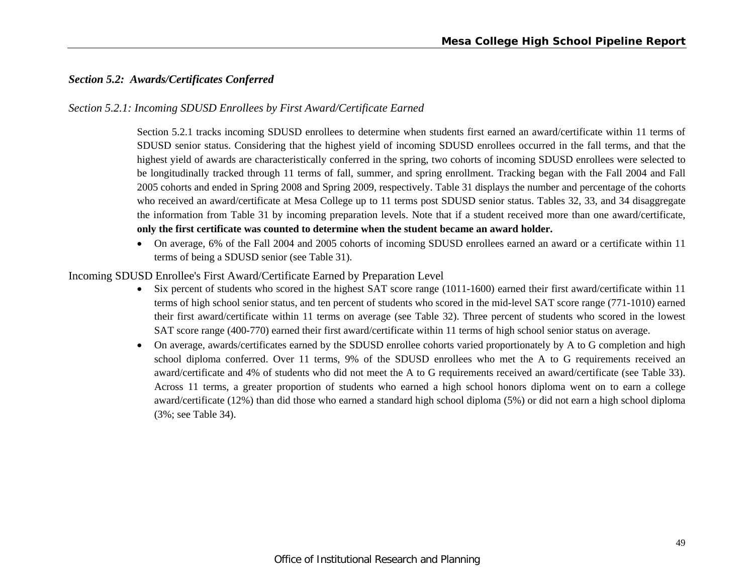### *Section 5.2: Awards/Certificates Conferred*

*Section 5.2.1: Incoming SDUSD Enrollees by First Award/Certificate Earned*

Section 5.2.1 tracks incoming SDUSD enrollees to determine when students first earned an award/certificate within 11 terms of SDUSD senior status. Considering that the highest yield of incoming SDUSD enrollees occurred in the fall terms, and that the highest yield of awards are characteristically conferred in the spring, two cohorts of incoming SDUSD enrollees were selected to be longitudinally tracked through 11 terms of fall, summer, and spring enrollment. Tracking began with the Fall 2004 and Fall 2005 cohorts and ended in Spring 2008 and Spring 2009, respectively. Table 31 displays the number and percentage of the cohorts who received an award/certificate at Mesa College up to 11 terms post SDUSD senior status. Tables 32, 33, and 34 disaggregate the information from Table 31 by incoming preparation levels. Note that if a student received more than one award/certificate, **only the first certificate was counted to determine when the student became an award holder.**

- On average, 6% of the Fall 2004 and 2005 cohorts of incoming SDUSD enrollees earned an award or a certificate within 11 terms of being a SDUSD senior (see Table 31).

Incoming SDUSD Enrollee's First Award/Certificate Earned by Preparation Level

- Six percent of students who scored in the highest SAT score range (1011-1600) earned their first award/certificate within 11 terms of high school senior status, and ten percent of students who scored in the mid-level SAT score range (771-1010) earned their first award/certificate within 11 terms on average (see Table 32). Three percent of students who scored in the lowest SAT score range (400-770) earned their first award/certificate within 11 terms of high school senior status on average.
- On average, awards/certificates earned by the SDUSD enrollee cohorts varied proportionately by A to G completion and high school diploma conferred. Over 11 terms, 9% of the SDUSD enrollees who met the A to G requirements received an award/certificate and 4% of students who did not meet the A to G requirements received an award/certificate (see Table 33). Across 11 terms, a greater proportion of students who earned a high school honors diploma went on to earn a college award/certificate (12%) than did those who earned a standard high school diploma (5%) or did not earn a high school diploma (3%; see Table 34).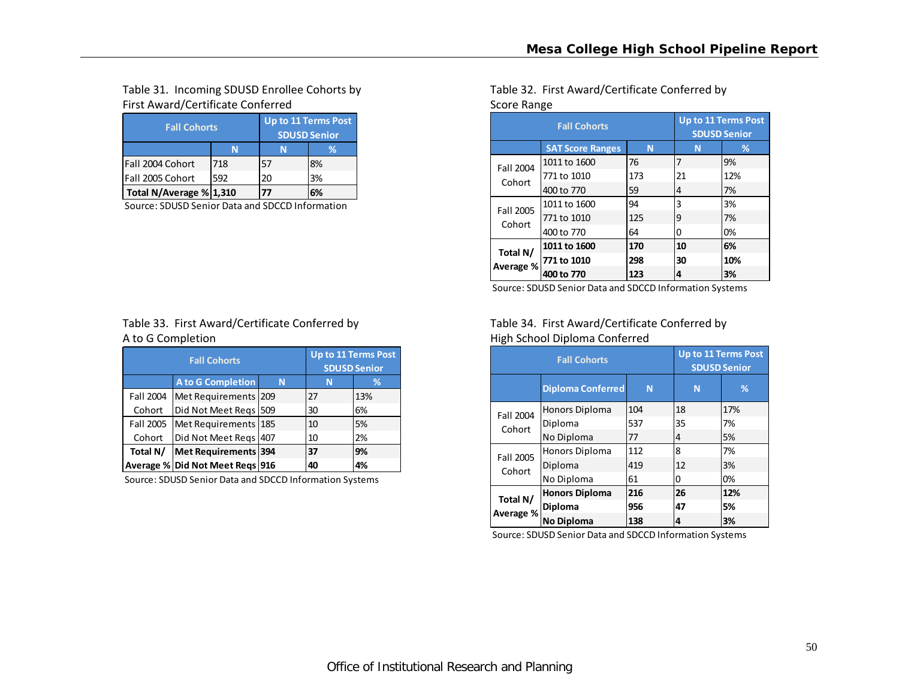Table 31. Incoming SDUSD Enrollee Cohorts by First Award/Certificate Conferred

| Fall Cohorts | | Up to 11 Terms Post SDUSD Senior | |
|---|---|---|---|
| | N | N | % |
| Fall 2004 Cohort | 718 | 57 | 8% |
| Fall 2005 Cohort | 592 | 20 | 3% |
| **Total N/Average %** | **1,310** | **77** | **6%** |

Source: SDUSD Senior Data and SDCCD Information

Table 32. First Award/Certificate Conferred by Score Range

| Fall Cohorts | | | Up to 11 Terms Post SDUSD Senior | |
|---|---|---|---|---|
| | SAT Score Ranges | N | N | % |
| Fall 2004 Cohort | 1011 to 1600 | 76 | 7 | 9% |
| | 771 to 1010 | 173 | 21 | 12% |
| | 400 to 770 | 59 | 4 | 7% |
| Fall 2005 Cohort | 1011 to 1600 | 94 | 3 | 3% |
| | 771 to 1010 | 125 | 9 | 7% |
| | 400 to 770 | 64 | 0 | 0% |
| **Total N/ Average %** | **1011 to 1600** | **170** | **10** | **6%** |
| | **771 to 1010** | **298** | **30** | **10%** |
| | **400 to 770** | **123** | **4** | **3%** |

Source: SDUSD Senior Data and SDCCD Information Systems

Table 33. First Award/Certificate Conferred by A to G Completion

| Fall Cohorts | | | Up to 11 Terms Post SDUSD Senior | |
|---|---|---|---|---|
| | A to G Completion | N | N | % |
| Fall 2004 Cohort | Met Requirements | 209 | 27 | 13% |
| | Did Not Meet Reqs | 509 | 30 | 6% |
| Fall 2005 Cohort | Met Requirements | 185 | 10 | 5% |
| | Did Not Meet Reqs | 407 | 10 | 2% |
| **Total N/ Average %** | **Met Requirements** | **394** | **37** | **9%** |
| | **Did Not Meet Reqs** | **916** | **40** | **4%** |

Source: SDUSD Senior Data and SDCCD Information Systems

Table 34. First Award/Certificate Conferred by High School Diploma Conferred

| Fall Cohorts | | | Up to 11 Terms Post SDUSD Senior | |
|---|---|---|---|---|
| | Diploma Conferred | N | N | % |
| Fall 2004 Cohort | Honors Diploma | 104 | 18 | 17% |
| | Diploma | 537 | 35 | 7% |
| | No Diploma | 77 | 4 | 5% |
| Fall 2005 Cohort | Honors Diploma | 112 | 8 | 7% |
| | Diploma | 419 | 12 | 3% |
| | No Diploma | 61 | 0 | 0% |
| **Total N/ Average %** | **Honors Diploma** | **216** | **26** | **12%** |
| | **Diploma** | **956** | **47** | **5%** |
| | **No Diploma** | **138** | **4** | **3%** |

Source: SDUSD Senior Data and SDCCD Information Systems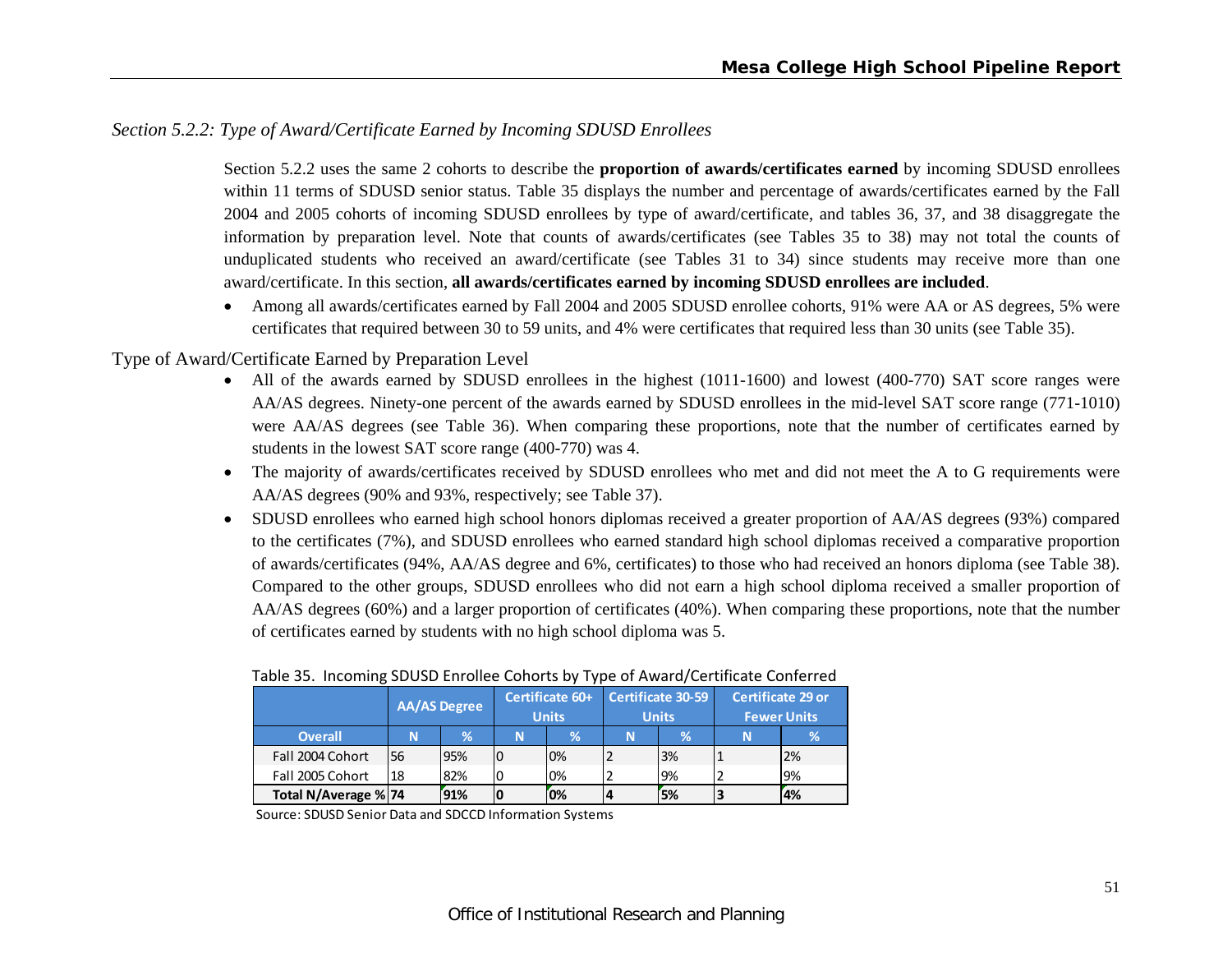*Section 5.2.2: Type of Award/Certificate Earned by Incoming SDUSD Enrollees*

Section 5.2.2 uses the same 2 cohorts to describe the **proportion of awards/certificates earned** by incoming SDUSD enrollees within 11 terms of SDUSD senior status. Table 35 displays the number and percentage of awards/certificates earned by the Fall 2004 and 2005 cohorts of incoming SDUSD enrollees by type of award/certificate, and tables 36, 37, and 38 disaggregate the information by preparation level. Note that counts of awards/certificates (see Tables 35 to 38) may not total the counts of unduplicated students who received an award/certificate (see Tables 31 to 34) since students may receive more than one award/certificate. In this section, **all awards/certificates earned by incoming SDUSD enrollees are included**.

- Among all awards/certificates earned by Fall 2004 and 2005 SDUSD enrollee cohorts, 91% were AA or AS degrees, 5% were certificates that required between 30 to 59 units, and 4% were certificates that required less than 30 units (see Table 35).

Type of Award/Certificate Earned by Preparation Level

- All of the awards earned by SDUSD enrollees in the highest (1011-1600) and lowest (400-770) SAT score ranges were AA/AS degrees. Ninety-one percent of the awards earned by SDUSD enrollees in the mid-level SAT score range (771-1010) were AA/AS degrees (see Table 36). When comparing these proportions, note that the number of certificates earned by students in the lowest SAT score range (400-770) was 4.
- The majority of awards/certificates received by SDUSD enrollees who met and did not meet the A to G requirements were AA/AS degrees (90% and 93%, respectively; see Table 37).
- SDUSD enrollees who earned high school honors diplomas received a greater proportion of AA/AS degrees (93%) compared to the certificates (7%), and SDUSD enrollees who earned standard high school diplomas received a comparative proportion of awards/certificates (94%, AA/AS degree and 6%, certificates) to those who had received an honors diploma (see Table 38). Compared to the other groups, SDUSD enrollees who did not earn a high school diploma received a smaller proportion of AA/AS degrees (60%) and a larger proportion of certificates (40%). When comparing these proportions, note that the number of certificates earned by students with no high school diploma was 5.

Table 35. Incoming SDUSD Enrollee Cohorts by Type of Award/Certificate Conferred

| | AA/AS Degree | | Certificate 60+ Units | | Certificate 30-59 Units | | Certificate 29 or Fewer Units | |
|---|---|---|---|---|---|---|---|---|
| **Overall** | **N** | **%** | **N** | **%** | **N** | **%** | **N** | **%** |
| Fall 2004 Cohort | 56 | 95% | 0 | 0% | 2 | 3% | 1 | 2% |
| Fall 2005 Cohort | 18 | 82% | 0 | 0% | 2 | 9% | 2 | 9% |
| **Total N/Average %** | **74** | **91%** | **0** | **0%** | **4** | **5%** | **3** | **4%** |

Source: SDUSD Senior Data and SDCCD Information Systems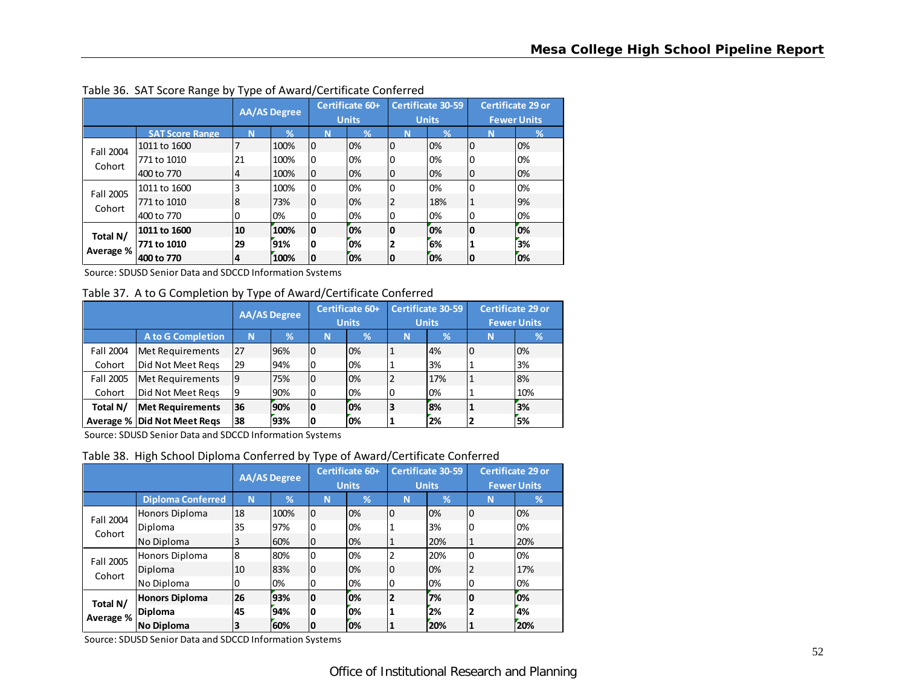Table 36. SAT Score Range by Type of Award/Certificate Conferred

| | | AA/AS Degree | | Certificate 60+ Units | | Certificate 30-59 Units | | Certificate 29 or Fewer Units | |
|---|---|---|---|---|---|---|---|---|---|
| | SAT Score Range | N | % | N | % | N | % | N | % |
| Fall 2004 Cohort | 1011 to 1600 | 7 | 100% | 0 | 0% | 0 | 0% | 0 | 0% |
| | 771 to 1010 | 21 | 100% | 0 | 0% | 0 | 0% | 0 | 0% |
| | 400 to 770 | 4 | 100% | 0 | 0% | 0 | 0% | 0 | 0% |
| Fall 2005 Cohort | 1011 to 1600 | 3 | 100% | 0 | 0% | 0 | 0% | 0 | 0% |
| | 771 to 1010 | 8 | 73% | 0 | 0% | 2 | 18% | 1 | 9% |
| | 400 to 770 | 0 | 0% | 0 | 0% | 0 | 0% | 0 | 0% |
| **Total N/ Average %** | **1011 to 1600** | **10** | **100%** | **0** | **0%** | **0** | **0%** | **0** | **0%** |
| | **771 to 1010** | **29** | **91%** | **0** | **0%** | **2** | **6%** | **1** | **3%** |
| | **400 to 770** | **4** | **100%** | **0** | **0%** | **0** | **0%** | **0** | **0%** |

Source: SDUSD Senior Data and SDCCD Information Systems

Table 37. A to G Completion by Type of Award/Certificate Conferred

| | | AA/AS Degree | | Certificate 60+ Units | | Certificate 30-59 Units | | Certificate 29 or Fewer Units | |
|---|---|---|---|---|---|---|---|---|---|
| | A to G Completion | N | % | N | % | N | % | N | % |
| Fall 2004 Cohort | Met Requirements | 27 | 96% | 0 | 0% | 1 | 4% | 0 | 0% |
| | Did Not Meet Reqs | 29 | 94% | 0 | 0% | 1 | 3% | 1 | 3% |
| Fall 2005 Cohort | Met Requirements | 9 | 75% | 0 | 0% | 2 | 17% | 1 | 8% |
| | Did Not Meet Reqs | 9 | 90% | 0 | 0% | 0 | 0% | 1 | 10% |
| **Total N/ Average %** | **Met Requirements** | **36** | **90%** | **0** | **0%** | **3** | **8%** | **1** | **3%** |
| | **Did Not Meet Reqs** | **38** | **93%** | **0** | **0%** | **1** | **2%** | **2** | **5%** |

Source: SDUSD Senior Data and SDCCD Information Systems

Table 38. High School Diploma Conferred by Type of Award/Certificate Conferred

| | | AA/AS Degree | | Certificate 60+ Units | | Certificate 30-59 Units | | Certificate 29 or Fewer Units | |
|---|---|---|---|---|---|---|---|---|---|
| | Diploma Conferred | N | % | N | % | N | % | N | % |
| Fall 2004 Cohort | Honors Diploma | 18 | 100% | 0 | 0% | 0 | 0% | 0 | 0% |
| | Diploma | 35 | 97% | 0 | 0% | 1 | 3% | 0 | 0% |
| | No Diploma | 3 | 60% | 0 | 0% | 1 | 20% | 1 | 20% |
| Fall 2005 Cohort | Honors Diploma | 8 | 80% | 0 | 0% | 2 | 20% | 0 | 0% |
| | Diploma | 10 | 83% | 0 | 0% | 0 | 0% | 2 | 17% |
| | No Diploma | 0 | 0% | 0 | 0% | 0 | 0% | 0 | 0% |
| **Total N/ Average %** | **Honors Diploma** | **26** | **93%** | **0** | **0%** | **2** | **7%** | **0** | **0%** |
| | **Diploma** | **45** | **94%** | **0** | **0%** | **1** | **2%** | **2** | **4%** |
| | **No Diploma** | **3** | **60%** | **0** | **0%** | **1** | **20%** | **1** | **20%** |

Source: SDUSD Senior Data and SDCCD Information Systems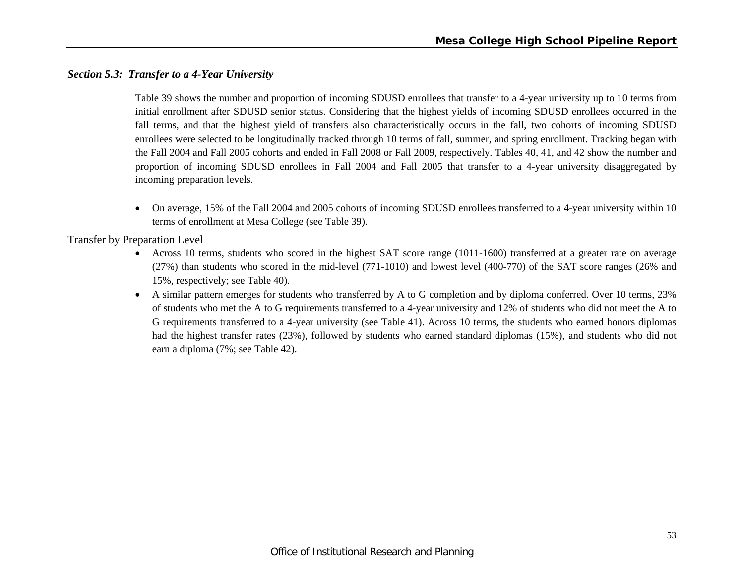## *Section 5.3: Transfer to a 4-Year University*

Table 39 shows the number and proportion of incoming SDUSD enrollees that transfer to a 4-year university up to 10 terms from initial enrollment after SDUSD senior status. Considering that the highest yields of incoming SDUSD enrollees occurred in the fall terms, and that the highest yield of transfers also characteristically occurs in the fall, two cohorts of incoming SDUSD enrollees were selected to be longitudinally tracked through 10 terms of fall, summer, and spring enrollment. Tracking began with the Fall 2004 and Fall 2005 cohorts and ended in Fall 2008 or Fall 2009, respectively. Tables 40, 41, and 42 show the number and proportion of incoming SDUSD enrollees in Fall 2004 and Fall 2005 that transfer to a 4-year university disaggregated by incoming preparation levels.

- On average, 15% of the Fall 2004 and 2005 cohorts of incoming SDUSD enrollees transferred to a 4-year university within 10 terms of enrollment at Mesa College (see Table 39).

### Transfer by Preparation Level

- Across 10 terms, students who scored in the highest SAT score range (1011-1600) transferred at a greater rate on average (27%) than students who scored in the mid-level (771-1010) and lowest level (400-770) of the SAT score ranges (26% and 15%, respectively; see Table 40).
- A similar pattern emerges for students who transferred by A to G completion and by diploma conferred. Over 10 terms, 23% of students who met the A to G requirements transferred to a 4-year university and 12% of students who did not meet the A to G requirements transferred to a 4-year university (see Table 41). Across 10 terms, the students who earned honors diplomas had the highest transfer rates (23%), followed by students who earned standard diplomas (15%), and students who did not earn a diploma (7%; see Table 42).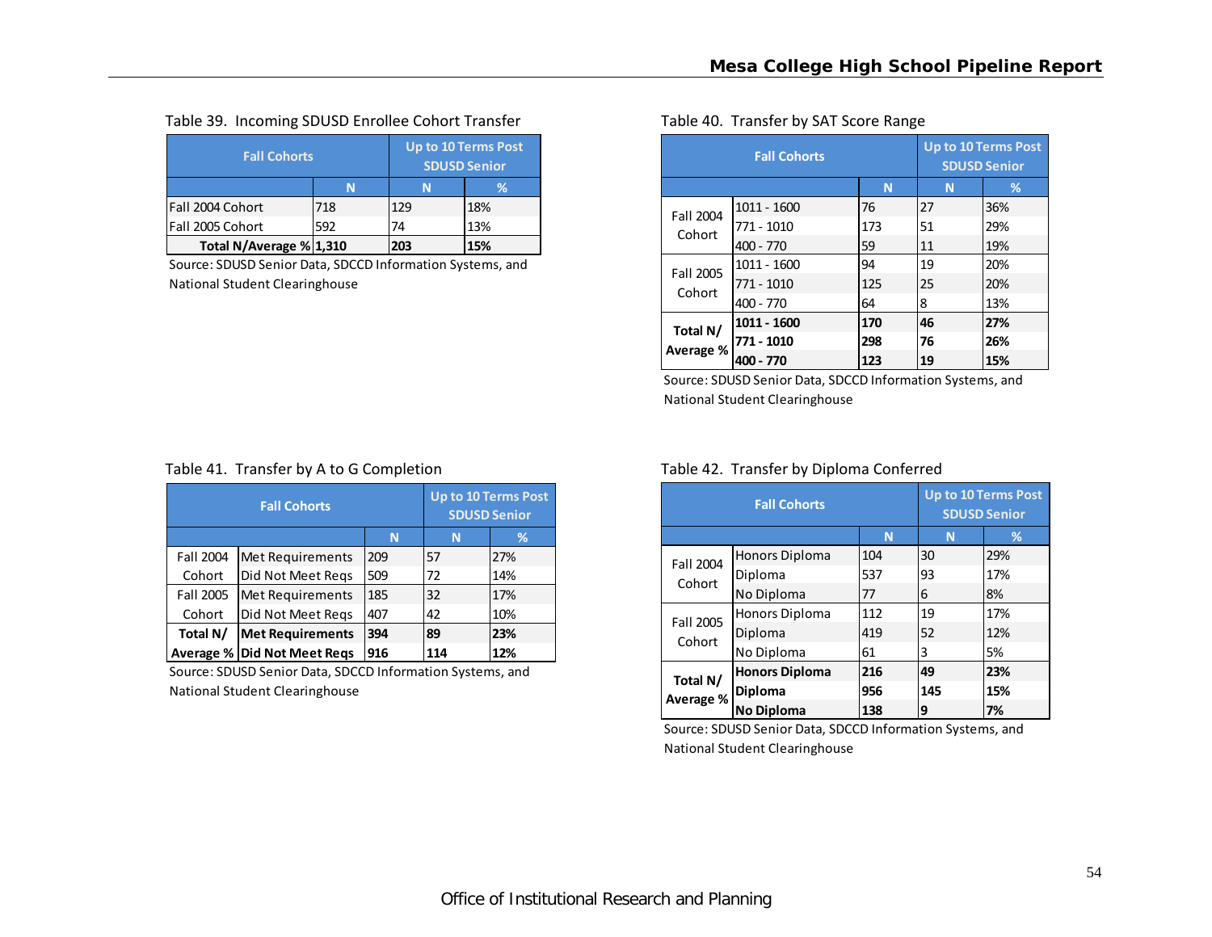Table 39. Incoming SDUSD Enrollee Cohort Transfer

| Fall Cohorts | | Up to 10 Terms Post SDUSD Senior | |
|---|---|---|---|
| | N | N | % |
| Fall 2004 Cohort | 718 | 129 | 18% |
| Fall 2005 Cohort | 592 | 74 | 13% |
| **Total N/Average %** | **1,310** | **203** | **15%** |

Source: SDUSD Senior Data, SDCCD Information Systems, and National Student Clearinghouse

Table 40. Transfer by SAT Score Range

| Fall Cohorts | | | Up to 10 Terms Post SDUSD Senior | |
|---|---|---|---|---|
| | | N | N | % |
| Fall 2004 Cohort | 1011 - 1600 | 76 | 27 | 36% |
| | 771 - 1010 | 173 | 51 | 29% |
| | 400 - 770 | 59 | 11 | 19% |
| Fall 2005 Cohort | 1011 - 1600 | 94 | 19 | 20% |
| | 771 - 1010 | 125 | 25 | 20% |
| | 400 - 770 | 64 | 8 | 13% |
| **Total N/ Average %** | **1011 - 1600** | **170** | **46** | **27%** |
| | **771 - 1010** | **298** | **76** | **26%** |
| | **400 - 770** | **123** | **19** | **15%** |

Source: SDUSD Senior Data, SDCCD Information Systems, and National Student Clearinghouse

Table 41. Transfer by A to G Completion

| Fall Cohorts | | | Up to 10 Terms Post SDUSD Senior | |
|---|---|---|---|---|
| | | N | N | % |
| Fall 2004 Cohort | Met Requirements | 209 | 57 | 27% |
| | Did Not Meet Reqs | 509 | 72 | 14% |
| Fall 2005 Cohort | Met Requirements | 185 | 32 | 17% |
| | Did Not Meet Reqs | 407 | 42 | 10% |
| **Total N/ Average %** | **Met Requirements** | **394** | **89** | **23%** |
| | **Did Not Meet Reqs** | **916** | **114** | **12%** |

Source: SDUSD Senior Data, SDCCD Information Systems, and National Student Clearinghouse

Table 42. Transfer by Diploma Conferred

| Fall Cohorts | | | Up to 10 Terms Post SDUSD Senior | |
|---|---|---|---|---|
| | | N | N | % |
| Fall 2004 Cohort | Honors Diploma | 104 | 30 | 29% |
| | Diploma | 537 | 93 | 17% |
| | No Diploma | 77 | 6 | 8% |
| Fall 2005 Cohort | Honors Diploma | 112 | 19 | 17% |
| | Diploma | 419 | 52 | 12% |
| | No Diploma | 61 | 3 | 5% |
| **Total N/ Average %** | **Honors Diploma** | **216** | **49** | **23%** |
| | **Diploma** | **956** | **145** | **15%** |
| | **No Diploma** | **138** | **9** | **7%** |

Source: SDUSD Senior Data, SDCCD Information Systems, and National Student Clearinghouse